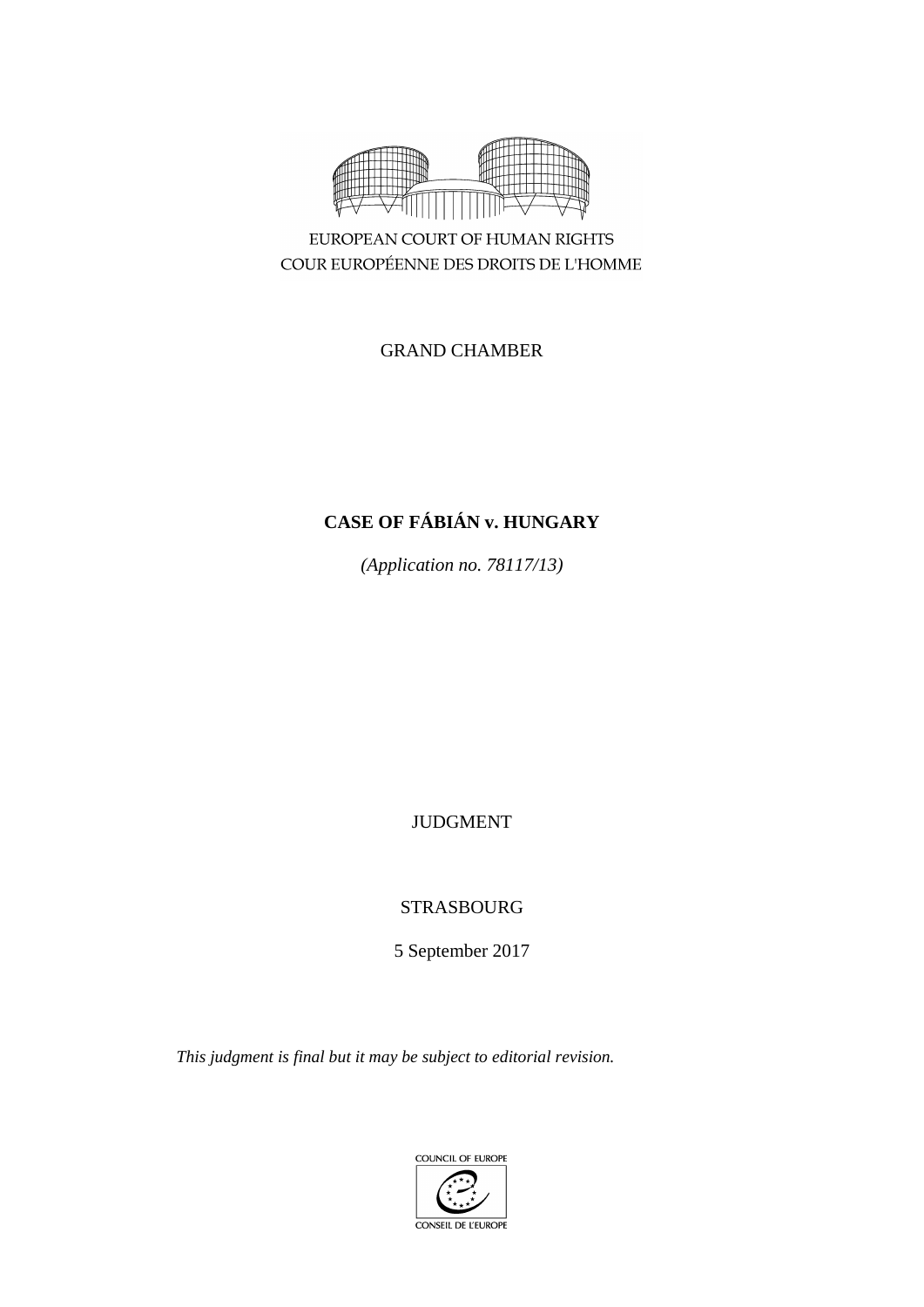EUROPEAN COURT OF HUMAN RIGHTS
COUR EUROPÉENNE DES DROITS DE L'HOMME

GRAND CHAMBER

# CASE OF FÁBIÁN v. HUNGARY

*(Application no. 78117/13)*

JUDGMENT

STRASBOURG

5 September 2017

*This judgment is final but it may be subject to editorial revision.*

COUNCIL OF EUROPE
CONSEIL DE L'EUROPE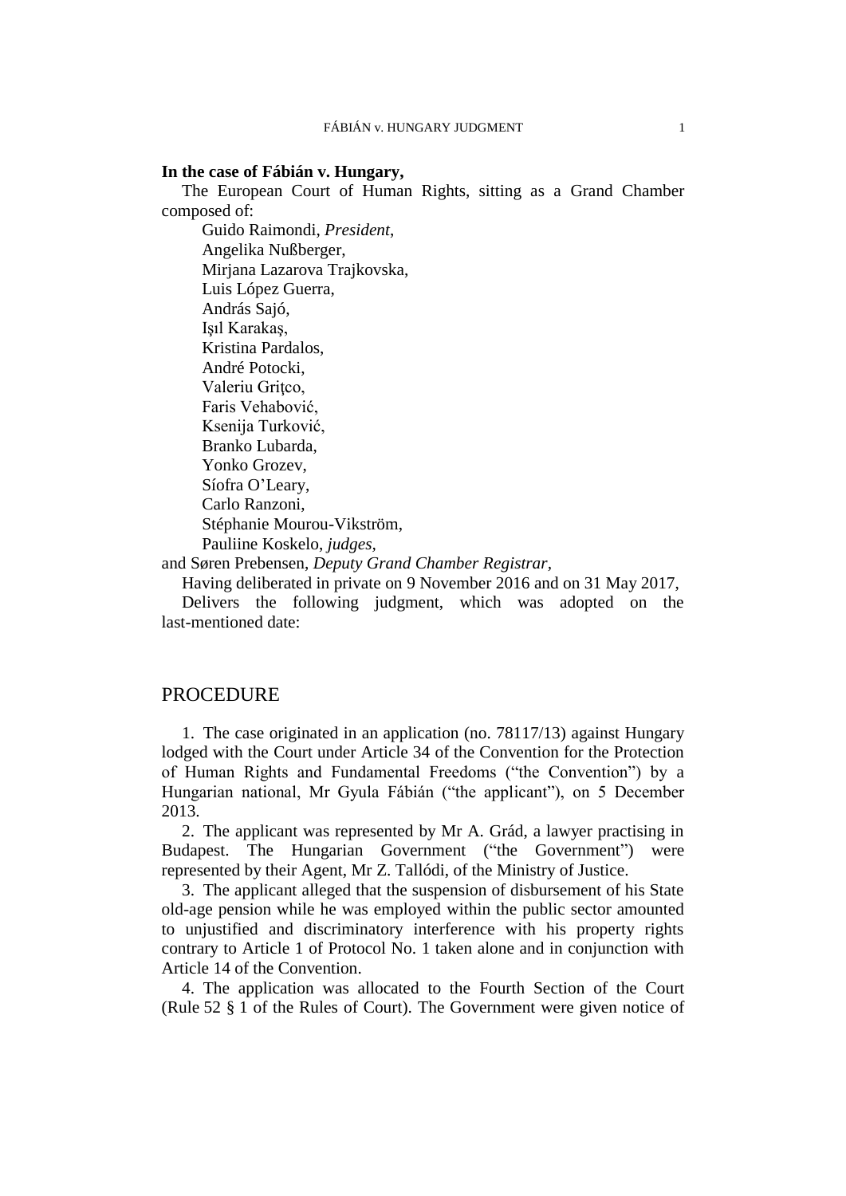**In the case of Fábián v. Hungary,**

The European Court of Human Rights, sitting as a Grand Chamber composed of:

Guido Raimondi, *President,*
Angelika Nußberger,
Mirjana Lazarova Trajkovska,
Luis López Guerra,
András Sajó,
Işıl Karakaş,
Kristina Pardalos,
André Potocki,
Valeriu Griţco,
Faris Vehabović,
Ksenija Turković,
Branko Lubarda,
Yonko Grozev,
Síofra O'Leary,
Carlo Ranzoni,
Stéphanie Mourou-Vikström,
Pauliine Koskelo, *judges,*

and Søren Prebensen, *Deputy Grand Chamber Registrar,*

Having deliberated in private on 9 November 2016 and on 31 May 2017,

Delivers the following judgment, which was adopted on the last-mentioned date:

## PROCEDURE

1. The case originated in an application (no. 78117/13) against Hungary lodged with the Court under Article 34 of the Convention for the Protection of Human Rights and Fundamental Freedoms ("the Convention") by a Hungarian national, Mr Gyula Fábián ("the applicant"), on 5 December 2013.

2. The applicant was represented by Mr A. Grád, a lawyer practising in Budapest. The Hungarian Government ("the Government") were represented by their Agent, Mr Z. Tallódi, of the Ministry of Justice.

3. The applicant alleged that the suspension of disbursement of his State old-age pension while he was employed within the public sector amounted to unjustified and discriminatory interference with his property rights contrary to Article 1 of Protocol No. 1 taken alone and in conjunction with Article 14 of the Convention.

4. The application was allocated to the Fourth Section of the Court (Rule 52 § 1 of the Rules of Court). The Government were given notice of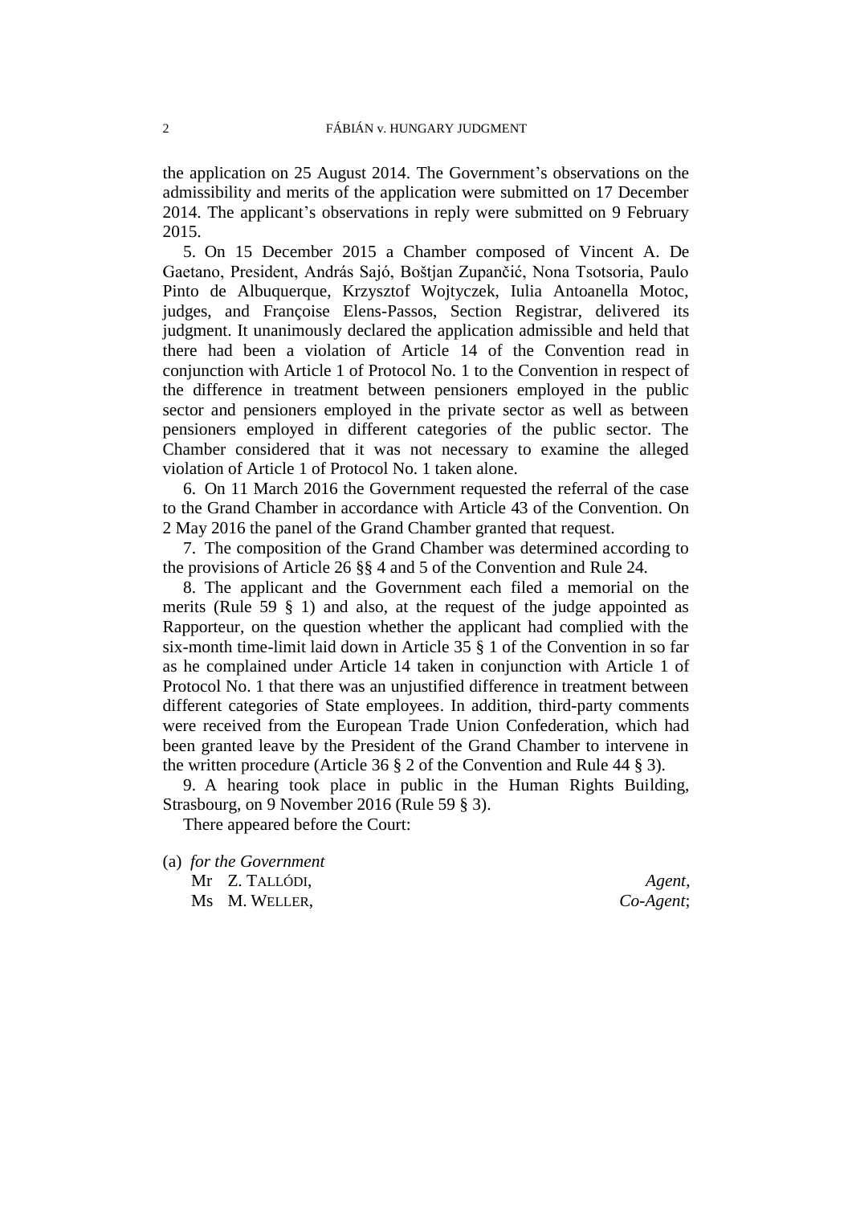the application on 25 August 2014. The Government's observations on the admissibility and merits of the application were submitted on 17 December 2014. The applicant's observations in reply were submitted on 9 February 2015.

5. On 15 December 2015 a Chamber composed of Vincent A. De Gaetano, President, András Sajó, Boštjan Zupančić, Nona Tsotsoria, Paulo Pinto de Albuquerque, Krzysztof Wojtyczek, Iulia Antoanella Motoc, judges, and Françoise Elens-Passos, Section Registrar, delivered its judgment. It unanimously declared the application admissible and held that there had been a violation of Article 14 of the Convention read in conjunction with Article 1 of Protocol No. 1 to the Convention in respect of the difference in treatment between pensioners employed in the public sector and pensioners employed in the private sector as well as between pensioners employed in different categories of the public sector. The Chamber considered that it was not necessary to examine the alleged violation of Article 1 of Protocol No. 1 taken alone.

6. On 11 March 2016 the Government requested the referral of the case to the Grand Chamber in accordance with Article 43 of the Convention. On 2 May 2016 the panel of the Grand Chamber granted that request.

7. The composition of the Grand Chamber was determined according to the provisions of Article 26 §§ 4 and 5 of the Convention and Rule 24.

8. The applicant and the Government each filed a memorial on the merits (Rule 59 § 1) and also, at the request of the judge appointed as Rapporteur, on the question whether the applicant had complied with the six-month time-limit laid down in Article 35 § 1 of the Convention in so far as he complained under Article 14 taken in conjunction with Article 1 of Protocol No. 1 that there was an unjustified difference in treatment between different categories of State employees. In addition, third-party comments were received from the European Trade Union Confederation, which had been granted leave by the President of the Grand Chamber to intervene in the written procedure (Article 36 § 2 of the Convention and Rule 44 § 3).

9. A hearing took place in public in the Human Rights Building, Strasbourg, on 9 November 2016 (Rule 59 § 3).

There appeared before the Court:

(a) *for the Government*

Mr Z. TALLÓDI, *Agent*,
Ms M. WELLER, *Co-Agent*;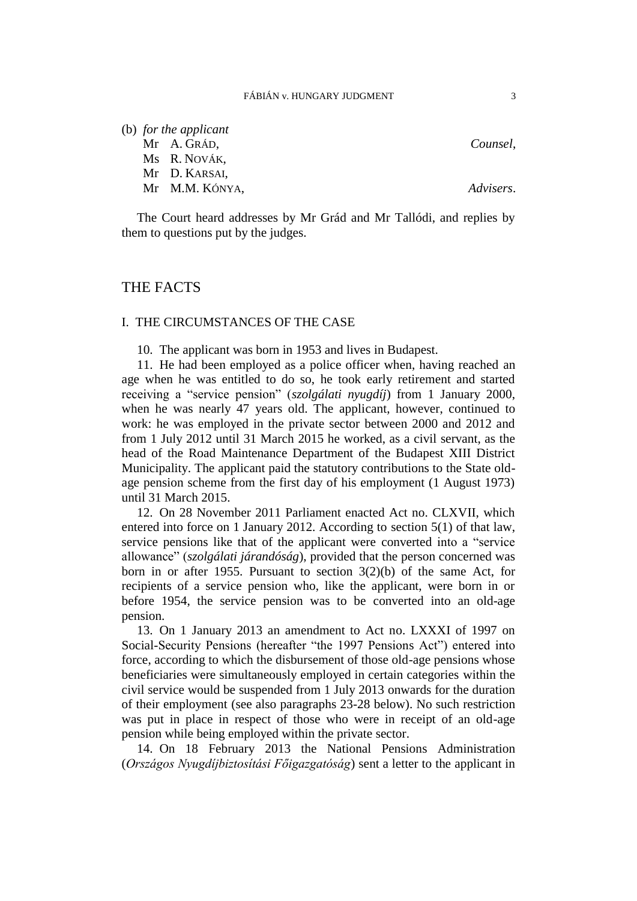(b) *for the applicant*

Mr A. GRÁD, *Counsel*,
Ms R. NOVÁK,
Mr D. KARSAI,
Mr M.M. KÓNYA, *Advisers*.

The Court heard addresses by Mr Grád and Mr Tallódi, and replies by them to questions put by the judges.

## THE FACTS

### I. THE CIRCUMSTANCES OF THE CASE

10. The applicant was born in 1953 and lives in Budapest.

11. He had been employed as a police officer when, having reached an age when he was entitled to do so, he took early retirement and started receiving a "service pension" (*szolgálati nyugdíj*) from 1 January 2000, when he was nearly 47 years old. The applicant, however, continued to work: he was employed in the private sector between 2000 and 2012 and from 1 July 2012 until 31 March 2015 he worked, as a civil servant, as the head of the Road Maintenance Department of the Budapest XIII District Municipality. The applicant paid the statutory contributions to the State old-age pension scheme from the first day of his employment (1 August 1973) until 31 March 2015.

12. On 28 November 2011 Parliament enacted Act no. CLXVII, which entered into force on 1 January 2012. According to section 5(1) of that law, service pensions like that of the applicant were converted into a "service allowance" (*szolgálati járandóság*), provided that the person concerned was born in or after 1955. Pursuant to section 3(2)(b) of the same Act, for recipients of a service pension who, like the applicant, were born in or before 1954, the service pension was to be converted into an old-age pension.

13. On 1 January 2013 an amendment to Act no. LXXXI of 1997 on Social-Security Pensions (hereafter "the 1997 Pensions Act") entered into force, according to which the disbursement of those old-age pensions whose beneficiaries were simultaneously employed in certain categories within the civil service would be suspended from 1 July 2013 onwards for the duration of their employment (see also paragraphs 23-28 below). No such restriction was put in place in respect of those who were in receipt of an old-age pension while being employed within the private sector.

14. On 18 February 2013 the National Pensions Administration (*Országos Nyugdíjbiztosítási Főigazgatóság*) sent a letter to the applicant in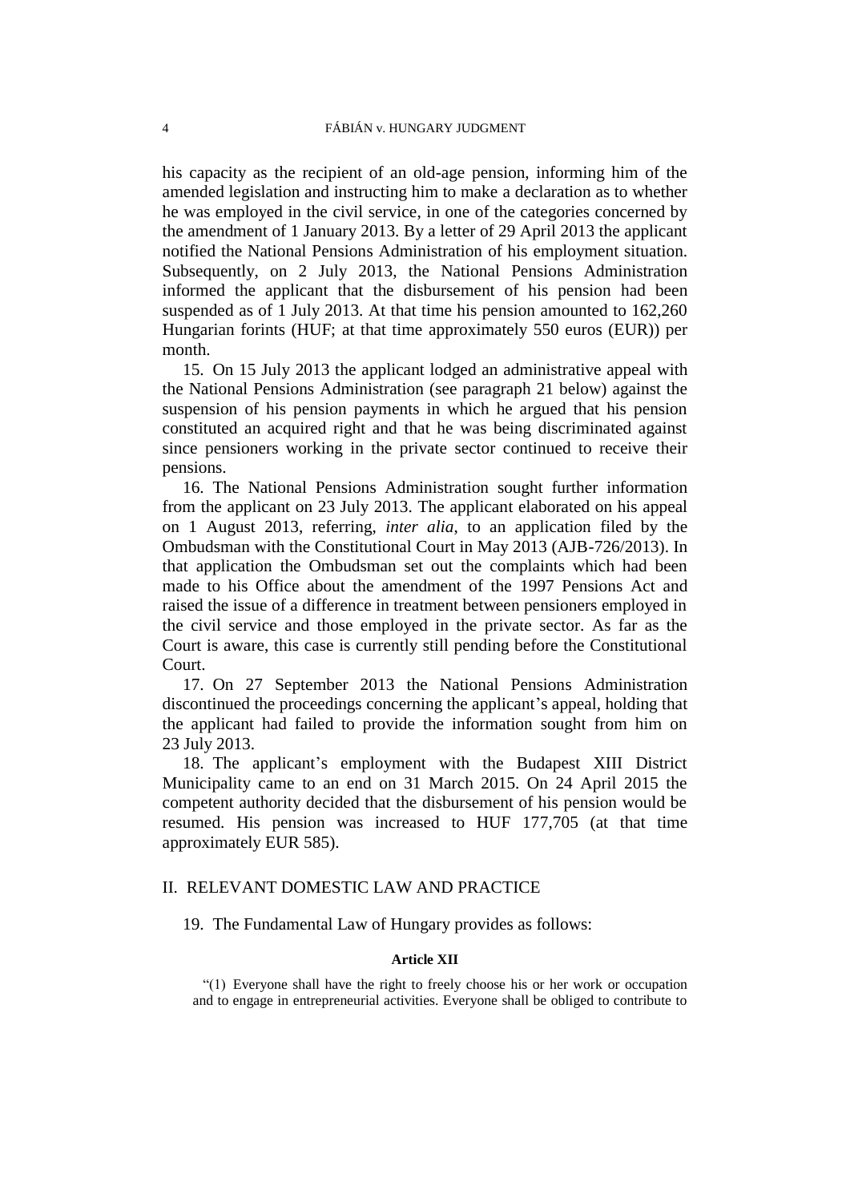his capacity as the recipient of an old-age pension, informing him of the amended legislation and instructing him to make a declaration as to whether he was employed in the civil service, in one of the categories concerned by the amendment of 1 January 2013. By a letter of 29 April 2013 the applicant notified the National Pensions Administration of his employment situation. Subsequently, on 2 July 2013, the National Pensions Administration informed the applicant that the disbursement of his pension had been suspended as of 1 July 2013. At that time his pension amounted to 162,260 Hungarian forints (HUF; at that time approximately 550 euros (EUR)) per month.

15. On 15 July 2013 the applicant lodged an administrative appeal with the National Pensions Administration (see paragraph 21 below) against the suspension of his pension payments in which he argued that his pension constituted an acquired right and that he was being discriminated against since pensioners working in the private sector continued to receive their pensions.

16. The National Pensions Administration sought further information from the applicant on 23 July 2013. The applicant elaborated on his appeal on 1 August 2013, referring, *inter alia*, to an application filed by the Ombudsman with the Constitutional Court in May 2013 (AJB-726/2013). In that application the Ombudsman set out the complaints which had been made to his Office about the amendment of the 1997 Pensions Act and raised the issue of a difference in treatment between pensioners employed in the civil service and those employed in the private sector. As far as the Court is aware, this case is currently still pending before the Constitutional Court.

17. On 27 September 2013 the National Pensions Administration discontinued the proceedings concerning the applicant's appeal, holding that the applicant had failed to provide the information sought from him on 23 July 2013.

18. The applicant's employment with the Budapest XIII District Municipality came to an end on 31 March 2015. On 24 April 2015 the competent authority decided that the disbursement of his pension would be resumed. His pension was increased to HUF 177,705 (at that time approximately EUR 585).

## II. RELEVANT DOMESTIC LAW AND PRACTICE

19. The Fundamental Law of Hungary provides as follows:

**Article XII**

"(1) Everyone shall have the right to freely choose his or her work or occupation and to engage in entrepreneurial activities. Everyone shall be obliged to contribute to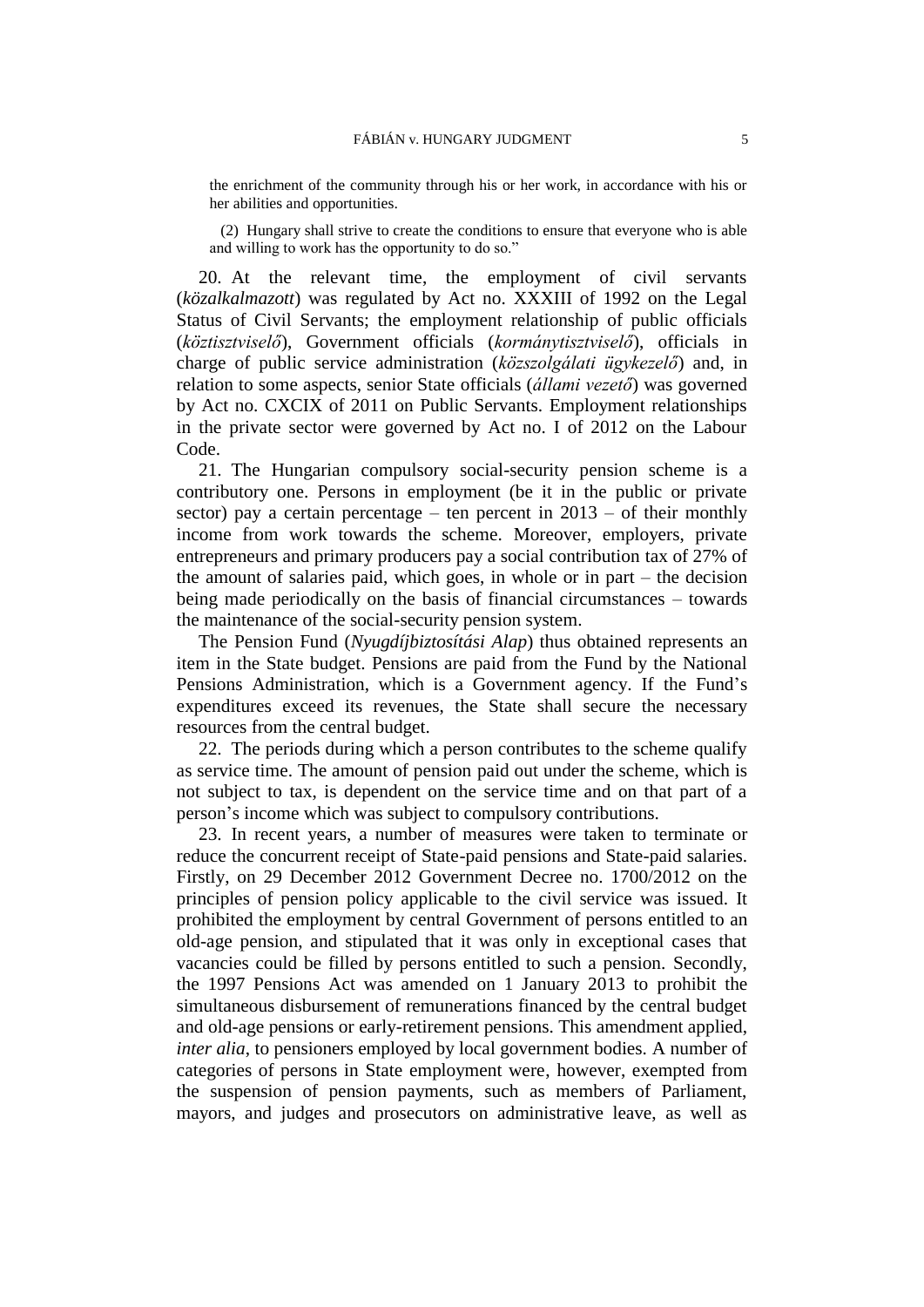the enrichment of the community through his or her work, in accordance with his or her abilities and opportunities.

(2) Hungary shall strive to create the conditions to ensure that everyone who is able and willing to work has the opportunity to do so."

20. At the relevant time, the employment of civil servants (*közalkalmazott*) was regulated by Act no. XXXIII of 1992 on the Legal Status of Civil Servants; the employment relationship of public officials (*köztisztviselő*), Government officials (*kormánytisztviselő*), officials in charge of public service administration (*közszolgálati ügykezelő*) and, in relation to some aspects, senior State officials (*állami vezető*) was governed by Act no. CXCIX of 2011 on Public Servants. Employment relationships in the private sector were governed by Act no. I of 2012 on the Labour Code.

21. The Hungarian compulsory social-security pension scheme is a contributory one. Persons in employment (be it in the public or private sector) pay a certain percentage – ten percent in 2013 – of their monthly income from work towards the scheme. Moreover, employers, private entrepreneurs and primary producers pay a social contribution tax of 27% of the amount of salaries paid, which goes, in whole or in part – the decision being made periodically on the basis of financial circumstances – towards the maintenance of the social-security pension system.

The Pension Fund (*Nyugdíjbiztosítási Alap*) thus obtained represents an item in the State budget. Pensions are paid from the Fund by the National Pensions Administration, which is a Government agency. If the Fund's expenditures exceed its revenues, the State shall secure the necessary resources from the central budget.

22. The periods during which a person contributes to the scheme qualify as service time. The amount of pension paid out under the scheme, which is not subject to tax, is dependent on the service time and on that part of a person's income which was subject to compulsory contributions.

23. In recent years, a number of measures were taken to terminate or reduce the concurrent receipt of State-paid pensions and State-paid salaries. Firstly, on 29 December 2012 Government Decree no. 1700/2012 on the principles of pension policy applicable to the civil service was issued. It prohibited the employment by central Government of persons entitled to an old-age pension, and stipulated that it was only in exceptional cases that vacancies could be filled by persons entitled to such a pension. Secondly, the 1997 Pensions Act was amended on 1 January 2013 to prohibit the simultaneous disbursement of remunerations financed by the central budget and old-age pensions or early-retirement pensions. This amendment applied, *inter alia*, to pensioners employed by local government bodies. A number of categories of persons in State employment were, however, exempted from the suspension of pension payments, such as members of Parliament, mayors, and judges and prosecutors on administrative leave, as well as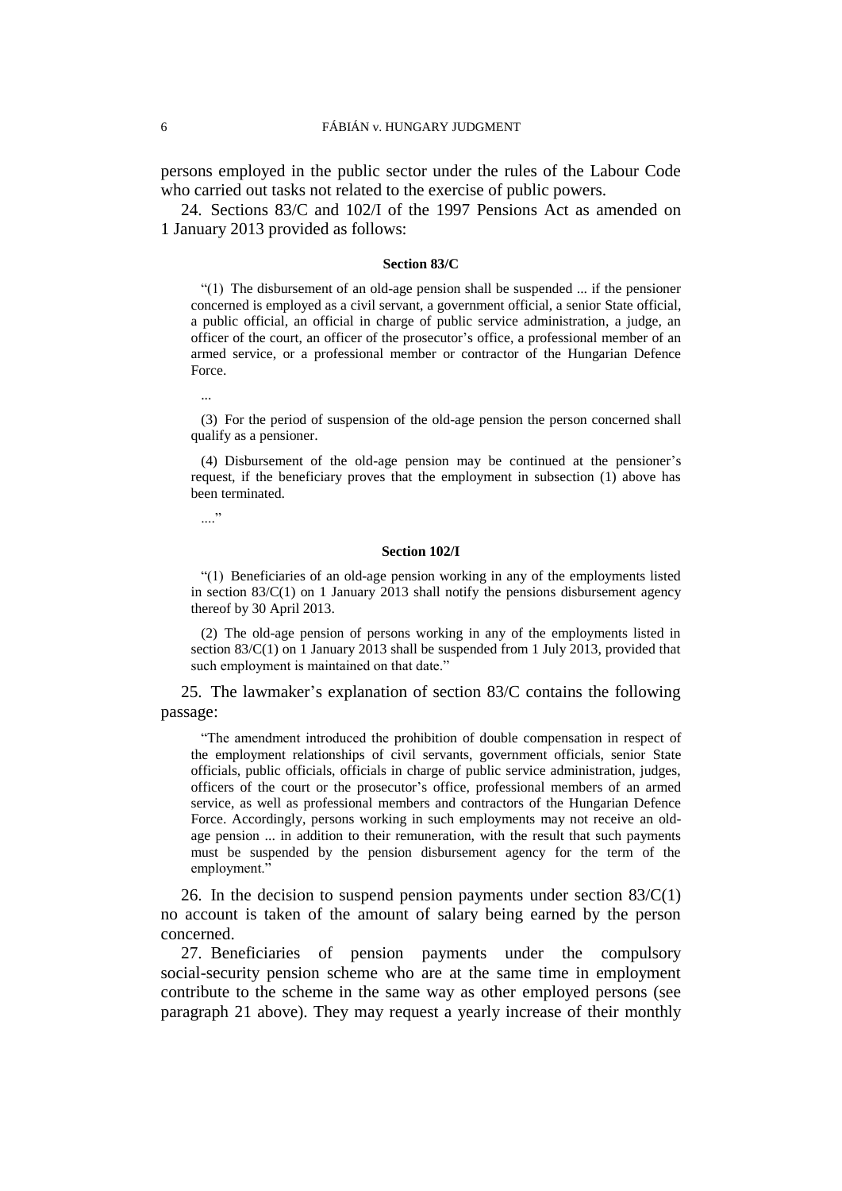persons employed in the public sector under the rules of the Labour Code who carried out tasks not related to the exercise of public powers.

24. Sections 83/C and 102/I of the 1997 Pensions Act as amended on 1 January 2013 provided as follows:

**Section 83/C**

> "(1) The disbursement of an old-age pension shall be suspended ... if the pensioner concerned is employed as a civil servant, a government official, a senior State official, a public official, an official in charge of public service administration, a judge, an officer of the court, an officer of the prosecutor's office, a professional member of an armed service, or a professional member or contractor of the Hungarian Defence Force.
>
> ...
>
> (3) For the period of suspension of the old-age pension the person concerned shall qualify as a pensioner.
>
> (4) Disbursement of the old-age pension may be continued at the pensioner's request, if the beneficiary proves that the employment in subsection (1) above has been terminated.
>
> ...."

**Section 102/I**

> "(1) Beneficiaries of an old-age pension working in any of the employments listed in section 83/C(1) on 1 January 2013 shall notify the pensions disbursement agency thereof by 30 April 2013.
>
> (2) The old-age pension of persons working in any of the employments listed in section 83/C(1) on 1 January 2013 shall be suspended from 1 July 2013, provided that such employment is maintained on that date."

25. The lawmaker's explanation of section 83/C contains the following passage:

> "The amendment introduced the prohibition of double compensation in respect of the employment relationships of civil servants, government officials, senior State officials, public officials, officials in charge of public service administration, judges, officers of the court or the prosecutor's office, professional members of an armed service, as well as professional members and contractors of the Hungarian Defence Force. Accordingly, persons working in such employments may not receive an old-age pension ... in addition to their remuneration, with the result that such payments must be suspended by the pension disbursement agency for the term of the employment."

26. In the decision to suspend pension payments under section 83/C(1) no account is taken of the amount of salary being earned by the person concerned.

27. Beneficiaries of pension payments under the compulsory social-security pension scheme who are at the same time in employment contribute to the scheme in the same way as other employed persons (see paragraph 21 above). They may request a yearly increase of their monthly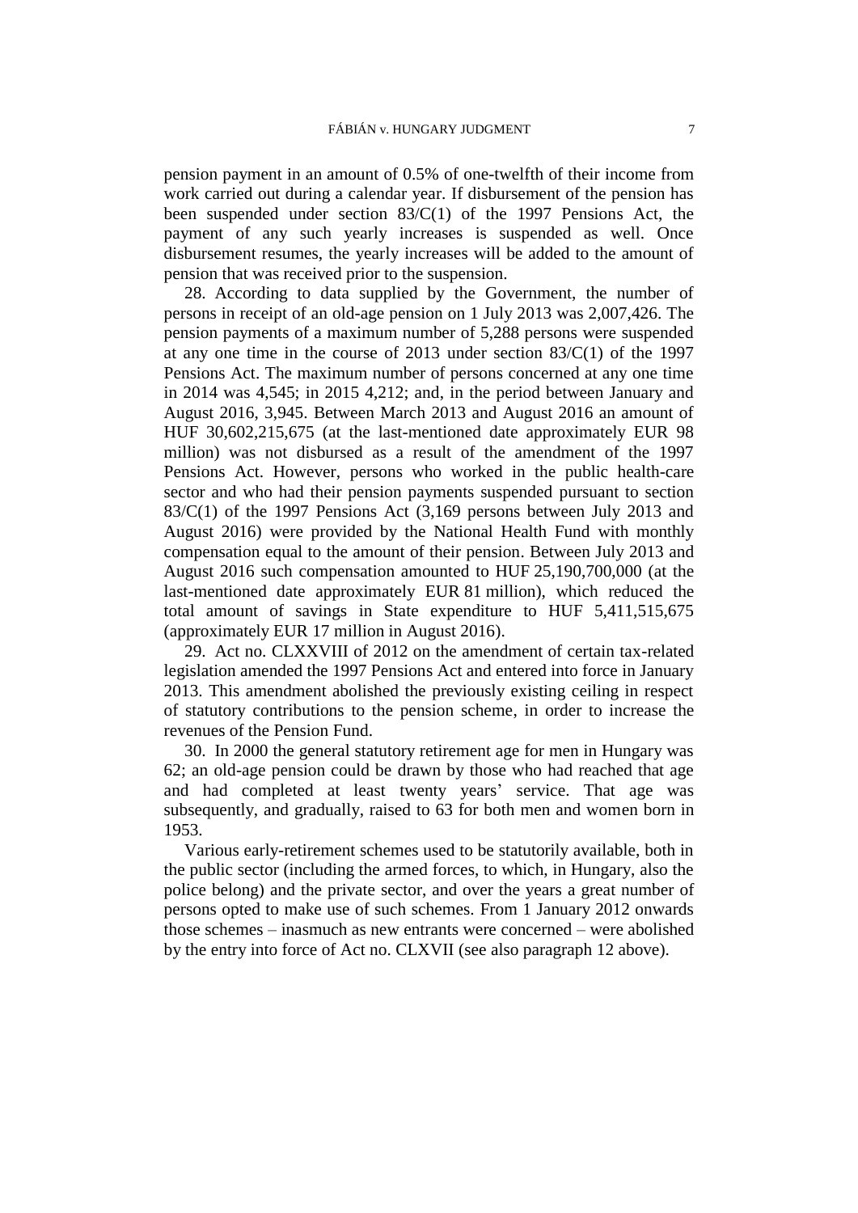pension payment in an amount of 0.5% of one-twelfth of their income from work carried out during a calendar year. If disbursement of the pension has been suspended under section 83/C(1) of the 1997 Pensions Act, the payment of any such yearly increases is suspended as well. Once disbursement resumes, the yearly increases will be added to the amount of pension that was received prior to the suspension.

28. According to data supplied by the Government, the number of persons in receipt of an old-age pension on 1 July 2013 was 2,007,426. The pension payments of a maximum number of 5,288 persons were suspended at any one time in the course of 2013 under section 83/C(1) of the 1997 Pensions Act. The maximum number of persons concerned at any one time in 2014 was 4,545; in 2015 4,212; and, in the period between January and August 2016, 3,945. Between March 2013 and August 2016 an amount of HUF 30,602,215,675 (at the last-mentioned date approximately EUR 98 million) was not disbursed as a result of the amendment of the 1997 Pensions Act. However, persons who worked in the public health-care sector and who had their pension payments suspended pursuant to section 83/C(1) of the 1997 Pensions Act (3,169 persons between July 2013 and August 2016) were provided by the National Health Fund with monthly compensation equal to the amount of their pension. Between July 2013 and August 2016 such compensation amounted to HUF 25,190,700,000 (at the last-mentioned date approximately EUR 81 million), which reduced the total amount of savings in State expenditure to HUF 5,411,515,675 (approximately EUR 17 million in August 2016).

29. Act no. CLXXVIII of 2012 on the amendment of certain tax-related legislation amended the 1997 Pensions Act and entered into force in January 2013. This amendment abolished the previously existing ceiling in respect of statutory contributions to the pension scheme, in order to increase the revenues of the Pension Fund.

30. In 2000 the general statutory retirement age for men in Hungary was 62; an old-age pension could be drawn by those who had reached that age and had completed at least twenty years' service. That age was subsequently, and gradually, raised to 63 for both men and women born in 1953.

Various early-retirement schemes used to be statutorily available, both in the public sector (including the armed forces, to which, in Hungary, also the police belong) and the private sector, and over the years a great number of persons opted to make use of such schemes. From 1 January 2012 onwards those schemes – inasmuch as new entrants were concerned – were abolished by the entry into force of Act no. CLXVII (see also paragraph 12 above).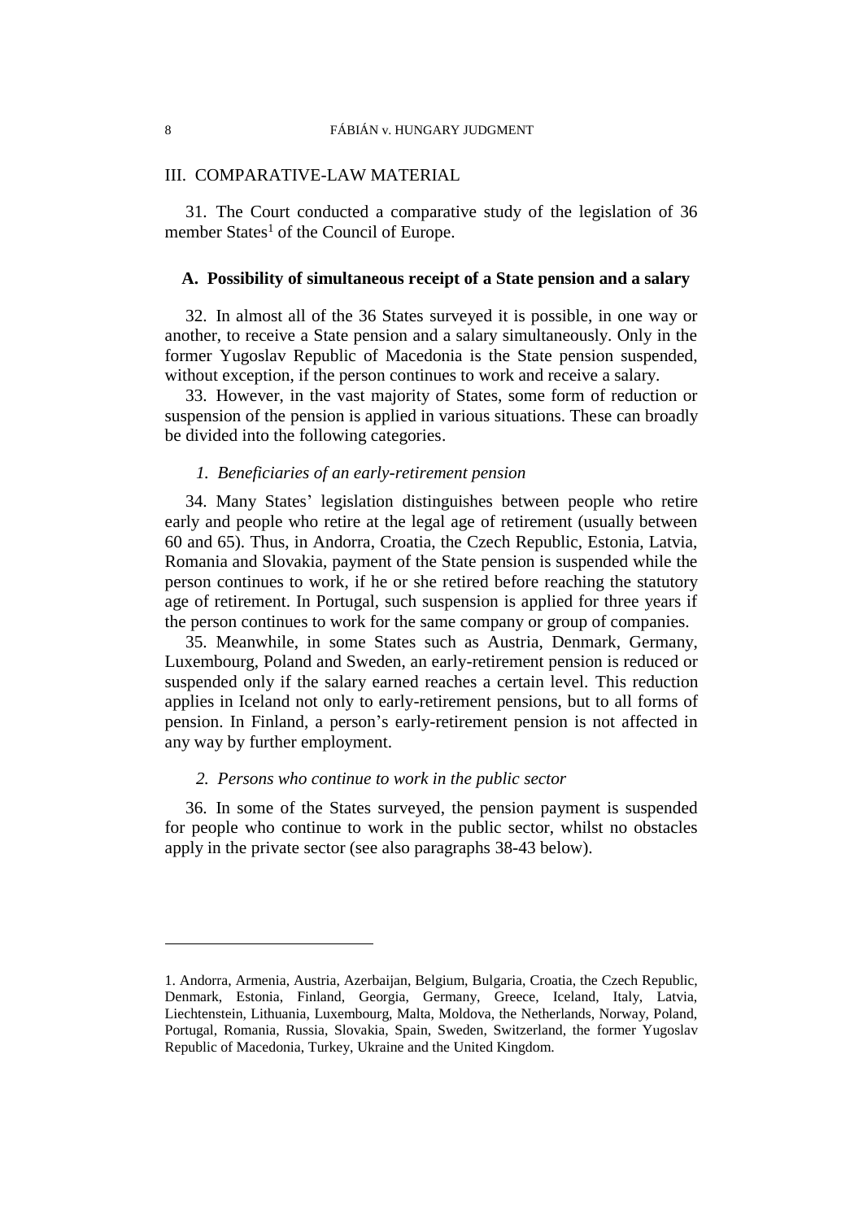## III. COMPARATIVE-LAW MATERIAL

31. The Court conducted a comparative study of the legislation of 36 member States[1] of the Council of Europe.

### A. Possibility of simultaneous receipt of a State pension and a salary

32. In almost all of the 36 States surveyed it is possible, in one way or another, to receive a State pension and a salary simultaneously. Only in the former Yugoslav Republic of Macedonia is the State pension suspended, without exception, if the person continues to work and receive a salary.

33. However, in the vast majority of States, some form of reduction or suspension of the pension is applied in various situations. These can broadly be divided into the following categories.

#### *1. Beneficiaries of an early-retirement pension*

34. Many States' legislation distinguishes between people who retire early and people who retire at the legal age of retirement (usually between 60 and 65). Thus, in Andorra, Croatia, the Czech Republic, Estonia, Latvia, Romania and Slovakia, payment of the State pension is suspended while the person continues to work, if he or she retired before reaching the statutory age of retirement. In Portugal, such suspension is applied for three years if the person continues to work for the same company or group of companies.

35. Meanwhile, in some States such as Austria, Denmark, Germany, Luxembourg, Poland and Sweden, an early-retirement pension is reduced or suspended only if the salary earned reaches a certain level. This reduction applies in Iceland not only to early-retirement pensions, but to all forms of pension. In Finland, a person's early-retirement pension is not affected in any way by further employment.

#### *2. Persons who continue to work in the public sector*

36. In some of the States surveyed, the pension payment is suspended for people who continue to work in the public sector, whilst no obstacles apply in the private sector (see also paragraphs 38-43 below).

---

1. Andorra, Armenia, Austria, Azerbaijan, Belgium, Bulgaria, Croatia, the Czech Republic, Denmark, Estonia, Finland, Georgia, Germany, Greece, Iceland, Italy, Latvia, Liechtenstein, Lithuania, Luxembourg, Malta, Moldova, the Netherlands, Norway, Poland, Portugal, Romania, Russia, Slovakia, Spain, Sweden, Switzerland, the former Yugoslav Republic of Macedonia, Turkey, Ukraine and the United Kingdom.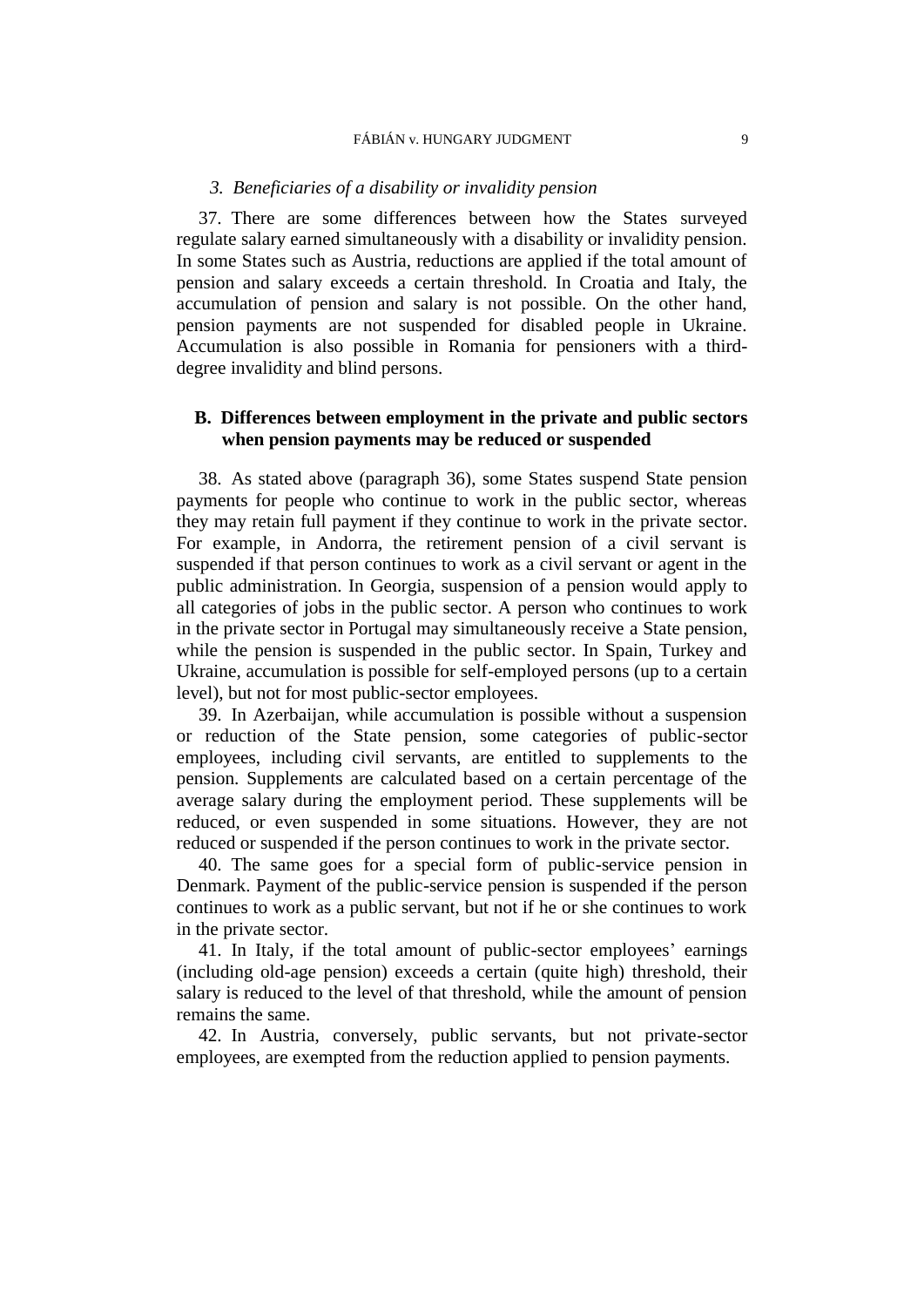### *3. Beneficiaries of a disability or invalidity pension*

37. There are some differences between how the States surveyed regulate salary earned simultaneously with a disability or invalidity pension. In some States such as Austria, reductions are applied if the total amount of pension and salary exceeds a certain threshold. In Croatia and Italy, the accumulation of pension and salary is not possible. On the other hand, pension payments are not suspended for disabled people in Ukraine. Accumulation is also possible in Romania for pensioners with a third-degree invalidity and blind persons.

## B. Differences between employment in the private and public sectors when pension payments may be reduced or suspended

38. As stated above (paragraph 36), some States suspend State pension payments for people who continue to work in the public sector, whereas they may retain full payment if they continue to work in the private sector. For example, in Andorra, the retirement pension of a civil servant is suspended if that person continues to work as a civil servant or agent in the public administration. In Georgia, suspension of a pension would apply to all categories of jobs in the public sector. A person who continues to work in the private sector in Portugal may simultaneously receive a State pension, while the pension is suspended in the public sector. In Spain, Turkey and Ukraine, accumulation is possible for self-employed persons (up to a certain level), but not for most public-sector employees.

39. In Azerbaijan, while accumulation is possible without a suspension or reduction of the State pension, some categories of public-sector employees, including civil servants, are entitled to supplements to the pension. Supplements are calculated based on a certain percentage of the average salary during the employment period. These supplements will be reduced, or even suspended in some situations. However, they are not reduced or suspended if the person continues to work in the private sector.

40. The same goes for a special form of public-service pension in Denmark. Payment of the public-service pension is suspended if the person continues to work as a public servant, but not if he or she continues to work in the private sector.

41. In Italy, if the total amount of public-sector employees' earnings (including old-age pension) exceeds a certain (quite high) threshold, their salary is reduced to the level of that threshold, while the amount of pension remains the same.

42. In Austria, conversely, public servants, but not private-sector employees, are exempted from the reduction applied to pension payments.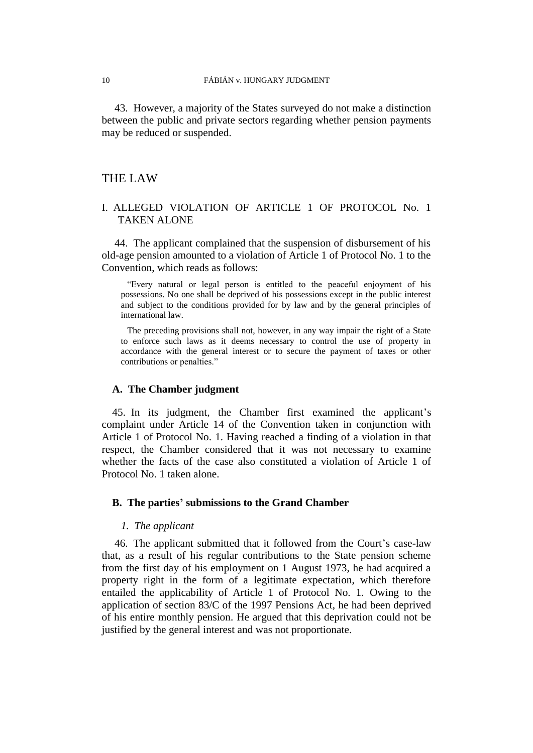43. However, a majority of the States surveyed do not make a distinction between the public and private sectors regarding whether pension payments may be reduced or suspended.

# THE LAW

## I. ALLEGED VIOLATION OF ARTICLE 1 OF PROTOCOL No. 1 TAKEN ALONE

44. The applicant complained that the suspension of disbursement of his old-age pension amounted to a violation of Article 1 of Protocol No. 1 to the Convention, which reads as follows:

> "Every natural or legal person is entitled to the peaceful enjoyment of his possessions. No one shall be deprived of his possessions except in the public interest and subject to the conditions provided for by law and by the general principles of international law.
>
> The preceding provisions shall not, however, in any way impair the right of a State to enforce such laws as it deems necessary to control the use of property in accordance with the general interest or to secure the payment of taxes or other contributions or penalties."

### A. The Chamber judgment

45. In its judgment, the Chamber first examined the applicant's complaint under Article 14 of the Convention taken in conjunction with Article 1 of Protocol No. 1. Having reached a finding of a violation in that respect, the Chamber considered that it was not necessary to examine whether the facts of the case also constituted a violation of Article 1 of Protocol No. 1 taken alone.

### B. The parties' submissions to the Grand Chamber

#### *1. The applicant*

46. The applicant submitted that it followed from the Court's case-law that, as a result of his regular contributions to the State pension scheme from the first day of his employment on 1 August 1973, he had acquired a property right in the form of a legitimate expectation, which therefore entailed the applicability of Article 1 of Protocol No. 1. Owing to the application of section 83/C of the 1997 Pensions Act, he had been deprived of his entire monthly pension. He argued that this deprivation could not be justified by the general interest and was not proportionate.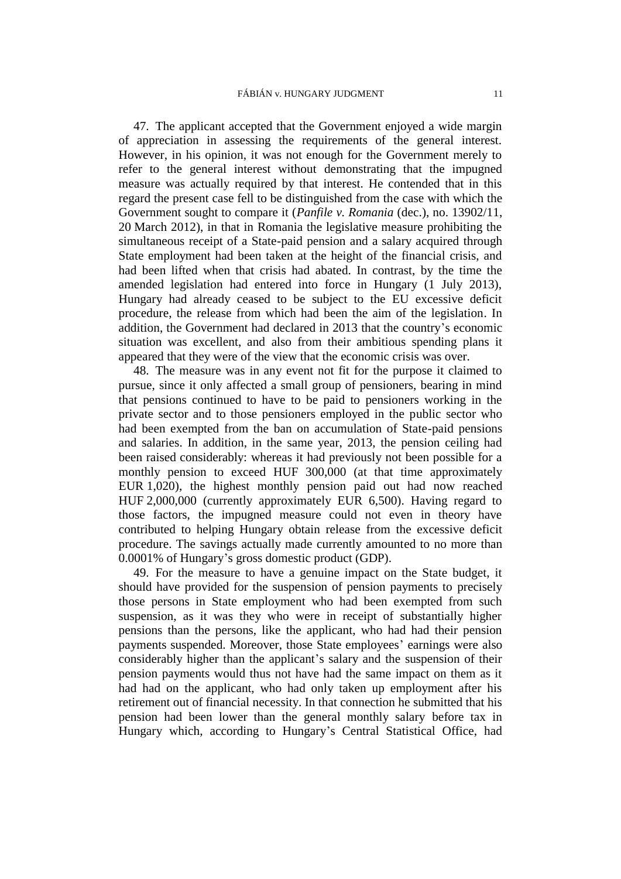47. The applicant accepted that the Government enjoyed a wide margin of appreciation in assessing the requirements of the general interest. However, in his opinion, it was not enough for the Government merely to refer to the general interest without demonstrating that the impugned measure was actually required by that interest. He contended that in this regard the present case fell to be distinguished from the case with which the Government sought to compare it (*Panfile v. Romania* (dec.), no. 13902/11, 20 March 2012), in that in Romania the legislative measure prohibiting the simultaneous receipt of a State-paid pension and a salary acquired through State employment had been taken at the height of the financial crisis, and had been lifted when that crisis had abated. In contrast, by the time the amended legislation had entered into force in Hungary (1 July 2013), Hungary had already ceased to be subject to the EU excessive deficit procedure, the release from which had been the aim of the legislation. In addition, the Government had declared in 2013 that the country's economic situation was excellent, and also from their ambitious spending plans it appeared that they were of the view that the economic crisis was over.

48. The measure was in any event not fit for the purpose it claimed to pursue, since it only affected a small group of pensioners, bearing in mind that pensions continued to have to be paid to pensioners working in the private sector and to those pensioners employed in the public sector who had been exempted from the ban on accumulation of State-paid pensions and salaries. In addition, in the same year, 2013, the pension ceiling had been raised considerably: whereas it had previously not been possible for a monthly pension to exceed HUF 300,000 (at that time approximately EUR 1,020), the highest monthly pension paid out had now reached HUF 2,000,000 (currently approximately EUR 6,500). Having regard to those factors, the impugned measure could not even in theory have contributed to helping Hungary obtain release from the excessive deficit procedure. The savings actually made currently amounted to no more than 0.0001% of Hungary's gross domestic product (GDP).

49. For the measure to have a genuine impact on the State budget, it should have provided for the suspension of pension payments to precisely those persons in State employment who had been exempted from such suspension, as it was they who were in receipt of substantially higher pensions than the persons, like the applicant, who had had their pension payments suspended. Moreover, those State employees' earnings were also considerably higher than the applicant's salary and the suspension of their pension payments would thus not have had the same impact on them as it had had on the applicant, who had only taken up employment after his retirement out of financial necessity. In that connection he submitted that his pension had been lower than the general monthly salary before tax in Hungary which, according to Hungary's Central Statistical Office, had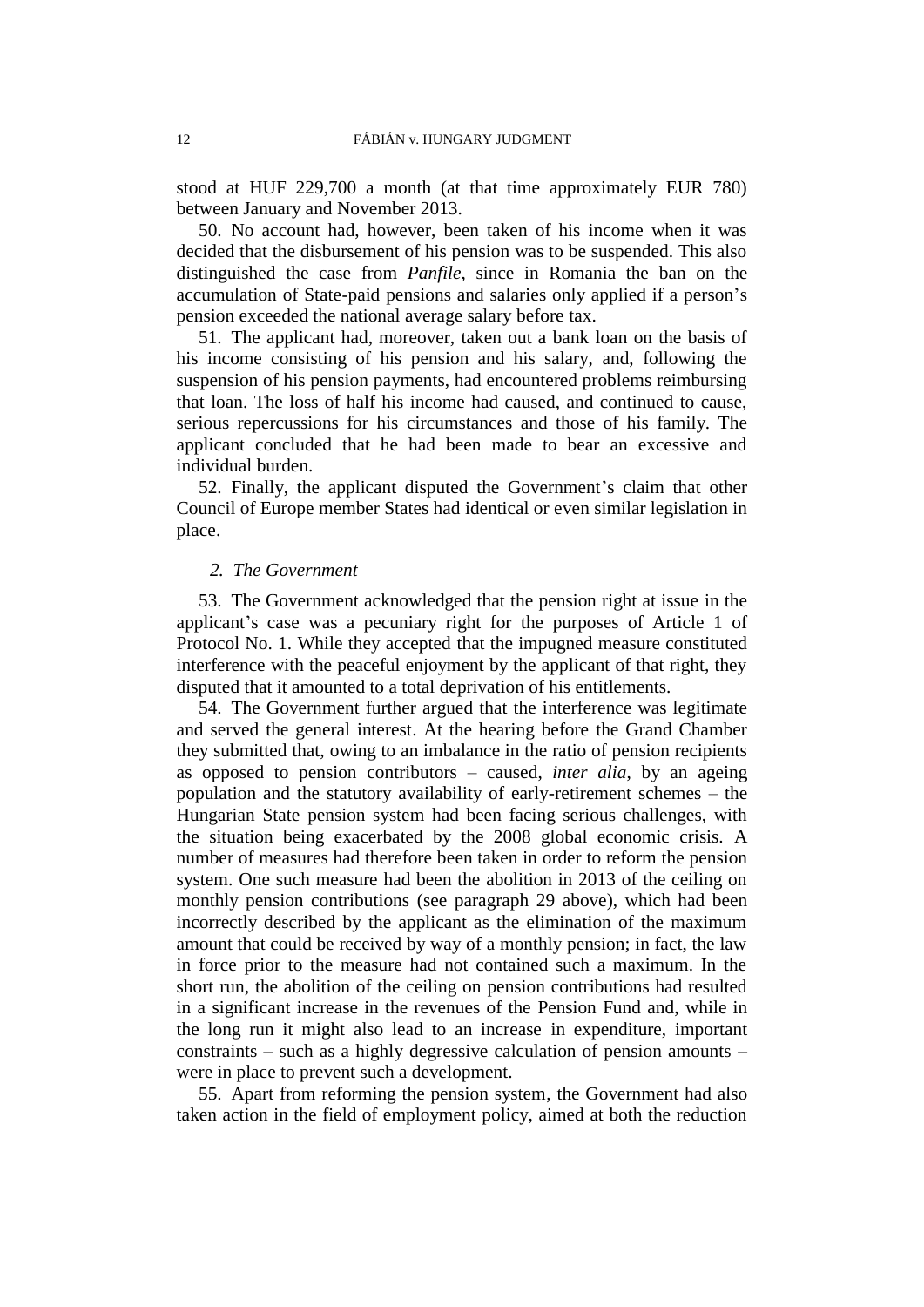stood at HUF 229,700 a month (at that time approximately EUR 780) between January and November 2013.

50. No account had, however, been taken of his income when it was decided that the disbursement of his pension was to be suspended. This also distinguished the case from *Panfile*, since in Romania the ban on the accumulation of State-paid pensions and salaries only applied if a person's pension exceeded the national average salary before tax.

51. The applicant had, moreover, taken out a bank loan on the basis of his income consisting of his pension and his salary, and, following the suspension of his pension payments, had encountered problems reimbursing that loan. The loss of half his income had caused, and continued to cause, serious repercussions for his circumstances and those of his family. The applicant concluded that he had been made to bear an excessive and individual burden.

52. Finally, the applicant disputed the Government's claim that other Council of Europe member States had identical or even similar legislation in place.

### *2. The Government*

53. The Government acknowledged that the pension right at issue in the applicant's case was a pecuniary right for the purposes of Article 1 of Protocol No. 1. While they accepted that the impugned measure constituted interference with the peaceful enjoyment by the applicant of that right, they disputed that it amounted to a total deprivation of his entitlements.

54. The Government further argued that the interference was legitimate and served the general interest. At the hearing before the Grand Chamber they submitted that, owing to an imbalance in the ratio of pension recipients as opposed to pension contributors – caused, *inter alia*, by an ageing population and the statutory availability of early-retirement schemes – the Hungarian State pension system had been facing serious challenges, with the situation being exacerbated by the 2008 global economic crisis. A number of measures had therefore been taken in order to reform the pension system. One such measure had been the abolition in 2013 of the ceiling on monthly pension contributions (see paragraph 29 above), which had been incorrectly described by the applicant as the elimination of the maximum amount that could be received by way of a monthly pension; in fact, the law in force prior to the measure had not contained such a maximum. In the short run, the abolition of the ceiling on pension contributions had resulted in a significant increase in the revenues of the Pension Fund and, while in the long run it might also lead to an increase in expenditure, important constraints – such as a highly degressive calculation of pension amounts – were in place to prevent such a development.

55. Apart from reforming the pension system, the Government had also taken action in the field of employment policy, aimed at both the reduction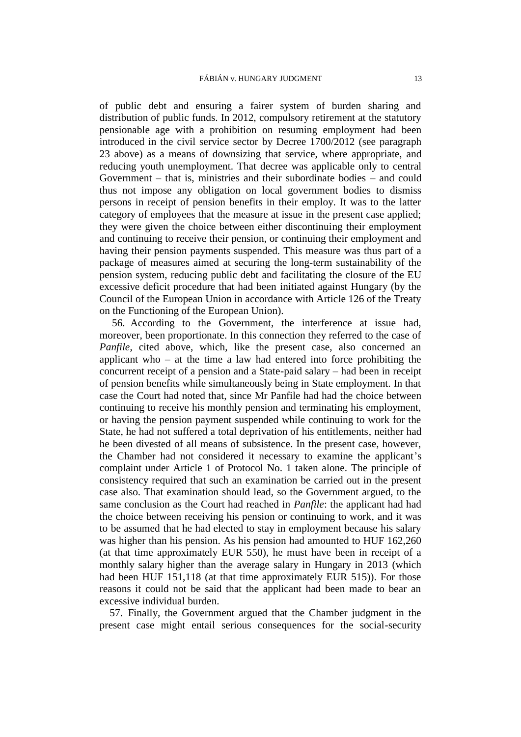of public debt and ensuring a fairer system of burden sharing and distribution of public funds. In 2012, compulsory retirement at the statutory pensionable age with a prohibition on resuming employment had been introduced in the civil service sector by Decree 1700/2012 (see paragraph 23 above) as a means of downsizing that service, where appropriate, and reducing youth unemployment. That decree was applicable only to central Government – that is, ministries and their subordinate bodies – and could thus not impose any obligation on local government bodies to dismiss persons in receipt of pension benefits in their employ. It was to the latter category of employees that the measure at issue in the present case applied; they were given the choice between either discontinuing their employment and continuing to receive their pension, or continuing their employment and having their pension payments suspended. This measure was thus part of a package of measures aimed at securing the long-term sustainability of the pension system, reducing public debt and facilitating the closure of the EU excessive deficit procedure that had been initiated against Hungary (by the Council of the European Union in accordance with Article 126 of the Treaty on the Functioning of the European Union).

56. According to the Government, the interference at issue had, moreover, been proportionate. In this connection they referred to the case of *Panfile*, cited above, which, like the present case, also concerned an applicant who – at the time a law had entered into force prohibiting the concurrent receipt of a pension and a State-paid salary – had been in receipt of pension benefits while simultaneously being in State employment. In that case the Court had noted that, since Mr Panfile had had the choice between continuing to receive his monthly pension and terminating his employment, or having the pension payment suspended while continuing to work for the State, he had not suffered a total deprivation of his entitlements, neither had he been divested of all means of subsistence. In the present case, however, the Chamber had not considered it necessary to examine the applicant's complaint under Article 1 of Protocol No. 1 taken alone. The principle of consistency required that such an examination be carried out in the present case also. That examination should lead, so the Government argued, to the same conclusion as the Court had reached in *Panfile*: the applicant had had the choice between receiving his pension or continuing to work, and it was to be assumed that he had elected to stay in employment because his salary was higher than his pension. As his pension had amounted to HUF 162,260 (at that time approximately EUR 550), he must have been in receipt of a monthly salary higher than the average salary in Hungary in 2013 (which had been HUF 151,118 (at that time approximately EUR 515)). For those reasons it could not be said that the applicant had been made to bear an excessive individual burden.

57. Finally, the Government argued that the Chamber judgment in the present case might entail serious consequences for the social-security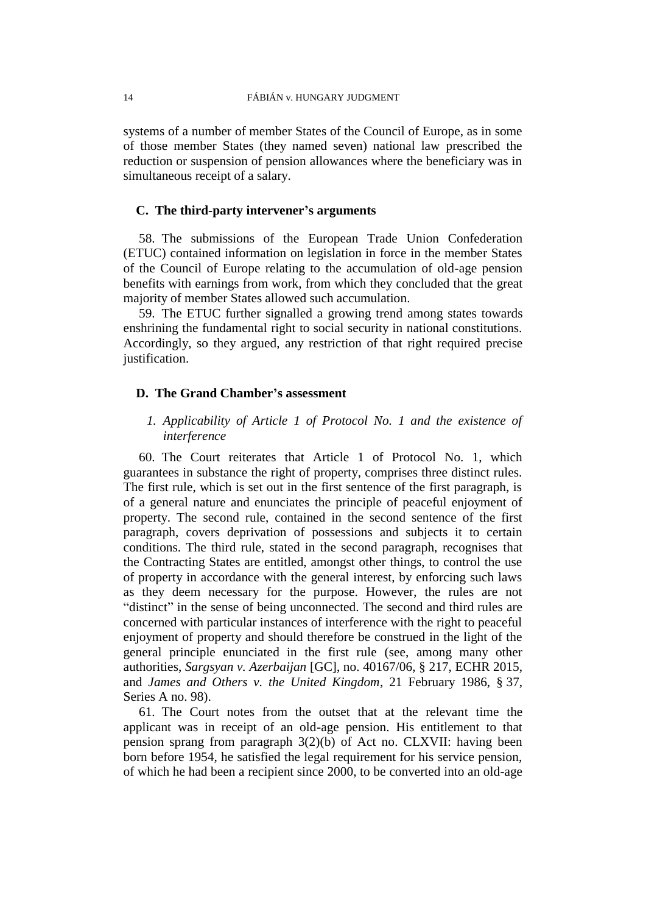systems of a number of member States of the Council of Europe, as in some of those member States (they named seven) national law prescribed the reduction or suspension of pension allowances where the beneficiary was in simultaneous receipt of a salary.

### C. The third-party intervener's arguments

58. The submissions of the European Trade Union Confederation (ETUC) contained information on legislation in force in the member States of the Council of Europe relating to the accumulation of old-age pension benefits with earnings from work, from which they concluded that the great majority of member States allowed such accumulation.

59. The ETUC further signalled a growing trend among states towards enshrining the fundamental right to social security in national constitutions. Accordingly, so they argued, any restriction of that right required precise justification.

### D. The Grand Chamber's assessment

#### *1. Applicability of Article 1 of Protocol No. 1 and the existence of interference*

60. The Court reiterates that Article 1 of Protocol No. 1, which guarantees in substance the right of property, comprises three distinct rules. The first rule, which is set out in the first sentence of the first paragraph, is of a general nature and enunciates the principle of peaceful enjoyment of property. The second rule, contained in the second sentence of the first paragraph, covers deprivation of possessions and subjects it to certain conditions. The third rule, stated in the second paragraph, recognises that the Contracting States are entitled, amongst other things, to control the use of property in accordance with the general interest, by enforcing such laws as they deem necessary for the purpose. However, the rules are not "distinct" in the sense of being unconnected. The second and third rules are concerned with particular instances of interference with the right to peaceful enjoyment of property and should therefore be construed in the light of the general principle enunciated in the first rule (see, among many other authorities, *Sargsyan v. Azerbaijan* [GC], no. 40167/06, § 217, ECHR 2015, and *James and Others v. the United Kingdom*, 21 February 1986, § 37, Series A no. 98).

61. The Court notes from the outset that at the relevant time the applicant was in receipt of an old-age pension. His entitlement to that pension sprang from paragraph 3(2)(b) of Act no. CLXVII: having been born before 1954, he satisfied the legal requirement for his service pension, of which he had been a recipient since 2000, to be converted into an old-age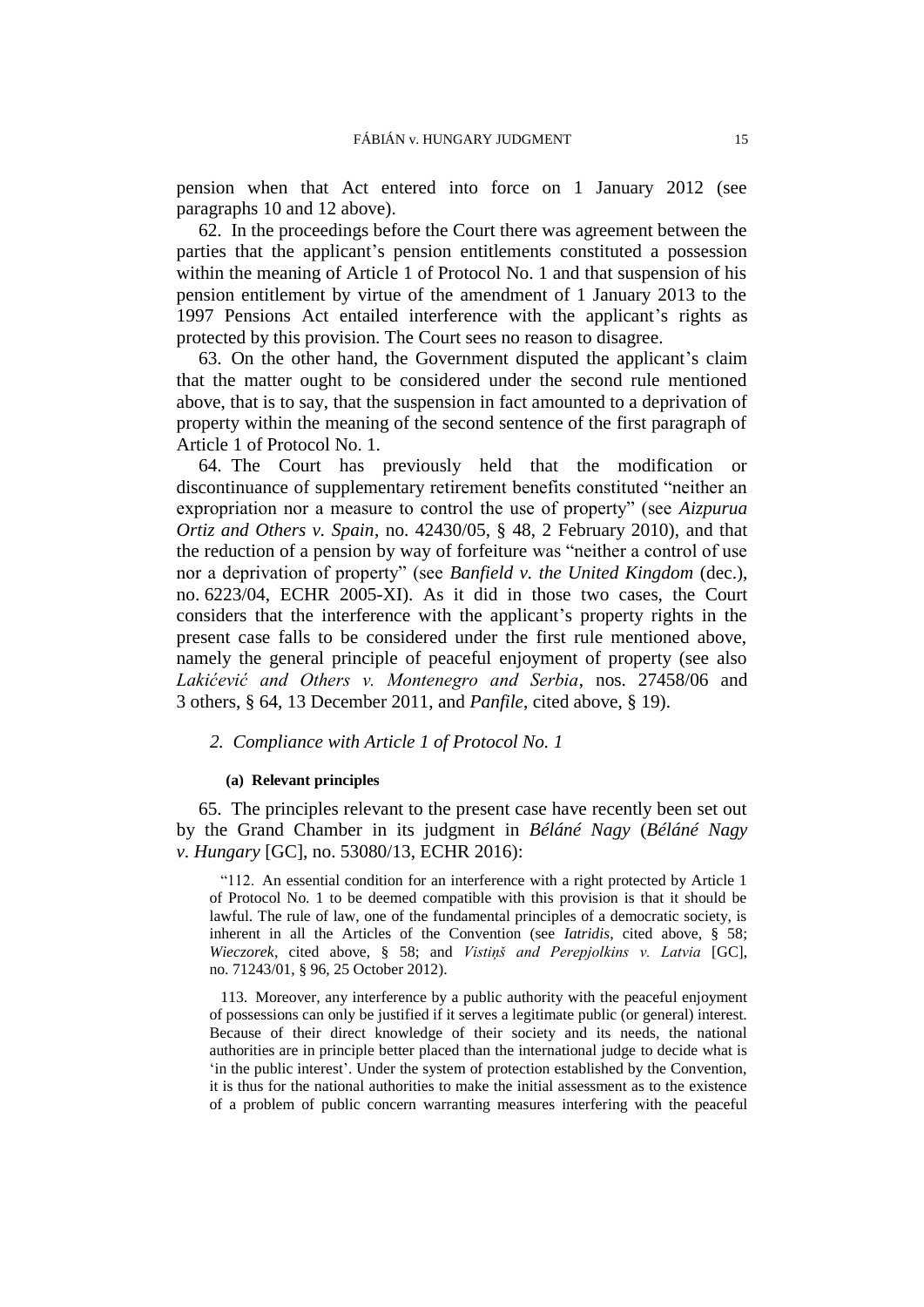pension when that Act entered into force on 1 January 2012 (see paragraphs 10 and 12 above).

62. In the proceedings before the Court there was agreement between the parties that the applicant's pension entitlements constituted a possession within the meaning of Article 1 of Protocol No. 1 and that suspension of his pension entitlement by virtue of the amendment of 1 January 2013 to the 1997 Pensions Act entailed interference with the applicant's rights as protected by this provision. The Court sees no reason to disagree.

63. On the other hand, the Government disputed the applicant's claim that the matter ought to be considered under the second rule mentioned above, that is to say, that the suspension in fact amounted to a deprivation of property within the meaning of the second sentence of the first paragraph of Article 1 of Protocol No. 1.

64. The Court has previously held that the modification or discontinuance of supplementary retirement benefits constituted "neither an expropriation nor a measure to control the use of property" (see *Aizpurua Ortiz and Others v. Spain*, no. 42430/05, § 48, 2 February 2010), and that the reduction of a pension by way of forfeiture was "neither a control of use nor a deprivation of property" (see *Banfield v. the United Kingdom* (dec.), no. 6223/04, ECHR 2005-XI). As it did in those two cases, the Court considers that the interference with the applicant's property rights in the present case falls to be considered under the first rule mentioned above, namely the general principle of peaceful enjoyment of property (see also *Lakićević and Others v. Montenegro and Serbia*, nos. 27458/06 and 3 others, § 64, 13 December 2011, and *Panfile*, cited above, § 19).

### *2. Compliance with Article 1 of Protocol No. 1*

#### **(a) Relevant principles**

65. The principles relevant to the present case have recently been set out by the Grand Chamber in its judgment in *Béláné Nagy* (*Béláné Nagy v. Hungary* [GC], no. 53080/13, ECHR 2016):

> "112. An essential condition for an interference with a right protected by Article 1 of Protocol No. 1 to be deemed compatible with this provision is that it should be lawful. The rule of law, one of the fundamental principles of a democratic society, is inherent in all the Articles of the Convention (see *Iatridis*, cited above, § 58; *Wieczorek*, cited above, § 58; and *Vistiņš and Perepjolkins v. Latvia* [GC], no. 71243/01, § 96, 25 October 2012).
>
> 113. Moreover, any interference by a public authority with the peaceful enjoyment of possessions can only be justified if it serves a legitimate public (or general) interest. Because of their direct knowledge of their society and its needs, the national authorities are in principle better placed than the international judge to decide what is 'in the public interest'. Under the system of protection established by the Convention, it is thus for the national authorities to make the initial assessment as to the existence of a problem of public concern warranting measures interfering with the peaceful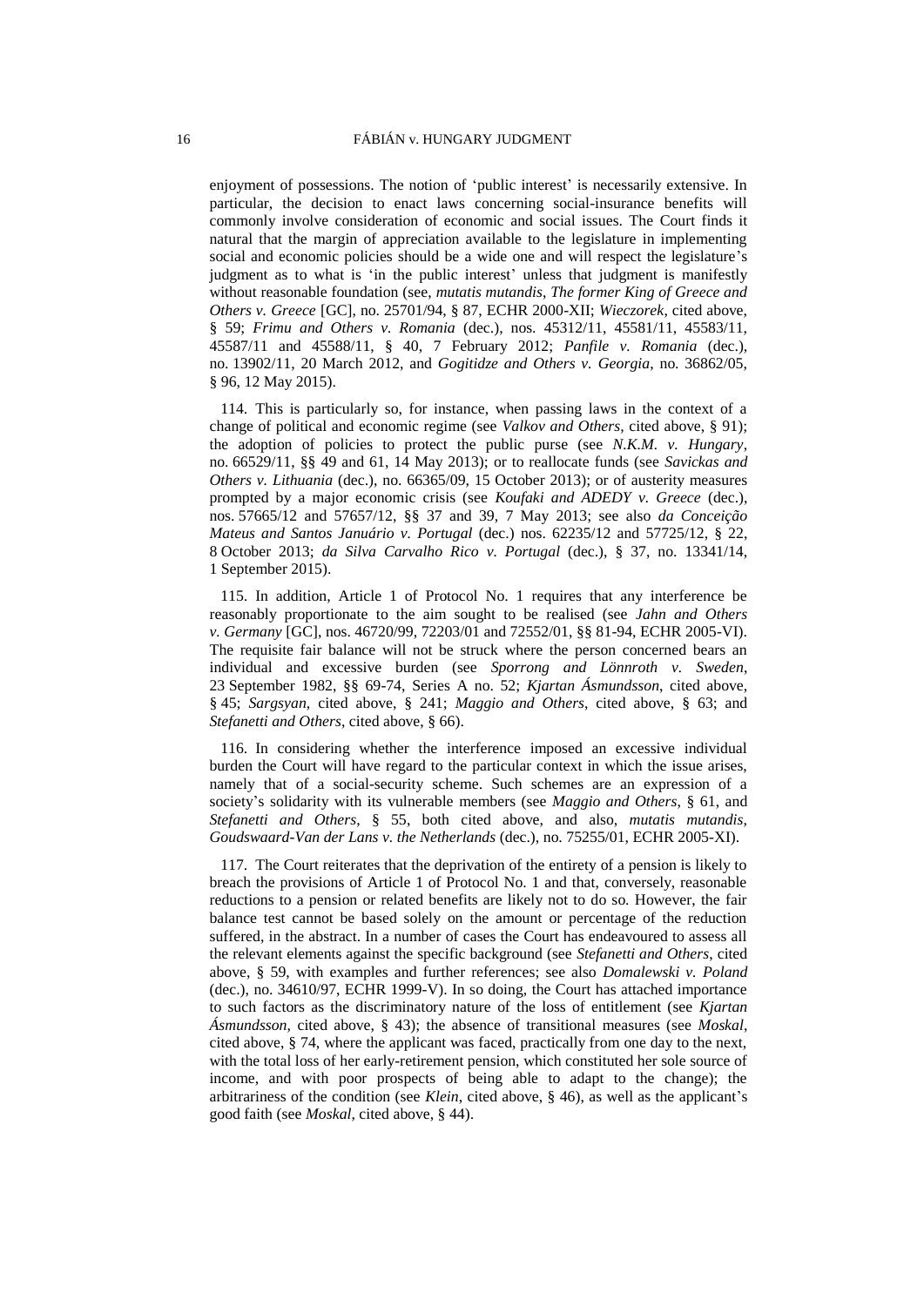enjoyment of possessions. The notion of 'public interest' is necessarily extensive. In particular, the decision to enact laws concerning social-insurance benefits will commonly involve consideration of economic and social issues. The Court finds it natural that the margin of appreciation available to the legislature in implementing social and economic policies should be a wide one and will respect the legislature's judgment as to what is 'in the public interest' unless that judgment is manifestly without reasonable foundation (see, *mutatis mutandis*, *The former King of Greece and Others v. Greece* [GC], no. 25701/94, § 87, ECHR 2000-XII; *Wieczorek*, cited above, § 59; *Frimu and Others v. Romania* (dec.), nos. 45312/11, 45581/11, 45583/11, 45587/11 and 45588/11, § 40, 7 February 2012; *Panfile v. Romania* (dec.), no. 13902/11, 20 March 2012, and *Gogitidze and Others v. Georgia*, no. 36862/05, § 96, 12 May 2015).

114. This is particularly so, for instance, when passing laws in the context of a change of political and economic regime (see *Valkov and Others*, cited above, § 91); the adoption of policies to protect the public purse (see *N.K.M. v. Hungary*, no. 66529/11, §§ 49 and 61, 14 May 2013); or to reallocate funds (see *Savickas and Others v. Lithuania* (dec.), no. 66365/09, 15 October 2013); or of austerity measures prompted by a major economic crisis (see *Koufaki and ADEDY v. Greece* (dec.), nos. 57665/12 and 57657/12, §§ 37 and 39, 7 May 2013; see also *da Conceição Mateus and Santos Januário v. Portugal* (dec.) nos. 62235/12 and 57725/12, § 22, 8 October 2013; *da Silva Carvalho Rico v. Portugal* (dec.), § 37, no. 13341/14, 1 September 2015).

115. In addition, Article 1 of Protocol No. 1 requires that any interference be reasonably proportionate to the aim sought to be realised (see *Jahn and Others v. Germany* [GC], nos. 46720/99, 72203/01 and 72552/01, §§ 81-94, ECHR 2005-VI). The requisite fair balance will not be struck where the person concerned bears an individual and excessive burden (see *Sporrong and Lönnroth v. Sweden*, 23 September 1982, §§ 69-74, Series A no. 52; *Kjartan Ásmundsson*, cited above, § 45; *Sargsyan*, cited above, § 241; *Maggio and Others*, cited above, § 63; and *Stefanetti and Others*, cited above, § 66).

116. In considering whether the interference imposed an excessive individual burden the Court will have regard to the particular context in which the issue arises, namely that of a social-security scheme. Such schemes are an expression of a society's solidarity with its vulnerable members (see *Maggio and Others*, § 61, and *Stefanetti and Others*, § 55, both cited above, and also, *mutatis mutandis*, *Goudswaard-Van der Lans v. the Netherlands* (dec.), no. 75255/01, ECHR 2005-XI).

117. The Court reiterates that the deprivation of the entirety of a pension is likely to breach the provisions of Article 1 of Protocol No. 1 and that, conversely, reasonable reductions to a pension or related benefits are likely not to do so. However, the fair balance test cannot be based solely on the amount or percentage of the reduction suffered, in the abstract. In a number of cases the Court has endeavoured to assess all the relevant elements against the specific background (see *Stefanetti and Others*, cited above, § 59, with examples and further references; see also *Domalewski v. Poland* (dec.), no. 34610/97, ECHR 1999-V). In so doing, the Court has attached importance to such factors as the discriminatory nature of the loss of entitlement (see *Kjartan Ásmundsson*, cited above, § 43); the absence of transitional measures (see *Moskal*, cited above, § 74, where the applicant was faced, practically from one day to the next, with the total loss of her early-retirement pension, which constituted her sole source of income, and with poor prospects of being able to adapt to the change); the arbitrariness of the condition (see *Klein*, cited above, § 46), as well as the applicant's good faith (see *Moskal*, cited above, § 44).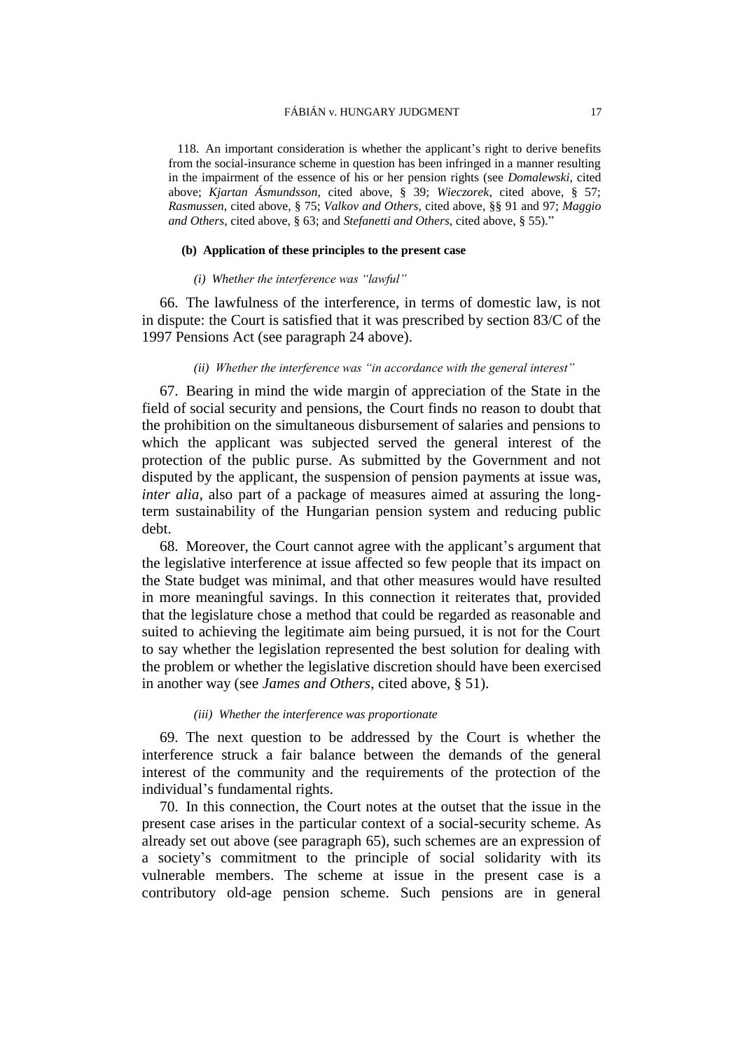118. An important consideration is whether the applicant's right to derive benefits from the social-insurance scheme in question has been infringed in a manner resulting in the impairment of the essence of his or her pension rights (see *Domalewski*, cited above; *Kjartan Ásmundsson*, cited above, § 39; *Wieczorek*, cited above, § 57; *Rasmussen*, cited above, § 75; *Valkov and Others*, cited above, §§ 91 and 97; *Maggio and Others*, cited above, § 63; and *Stefanetti and Others*, cited above, § 55)."

#### (b) Application of these principles to the present case

##### *(i) Whether the interference was "lawful"*

66. The lawfulness of the interference, in terms of domestic law, is not in dispute: the Court is satisfied that it was prescribed by section 83/C of the 1997 Pensions Act (see paragraph 24 above).

##### *(ii) Whether the interference was "in accordance with the general interest"*

67. Bearing in mind the wide margin of appreciation of the State in the field of social security and pensions, the Court finds no reason to doubt that the prohibition on the simultaneous disbursement of salaries and pensions to which the applicant was subjected served the general interest of the protection of the public purse. As submitted by the Government and not disputed by the applicant, the suspension of pension payments at issue was, *inter alia*, also part of a package of measures aimed at assuring the long-term sustainability of the Hungarian pension system and reducing public debt.

68. Moreover, the Court cannot agree with the applicant's argument that the legislative interference at issue affected so few people that its impact on the State budget was minimal, and that other measures would have resulted in more meaningful savings. In this connection it reiterates that, provided that the legislature chose a method that could be regarded as reasonable and suited to achieving the legitimate aim being pursued, it is not for the Court to say whether the legislation represented the best solution for dealing with the problem or whether the legislative discretion should have been exercised in another way (see *James and Others*, cited above, § 51).

##### *(iii) Whether the interference was proportionate*

69. The next question to be addressed by the Court is whether the interference struck a fair balance between the demands of the general interest of the community and the requirements of the protection of the individual's fundamental rights.

70. In this connection, the Court notes at the outset that the issue in the present case arises in the particular context of a social-security scheme. As already set out above (see paragraph 65), such schemes are an expression of a society's commitment to the principle of social solidarity with its vulnerable members. The scheme at issue in the present case is a contributory old-age pension scheme. Such pensions are in general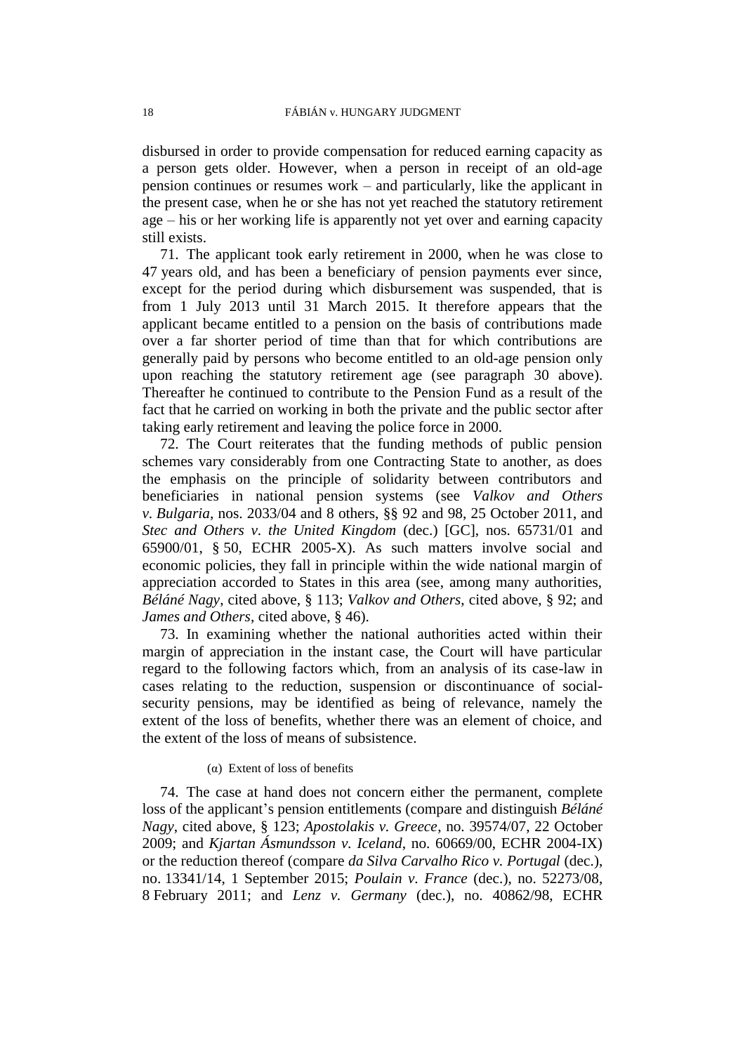disbursed in order to provide compensation for reduced earning capacity as a person gets older. However, when a person in receipt of an old-age pension continues or resumes work – and particularly, like the applicant in the present case, when he or she has not yet reached the statutory retirement age – his or her working life is apparently not yet over and earning capacity still exists.

71. The applicant took early retirement in 2000, when he was close to 47 years old, and has been a beneficiary of pension payments ever since, except for the period during which disbursement was suspended, that is from 1 July 2013 until 31 March 2015. It therefore appears that the applicant became entitled to a pension on the basis of contributions made over a far shorter period of time than that for which contributions are generally paid by persons who become entitled to an old-age pension only upon reaching the statutory retirement age (see paragraph 30 above). Thereafter he continued to contribute to the Pension Fund as a result of the fact that he carried on working in both the private and the public sector after taking early retirement and leaving the police force in 2000.

72. The Court reiterates that the funding methods of public pension schemes vary considerably from one Contracting State to another, as does the emphasis on the principle of solidarity between contributors and beneficiaries in national pension systems (see *Valkov and Others v. Bulgaria*, nos. 2033/04 and 8 others, §§ 92 and 98, 25 October 2011, and *Stec and Others v. the United Kingdom* (dec.) [GC], nos. 65731/01 and 65900/01, § 50, ECHR 2005-X). As such matters involve social and economic policies, they fall in principle within the wide national margin of appreciation accorded to States in this area (see, among many authorities, *Béláné Nagy*, cited above, § 113; *Valkov and Others*, cited above, § 92; and *James and Others*, cited above, § 46).

73. In examining whether the national authorities acted within their margin of appreciation in the instant case, the Court will have particular regard to the following factors which, from an analysis of its case-law in cases relating to the reduction, suspension or discontinuance of social-security pensions, may be identified as being of relevance, namely the extent of the loss of benefits, whether there was an element of choice, and the extent of the loss of means of subsistence.

(α) Extent of loss of benefits

74. The case at hand does not concern either the permanent, complete loss of the applicant's pension entitlements (compare and distinguish *Béláné Nagy*, cited above, § 123; *Apostolakis v. Greece*, no. 39574/07, 22 October 2009; and *Kjartan Ásmundsson v. Iceland*, no. 60669/00, ECHR 2004-IX) or the reduction thereof (compare *da Silva Carvalho Rico v. Portugal* (dec.), no. 13341/14, 1 September 2015; *Poulain v. France* (dec.), no. 52273/08, 8 February 2011; and *Lenz v. Germany* (dec.), no. 40862/98, ECHR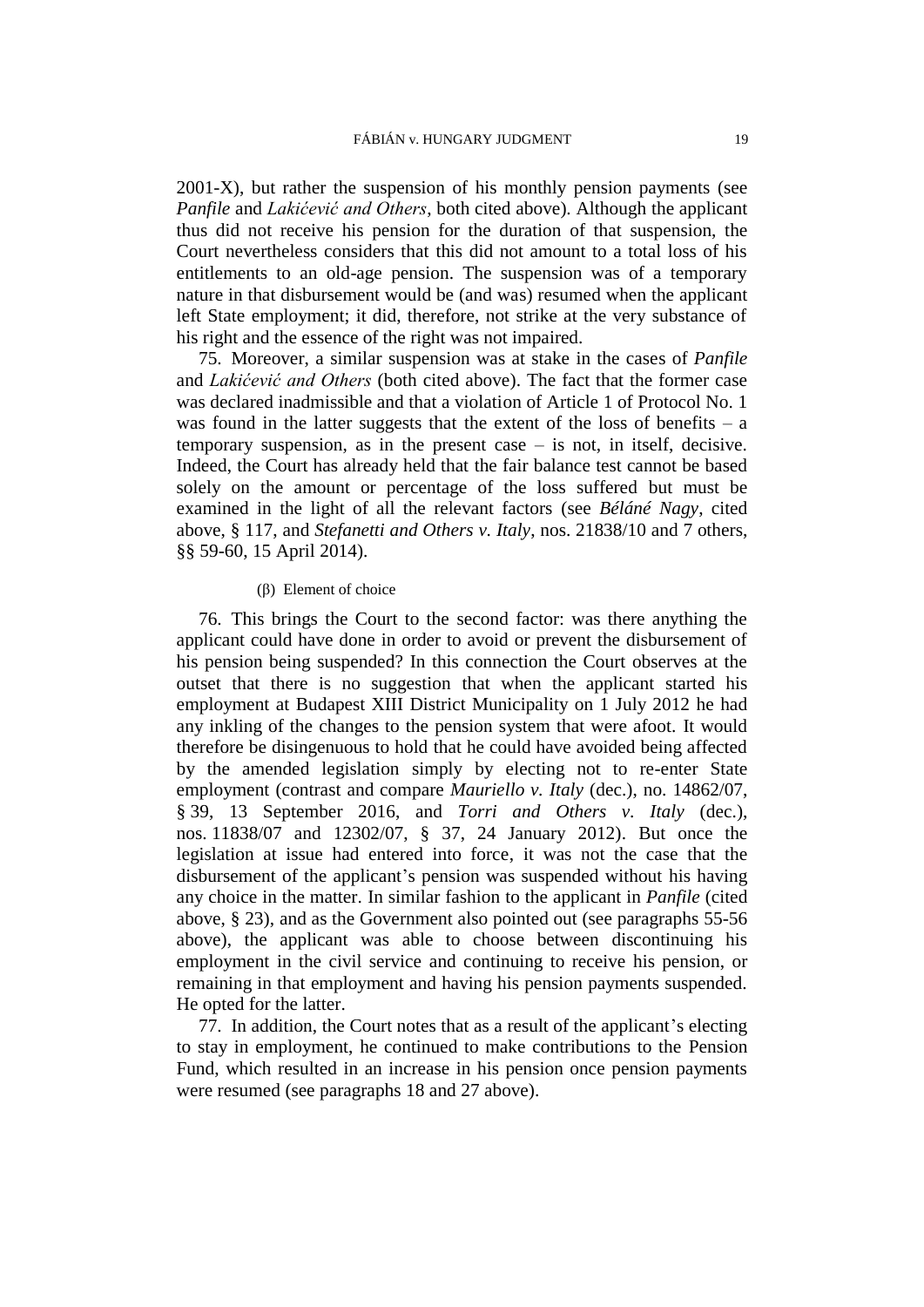2001-X), but rather the suspension of his monthly pension payments (see *Panfile* and *Lakićević and Others*, both cited above). Although the applicant thus did not receive his pension for the duration of that suspension, the Court nevertheless considers that this did not amount to a total loss of his entitlements to an old-age pension. The suspension was of a temporary nature in that disbursement would be (and was) resumed when the applicant left State employment; it did, therefore, not strike at the very substance of his right and the essence of the right was not impaired.

75. Moreover, a similar suspension was at stake in the cases of *Panfile* and *Lakićević and Others* (both cited above). The fact that the former case was declared inadmissible and that a violation of Article 1 of Protocol No. 1 was found in the latter suggests that the extent of the loss of benefits – a temporary suspension, as in the present case – is not, in itself, decisive. Indeed, the Court has already held that the fair balance test cannot be based solely on the amount or percentage of the loss suffered but must be examined in the light of all the relevant factors (see *Béláné Nagy*, cited above, § 117, and *Stefanetti and Others v. Italy*, nos. 21838/10 and 7 others, §§ 59-60, 15 April 2014).

(β) Element of choice

76. This brings the Court to the second factor: was there anything the applicant could have done in order to avoid or prevent the disbursement of his pension being suspended? In this connection the Court observes at the outset that there is no suggestion that when the applicant started his employment at Budapest XIII District Municipality on 1 July 2012 he had any inkling of the changes to the pension system that were afoot. It would therefore be disingenuous to hold that he could have avoided being affected by the amended legislation simply by electing not to re-enter State employment (contrast and compare *Mauriello v. Italy* (dec.), no. 14862/07, § 39, 13 September 2016, and *Torri and Others v. Italy* (dec.), nos. 11838/07 and 12302/07, § 37, 24 January 2012). But once the legislation at issue had entered into force, it was not the case that the disbursement of the applicant's pension was suspended without his having any choice in the matter. In similar fashion to the applicant in *Panfile* (cited above, § 23), and as the Government also pointed out (see paragraphs 55-56 above), the applicant was able to choose between discontinuing his employment in the civil service and continuing to receive his pension, or remaining in that employment and having his pension payments suspended. He opted for the latter.

77. In addition, the Court notes that as a result of the applicant's electing to stay in employment, he continued to make contributions to the Pension Fund, which resulted in an increase in his pension once pension payments were resumed (see paragraphs 18 and 27 above).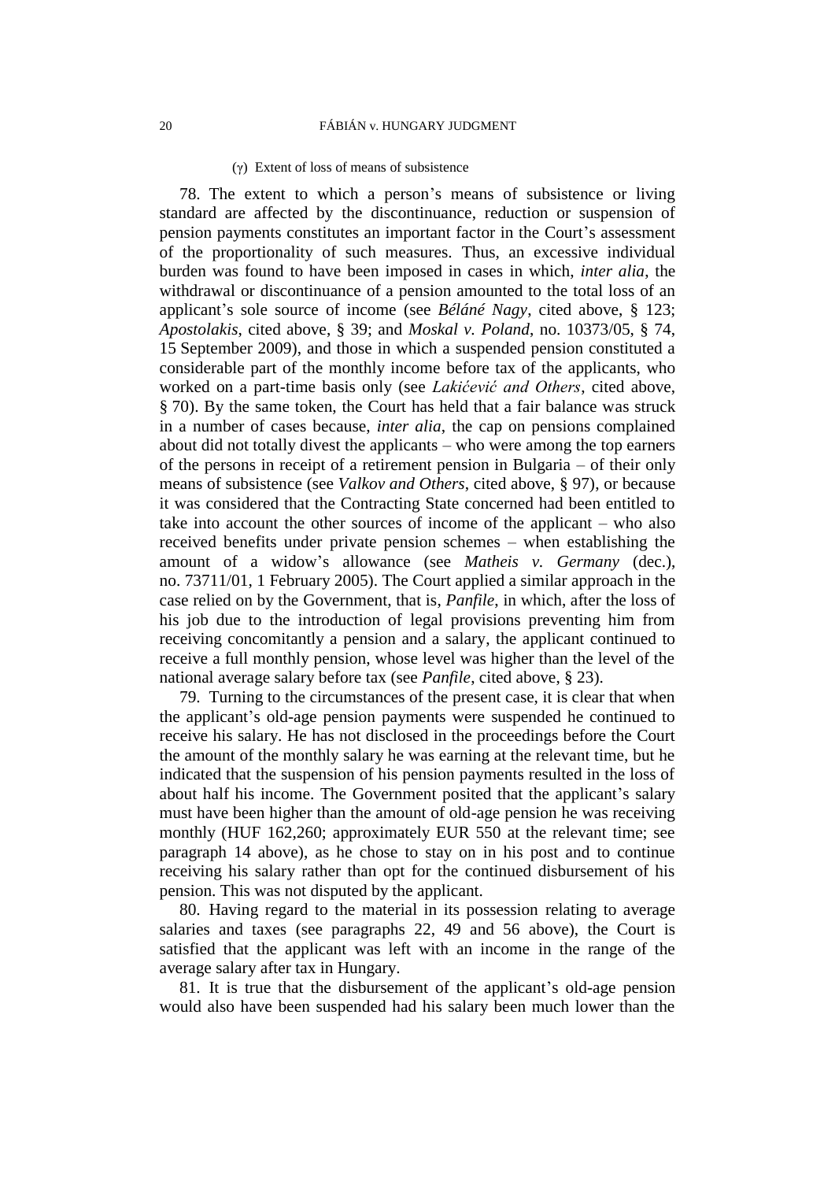#### (γ) Extent of loss of means of subsistence

78. The extent to which a person's means of subsistence or living standard are affected by the discontinuance, reduction or suspension of pension payments constitutes an important factor in the Court's assessment of the proportionality of such measures. Thus, an excessive individual burden was found to have been imposed in cases in which, *inter alia*, the withdrawal or discontinuance of a pension amounted to the total loss of an applicant's sole source of income (see *Béláné Nagy*, cited above, § 123; *Apostolakis*, cited above, § 39; and *Moskal v. Poland*, no. 10373/05, § 74, 15 September 2009), and those in which a suspended pension constituted a considerable part of the monthly income before tax of the applicants, who worked on a part-time basis only (see *Lakićević and Others*, cited above, § 70). By the same token, the Court has held that a fair balance was struck in a number of cases because, *inter alia*, the cap on pensions complained about did not totally divest the applicants – who were among the top earners of the persons in receipt of a retirement pension in Bulgaria – of their only means of subsistence (see *Valkov and Others*, cited above, § 97), or because it was considered that the Contracting State concerned had been entitled to take into account the other sources of income of the applicant – who also received benefits under private pension schemes – when establishing the amount of a widow's allowance (see *Matheis v. Germany* (dec.), no. 73711/01, 1 February 2005). The Court applied a similar approach in the case relied on by the Government, that is, *Panfile*, in which, after the loss of his job due to the introduction of legal provisions preventing him from receiving concomitantly a pension and a salary, the applicant continued to receive a full monthly pension, whose level was higher than the level of the national average salary before tax (see *Panfile*, cited above, § 23).

79. Turning to the circumstances of the present case, it is clear that when the applicant's old-age pension payments were suspended he continued to receive his salary. He has not disclosed in the proceedings before the Court the amount of the monthly salary he was earning at the relevant time, but he indicated that the suspension of his pension payments resulted in the loss of about half his income. The Government posited that the applicant's salary must have been higher than the amount of old-age pension he was receiving monthly (HUF 162,260; approximately EUR 550 at the relevant time; see paragraph 14 above), as he chose to stay on in his post and to continue receiving his salary rather than opt for the continued disbursement of his pension. This was not disputed by the applicant.

80. Having regard to the material in its possession relating to average salaries and taxes (see paragraphs 22, 49 and 56 above), the Court is satisfied that the applicant was left with an income in the range of the average salary after tax in Hungary.

81. It is true that the disbursement of the applicant's old-age pension would also have been suspended had his salary been much lower than the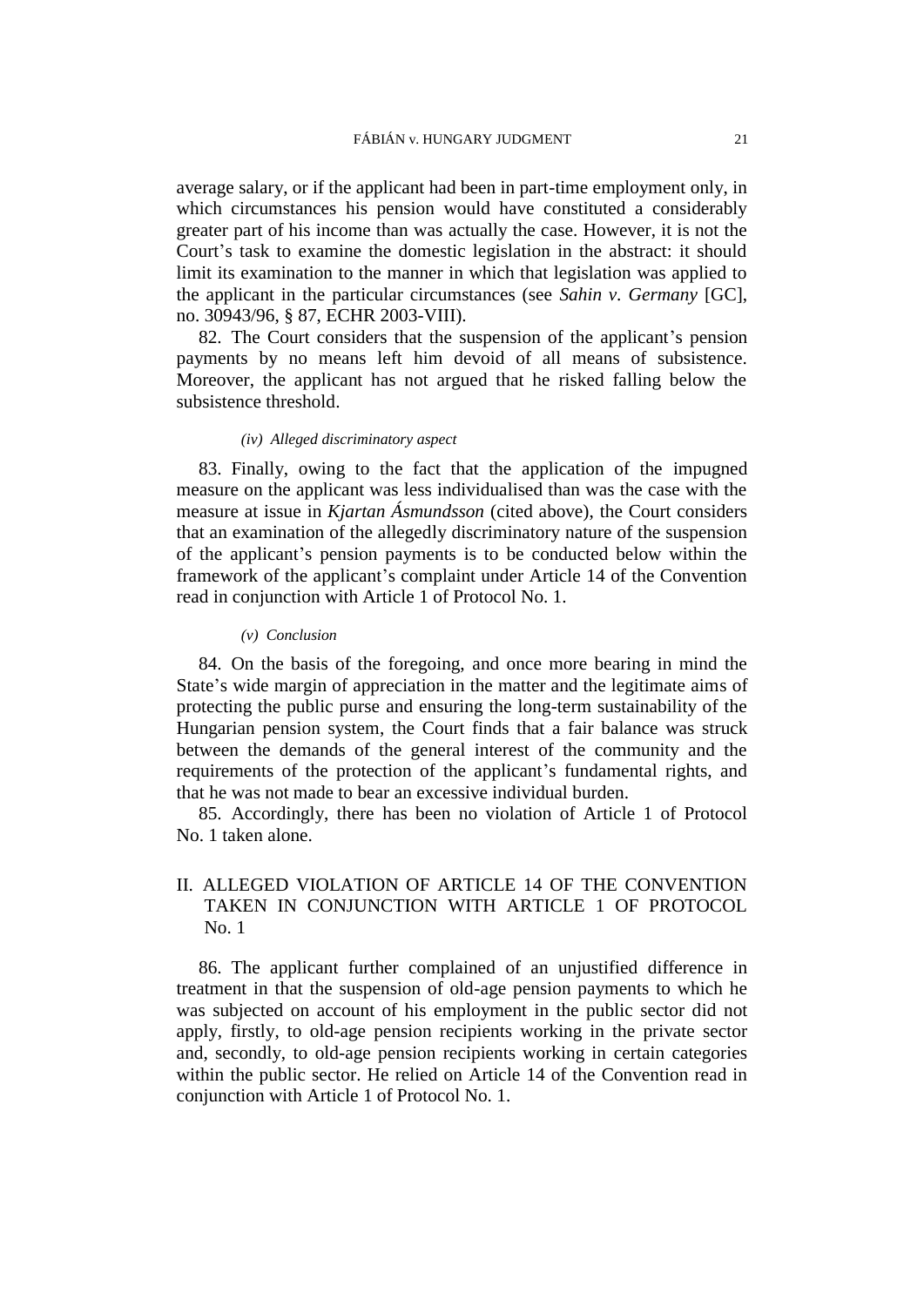average salary, or if the applicant had been in part-time employment only, in which circumstances his pension would have constituted a considerably greater part of his income than was actually the case. However, it is not the Court's task to examine the domestic legislation in the abstract: it should limit its examination to the manner in which that legislation was applied to the applicant in the particular circumstances (see *Sahin v. Germany* [GC], no. 30943/96, § 87, ECHR 2003-VIII).

82. The Court considers that the suspension of the applicant's pension payments by no means left him devoid of all means of subsistence. Moreover, the applicant has not argued that he risked falling below the subsistence threshold.

*(iv) Alleged discriminatory aspect*

83. Finally, owing to the fact that the application of the impugned measure on the applicant was less individualised than was the case with the measure at issue in *Kjartan Ásmundsson* (cited above), the Court considers that an examination of the allegedly discriminatory nature of the suspension of the applicant's pension payments is to be conducted below within the framework of the applicant's complaint under Article 14 of the Convention read in conjunction with Article 1 of Protocol No. 1.

*(v) Conclusion*

84. On the basis of the foregoing, and once more bearing in mind the State's wide margin of appreciation in the matter and the legitimate aims of protecting the public purse and ensuring the long-term sustainability of the Hungarian pension system, the Court finds that a fair balance was struck between the demands of the general interest of the community and the requirements of the protection of the applicant's fundamental rights, and that he was not made to bear an excessive individual burden.

85. Accordingly, there has been no violation of Article 1 of Protocol No. 1 taken alone.

## II. ALLEGED VIOLATION OF ARTICLE 14 OF THE CONVENTION TAKEN IN CONJUNCTION WITH ARTICLE 1 OF PROTOCOL No. 1

86. The applicant further complained of an unjustified difference in treatment in that the suspension of old-age pension payments to which he was subjected on account of his employment in the public sector did not apply, firstly, to old-age pension recipients working in the private sector and, secondly, to old-age pension recipients working in certain categories within the public sector. He relied on Article 14 of the Convention read in conjunction with Article 1 of Protocol No. 1.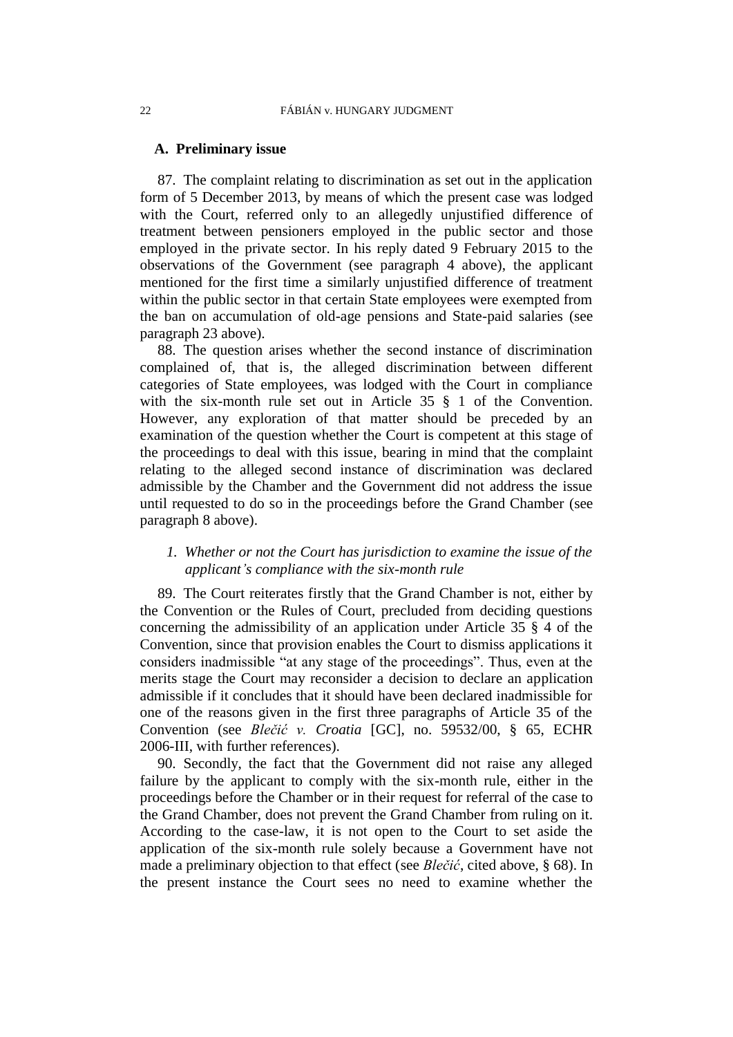### A. Preliminary issue

87. The complaint relating to discrimination as set out in the application form of 5 December 2013, by means of which the present case was lodged with the Court, referred only to an allegedly unjustified difference of treatment between pensioners employed in the public sector and those employed in the private sector. In his reply dated 9 February 2015 to the observations of the Government (see paragraph 4 above), the applicant mentioned for the first time a similarly unjustified difference of treatment within the public sector in that certain State employees were exempted from the ban on accumulation of old-age pensions and State-paid salaries (see paragraph 23 above).

88. The question arises whether the second instance of discrimination complained of, that is, the alleged discrimination between different categories of State employees, was lodged with the Court in compliance with the six-month rule set out in Article 35 § 1 of the Convention. However, any exploration of that matter should be preceded by an examination of the question whether the Court is competent at this stage of the proceedings to deal with this issue, bearing in mind that the complaint relating to the alleged second instance of discrimination was declared admissible by the Chamber and the Government did not address the issue until requested to do so in the proceedings before the Grand Chamber (see paragraph 8 above).

#### 1. *Whether or not the Court has jurisdiction to examine the issue of the applicant's compliance with the six-month rule*

89. The Court reiterates firstly that the Grand Chamber is not, either by the Convention or the Rules of Court, precluded from deciding questions concerning the admissibility of an application under Article 35 § 4 of the Convention, since that provision enables the Court to dismiss applications it considers inadmissible "at any stage of the proceedings". Thus, even at the merits stage the Court may reconsider a decision to declare an application admissible if it concludes that it should have been declared inadmissible for one of the reasons given in the first three paragraphs of Article 35 of the Convention (see *Blečić v. Croatia* [GC], no. 59532/00, § 65, ECHR 2006-III, with further references).

90. Secondly, the fact that the Government did not raise any alleged failure by the applicant to comply with the six-month rule, either in the proceedings before the Chamber or in their request for referral of the case to the Grand Chamber, does not prevent the Grand Chamber from ruling on it. According to the case-law, it is not open to the Court to set aside the application of the six-month rule solely because a Government have not made a preliminary objection to that effect (see *Blečić*, cited above, § 68). In the present instance the Court sees no need to examine whether the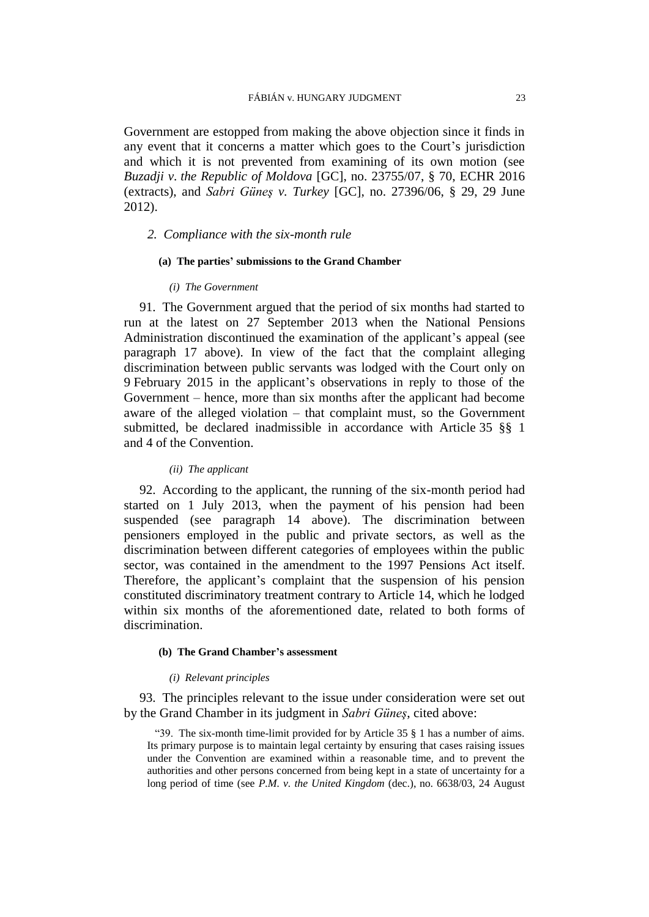Government are estopped from making the above objection since it finds in any event that it concerns a matter which goes to the Court's jurisdiction and which it is not prevented from examining of its own motion (see *Buzadji v. the Republic of Moldova* [GC], no. 23755/07, § 70, ECHR 2016 (extracts), and *Sabri Güneş v. Turkey* [GC], no. 27396/06, § 29, 29 June 2012).

## *2. Compliance with the six-month rule*

### (a) The parties' submissions to the Grand Chamber

#### *(i) The Government*

91. The Government argued that the period of six months had started to run at the latest on 27 September 2013 when the National Pensions Administration discontinued the examination of the applicant's appeal (see paragraph 17 above). In view of the fact that the complaint alleging discrimination between public servants was lodged with the Court only on 9 February 2015 in the applicant's observations in reply to those of the Government – hence, more than six months after the applicant had become aware of the alleged violation – that complaint must, so the Government submitted, be declared inadmissible in accordance with Article 35 §§ 1 and 4 of the Convention.

#### *(ii) The applicant*

92. According to the applicant, the running of the six-month period had started on 1 July 2013, when the payment of his pension had been suspended (see paragraph 14 above). The discrimination between pensioners employed in the public and private sectors, as well as the discrimination between different categories of employees within the public sector, was contained in the amendment to the 1997 Pensions Act itself. Therefore, the applicant's complaint that the suspension of his pension constituted discriminatory treatment contrary to Article 14, which he lodged within six months of the aforementioned date, related to both forms of discrimination.

### (b) The Grand Chamber's assessment

#### *(i) Relevant principles*

93. The principles relevant to the issue under consideration were set out by the Grand Chamber in its judgment in *Sabri Güneş*, cited above:

> "39. The six-month time-limit provided for by Article 35 § 1 has a number of aims. Its primary purpose is to maintain legal certainty by ensuring that cases raising issues under the Convention are examined within a reasonable time, and to prevent the authorities and other persons concerned from being kept in a state of uncertainty for a long period of time (see *P.M. v. the United Kingdom* (dec.), no. 6638/03, 24 August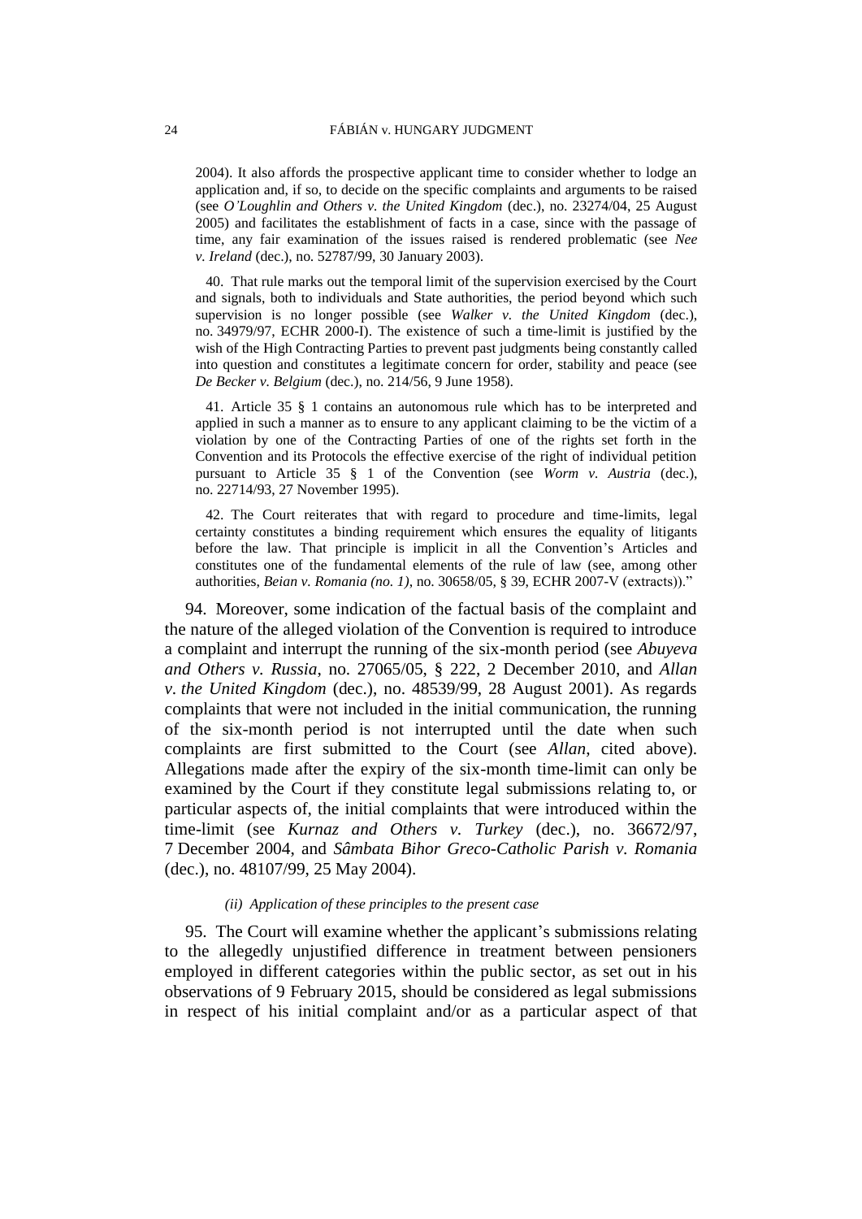2004). It also affords the prospective applicant time to consider whether to lodge an application and, if so, to decide on the specific complaints and arguments to be raised (see *O'Loughlin and Others v. the United Kingdom* (dec.), no. 23274/04, 25 August 2005) and facilitates the establishment of facts in a case, since with the passage of time, any fair examination of the issues raised is rendered problematic (see *Nee v. Ireland* (dec.), no. 52787/99, 30 January 2003).

40. That rule marks out the temporal limit of the supervision exercised by the Court and signals, both to individuals and State authorities, the period beyond which such supervision is no longer possible (see *Walker v. the United Kingdom* (dec.), no. 34979/97, ECHR 2000-I). The existence of such a time-limit is justified by the wish of the High Contracting Parties to prevent past judgments being constantly called into question and constitutes a legitimate concern for order, stability and peace (see *De Becker v. Belgium* (dec.), no. 214/56, 9 June 1958).

41. Article 35 § 1 contains an autonomous rule which has to be interpreted and applied in such a manner as to ensure to any applicant claiming to be the victim of a violation by one of the Contracting Parties of one of the rights set forth in the Convention and its Protocols the effective exercise of the right of individual petition pursuant to Article 35 § 1 of the Convention (see *Worm v. Austria* (dec.), no. 22714/93, 27 November 1995).

42. The Court reiterates that with regard to procedure and time-limits, legal certainty constitutes a binding requirement which ensures the equality of litigants before the law. That principle is implicit in all the Convention's Articles and constitutes one of the fundamental elements of the rule of law (see, among other authorities, *Beian v. Romania (no. 1)*, no. 30658/05, § 39, ECHR 2007-V (extracts))."

94. Moreover, some indication of the factual basis of the complaint and the nature of the alleged violation of the Convention is required to introduce a complaint and interrupt the running of the six-month period (see *Abuyeva and Others v. Russia*, no. 27065/05, § 222, 2 December 2010, and *Allan v. the United Kingdom* (dec.), no. 48539/99, 28 August 2001). As regards complaints that were not included in the initial communication, the running of the six-month period is not interrupted until the date when such complaints are first submitted to the Court (see *Allan*, cited above). Allegations made after the expiry of the six-month time-limit can only be examined by the Court if they constitute legal submissions relating to, or particular aspects of, the initial complaints that were introduced within the time-limit (see *Kurnaz and Others v. Turkey* (dec.), no. 36672/97, 7 December 2004, and *Sâmbata Bihor Greco-Catholic Parish v. Romania* (dec.), no. 48107/99, 25 May 2004).

*(ii) Application of these principles to the present case*

95. The Court will examine whether the applicant's submissions relating to the allegedly unjustified difference in treatment between pensioners employed in different categories within the public sector, as set out in his observations of 9 February 2015, should be considered as legal submissions in respect of his initial complaint and/or as a particular aspect of that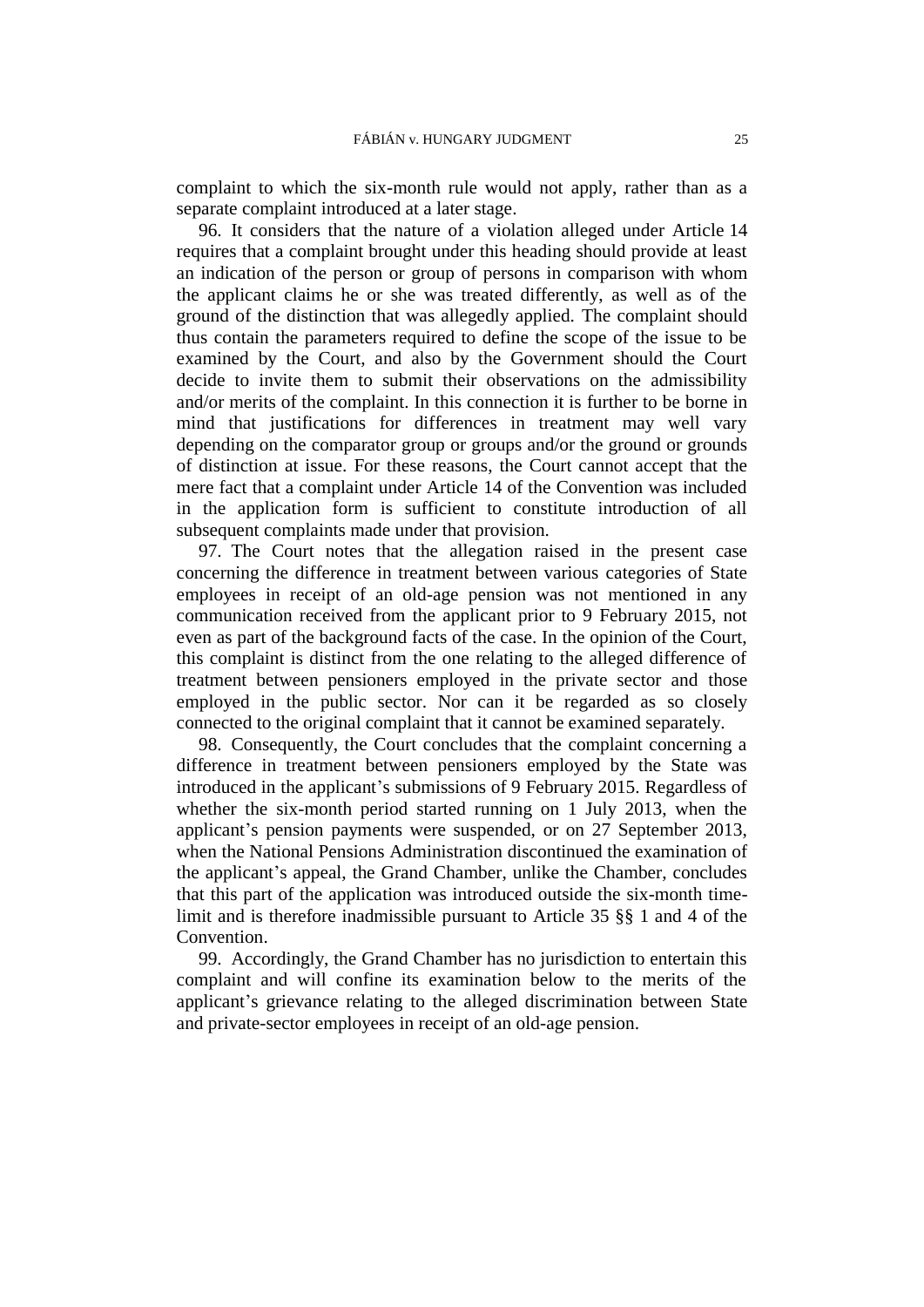complaint to which the six-month rule would not apply, rather than as a separate complaint introduced at a later stage.

96. It considers that the nature of a violation alleged under Article 14 requires that a complaint brought under this heading should provide at least an indication of the person or group of persons in comparison with whom the applicant claims he or she was treated differently, as well as of the ground of the distinction that was allegedly applied. The complaint should thus contain the parameters required to define the scope of the issue to be examined by the Court, and also by the Government should the Court decide to invite them to submit their observations on the admissibility and/or merits of the complaint. In this connection it is further to be borne in mind that justifications for differences in treatment may well vary depending on the comparator group or groups and/or the ground or grounds of distinction at issue. For these reasons, the Court cannot accept that the mere fact that a complaint under Article 14 of the Convention was included in the application form is sufficient to constitute introduction of all subsequent complaints made under that provision.

97. The Court notes that the allegation raised in the present case concerning the difference in treatment between various categories of State employees in receipt of an old-age pension was not mentioned in any communication received from the applicant prior to 9 February 2015, not even as part of the background facts of the case. In the opinion of the Court, this complaint is distinct from the one relating to the alleged difference of treatment between pensioners employed in the private sector and those employed in the public sector. Nor can it be regarded as so closely connected to the original complaint that it cannot be examined separately.

98. Consequently, the Court concludes that the complaint concerning a difference in treatment between pensioners employed by the State was introduced in the applicant's submissions of 9 February 2015. Regardless of whether the six-month period started running on 1 July 2013, when the applicant's pension payments were suspended, or on 27 September 2013, when the National Pensions Administration discontinued the examination of the applicant's appeal, the Grand Chamber, unlike the Chamber, concludes that this part of the application was introduced outside the six-month time-limit and is therefore inadmissible pursuant to Article 35 §§ 1 and 4 of the Convention.

99. Accordingly, the Grand Chamber has no jurisdiction to entertain this complaint and will confine its examination below to the merits of the applicant's grievance relating to the alleged discrimination between State and private-sector employees in receipt of an old-age pension.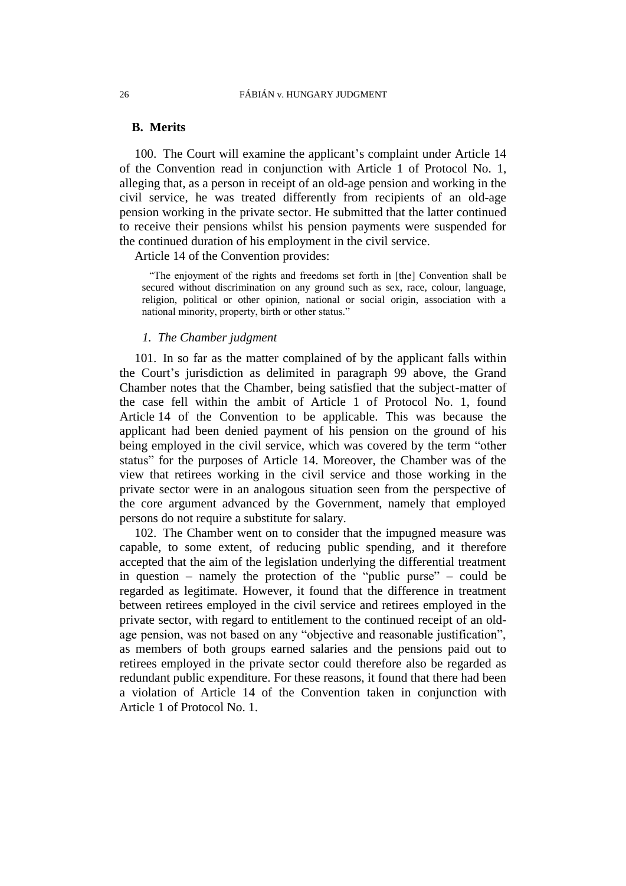## B. Merits

100. The Court will examine the applicant's complaint under Article 14 of the Convention read in conjunction with Article 1 of Protocol No. 1, alleging that, as a person in receipt of an old-age pension and working in the civil service, he was treated differently from recipients of an old-age pension working in the private sector. He submitted that the latter continued to receive their pensions whilst his pension payments were suspended for the continued duration of his employment in the civil service.

Article 14 of the Convention provides:

> "The enjoyment of the rights and freedoms set forth in [the] Convention shall be secured without discrimination on any ground such as sex, race, colour, language, religion, political or other opinion, national or social origin, association with a national minority, property, birth or other status."

### *1. The Chamber judgment*

101. In so far as the matter complained of by the applicant falls within the Court's jurisdiction as delimited in paragraph 99 above, the Grand Chamber notes that the Chamber, being satisfied that the subject-matter of the case fell within the ambit of Article 1 of Protocol No. 1, found Article 14 of the Convention to be applicable. This was because the applicant had been denied payment of his pension on the ground of his being employed in the civil service, which was covered by the term "other status" for the purposes of Article 14. Moreover, the Chamber was of the view that retirees working in the civil service and those working in the private sector were in an analogous situation seen from the perspective of the core argument advanced by the Government, namely that employed persons do not require a substitute for salary.

102. The Chamber went on to consider that the impugned measure was capable, to some extent, of reducing public spending, and it therefore accepted that the aim of the legislation underlying the differential treatment in question – namely the protection of the "public purse" – could be regarded as legitimate. However, it found that the difference in treatment between retirees employed in the civil service and retirees employed in the private sector, with regard to entitlement to the continued receipt of an old-age pension, was not based on any "objective and reasonable justification", as members of both groups earned salaries and the pensions paid out to retirees employed in the private sector could therefore also be regarded as redundant public expenditure. For these reasons, it found that there had been a violation of Article 14 of the Convention taken in conjunction with Article 1 of Protocol No. 1.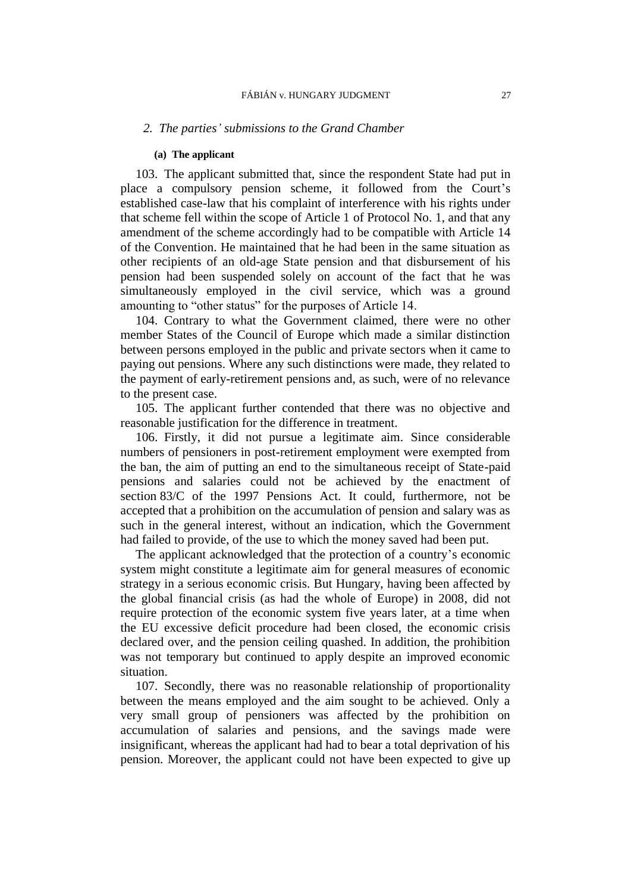### *2. The parties' submissions to the Grand Chamber*

#### **(a) The applicant**

103. The applicant submitted that, since the respondent State had put in place a compulsory pension scheme, it followed from the Court's established case-law that his complaint of interference with his rights under that scheme fell within the scope of Article 1 of Protocol No. 1, and that any amendment of the scheme accordingly had to be compatible with Article 14 of the Convention. He maintained that he had been in the same situation as other recipients of an old-age State pension and that disbursement of his pension had been suspended solely on account of the fact that he was simultaneously employed in the civil service, which was a ground amounting to "other status" for the purposes of Article 14.

104. Contrary to what the Government claimed, there were no other member States of the Council of Europe which made a similar distinction between persons employed in the public and private sectors when it came to paying out pensions. Where any such distinctions were made, they related to the payment of early-retirement pensions and, as such, were of no relevance to the present case.

105. The applicant further contended that there was no objective and reasonable justification for the difference in treatment.

106. Firstly, it did not pursue a legitimate aim. Since considerable numbers of pensioners in post-retirement employment were exempted from the ban, the aim of putting an end to the simultaneous receipt of State-paid pensions and salaries could not be achieved by the enactment of section 83/C of the 1997 Pensions Act. It could, furthermore, not be accepted that a prohibition on the accumulation of pension and salary was as such in the general interest, without an indication, which the Government had failed to provide, of the use to which the money saved had been put.

The applicant acknowledged that the protection of a country's economic system might constitute a legitimate aim for general measures of economic strategy in a serious economic crisis. But Hungary, having been affected by the global financial crisis (as had the whole of Europe) in 2008, did not require protection of the economic system five years later, at a time when the EU excessive deficit procedure had been closed, the economic crisis declared over, and the pension ceiling quashed. In addition, the prohibition was not temporary but continued to apply despite an improved economic situation.

107. Secondly, there was no reasonable relationship of proportionality between the means employed and the aim sought to be achieved. Only a very small group of pensioners was affected by the prohibition on accumulation of salaries and pensions, and the savings made were insignificant, whereas the applicant had had to bear a total deprivation of his pension. Moreover, the applicant could not have been expected to give up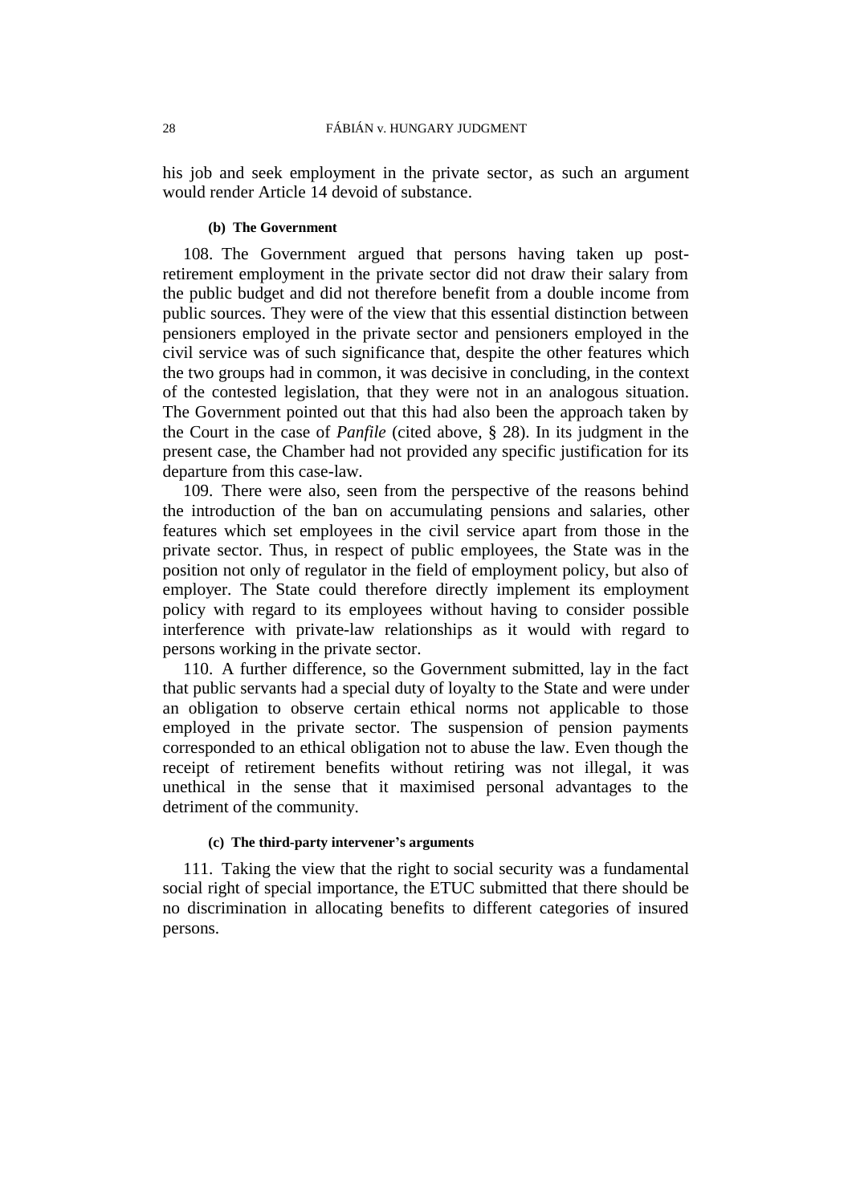his job and seek employment in the private sector, as such an argument would render Article 14 devoid of substance.

#### (b) The Government

108. The Government argued that persons having taken up post-retirement employment in the private sector did not draw their salary from the public budget and did not therefore benefit from a double income from public sources. They were of the view that this essential distinction between pensioners employed in the private sector and pensioners employed in the civil service was of such significance that, despite the other features which the two groups had in common, it was decisive in concluding, in the context of the contested legislation, that they were not in an analogous situation. The Government pointed out that this had also been the approach taken by the Court in the case of *Panfile* (cited above, § 28). In its judgment in the present case, the Chamber had not provided any specific justification for its departure from this case-law.

109. There were also, seen from the perspective of the reasons behind the introduction of the ban on accumulating pensions and salaries, other features which set employees in the civil service apart from those in the private sector. Thus, in respect of public employees, the State was in the position not only of regulator in the field of employment policy, but also of employer. The State could therefore directly implement its employment policy with regard to its employees without having to consider possible interference with private-law relationships as it would with regard to persons working in the private sector.

110. A further difference, so the Government submitted, lay in the fact that public servants had a special duty of loyalty to the State and were under an obligation to observe certain ethical norms not applicable to those employed in the private sector. The suspension of pension payments corresponded to an ethical obligation not to abuse the law. Even though the receipt of retirement benefits without retiring was not illegal, it was unethical in the sense that it maximised personal advantages to the detriment of the community.

#### (c) The third-party intervener's arguments

111. Taking the view that the right to social security was a fundamental social right of special importance, the ETUC submitted that there should be no discrimination in allocating benefits to different categories of insured persons.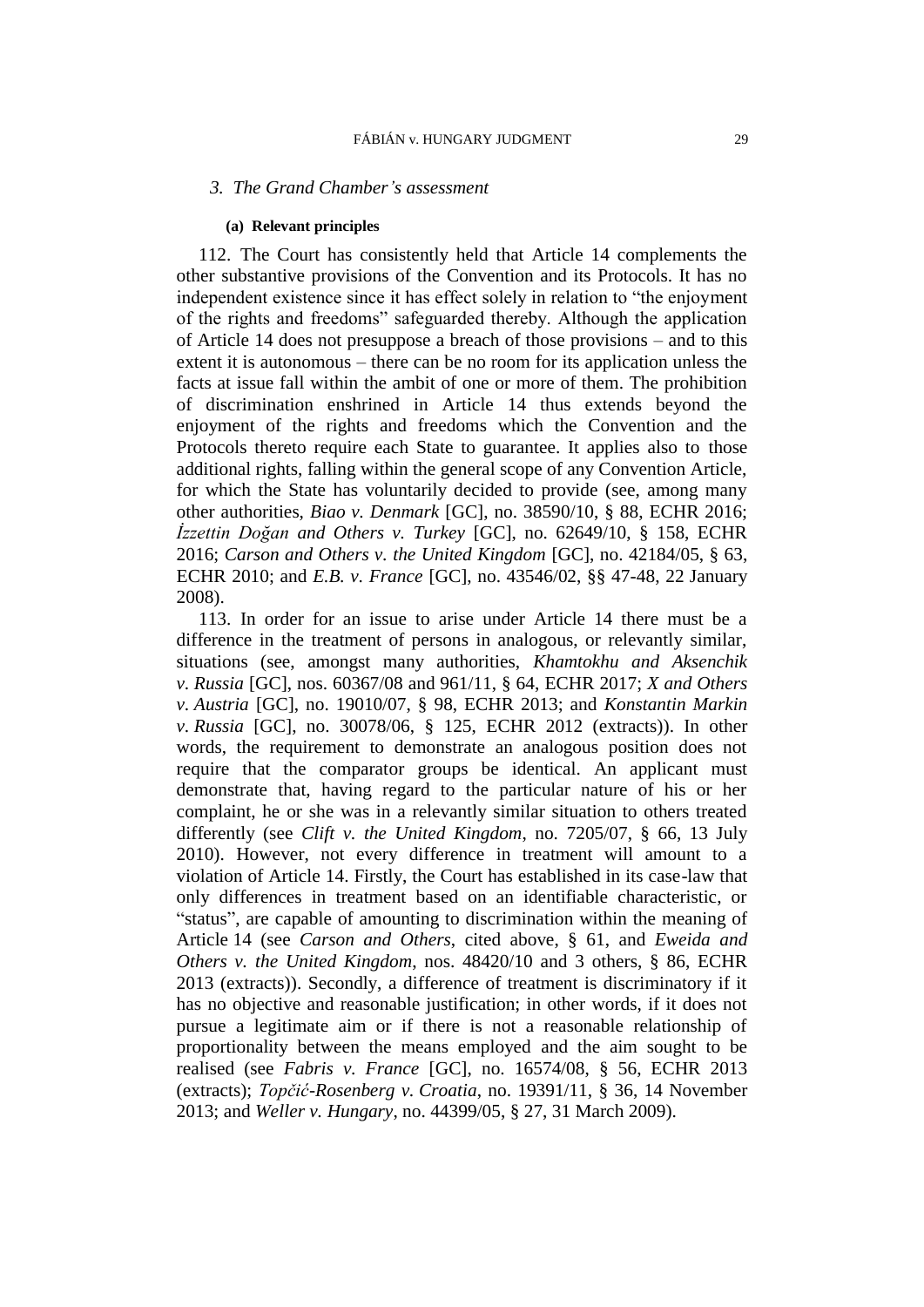### *3. The Grand Chamber's assessment*

#### **(a) Relevant principles**

112. The Court has consistently held that Article 14 complements the other substantive provisions of the Convention and its Protocols. It has no independent existence since it has effect solely in relation to "the enjoyment of the rights and freedoms" safeguarded thereby. Although the application of Article 14 does not presuppose a breach of those provisions – and to this extent it is autonomous – there can be no room for its application unless the facts at issue fall within the ambit of one or more of them. The prohibition of discrimination enshrined in Article 14 thus extends beyond the enjoyment of the rights and freedoms which the Convention and the Protocols thereto require each State to guarantee. It applies also to those additional rights, falling within the general scope of any Convention Article, for which the State has voluntarily decided to provide (see, among many other authorities, *Biao v. Denmark* [GC], no. 38590/10, § 88, ECHR 2016; *İzzettin Doğan and Others v. Turkey* [GC], no. 62649/10, § 158, ECHR 2016; *Carson and Others v. the United Kingdom* [GC], no. 42184/05, § 63, ECHR 2010; and *E.B. v. France* [GC], no. 43546/02, §§ 47-48, 22 January 2008).

113. In order for an issue to arise under Article 14 there must be a difference in the treatment of persons in analogous, or relevantly similar, situations (see, amongst many authorities, *Khamtokhu and Aksenchik v. Russia* [GC], nos. 60367/08 and 961/11, § 64, ECHR 2017; *X and Others v. Austria* [GC], no. 19010/07, § 98, ECHR 2013; and *Konstantin Markin v. Russia* [GC], no. 30078/06, § 125, ECHR 2012 (extracts)). In other words, the requirement to demonstrate an analogous position does not require that the comparator groups be identical. An applicant must demonstrate that, having regard to the particular nature of his or her complaint, he or she was in a relevantly similar situation to others treated differently (see *Clift v. the United Kingdom*, no. 7205/07, § 66, 13 July 2010). However, not every difference in treatment will amount to a violation of Article 14. Firstly, the Court has established in its case-law that only differences in treatment based on an identifiable characteristic, or "status", are capable of amounting to discrimination within the meaning of Article 14 (see *Carson and Others*, cited above, § 61, and *Eweida and Others v. the United Kingdom*, nos. 48420/10 and 3 others, § 86, ECHR 2013 (extracts)). Secondly, a difference of treatment is discriminatory if it has no objective and reasonable justification; in other words, if it does not pursue a legitimate aim or if there is not a reasonable relationship of proportionality between the means employed and the aim sought to be realised (see *Fabris v. France* [GC], no. 16574/08, § 56, ECHR 2013 (extracts); *Topčić-Rosenberg v. Croatia*, no. 19391/11, § 36, 14 November 2013; and *Weller v. Hungary*, no. 44399/05, § 27, 31 March 2009).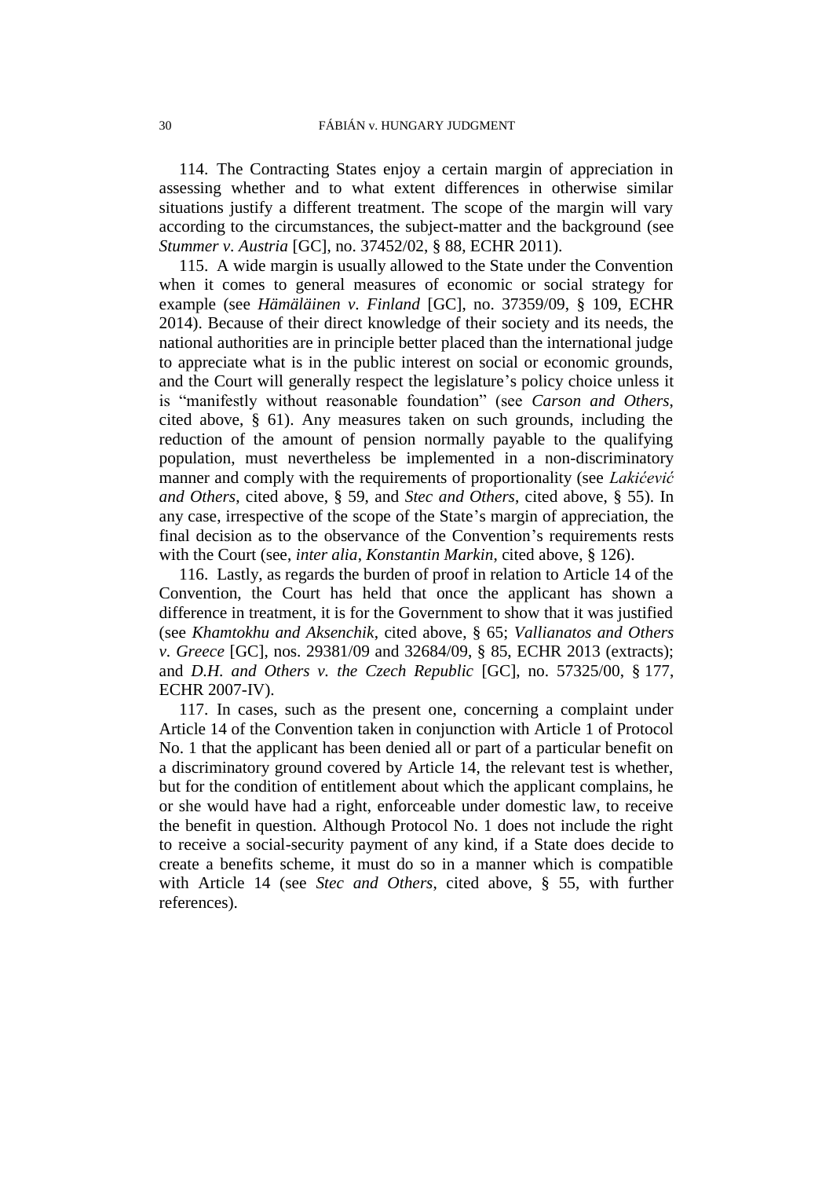114. The Contracting States enjoy a certain margin of appreciation in assessing whether and to what extent differences in otherwise similar situations justify a different treatment. The scope of the margin will vary according to the circumstances, the subject-matter and the background (see *Stummer v. Austria* [GC], no. 37452/02, § 88, ECHR 2011).

115. A wide margin is usually allowed to the State under the Convention when it comes to general measures of economic or social strategy for example (see *Hämäläinen v. Finland* [GC], no. 37359/09, § 109, ECHR 2014). Because of their direct knowledge of their society and its needs, the national authorities are in principle better placed than the international judge to appreciate what is in the public interest on social or economic grounds, and the Court will generally respect the legislature's policy choice unless it is "manifestly without reasonable foundation" (see *Carson and Others*, cited above, § 61). Any measures taken on such grounds, including the reduction of the amount of pension normally payable to the qualifying population, must nevertheless be implemented in a non-discriminatory manner and comply with the requirements of proportionality (see *Lakićević and Others*, cited above, § 59, and *Stec and Others*, cited above, § 55). In any case, irrespective of the scope of the State's margin of appreciation, the final decision as to the observance of the Convention's requirements rests with the Court (see, *inter alia*, *Konstantin Markin*, cited above, § 126).

116. Lastly, as regards the burden of proof in relation to Article 14 of the Convention, the Court has held that once the applicant has shown a difference in treatment, it is for the Government to show that it was justified (see *Khamtokhu and Aksenchik*, cited above, § 65; *Vallianatos and Others v. Greece* [GC], nos. 29381/09 and 32684/09, § 85, ECHR 2013 (extracts); and *D.H. and Others v. the Czech Republic* [GC], no. 57325/00, § 177, ECHR 2007-IV).

117. In cases, such as the present one, concerning a complaint under Article 14 of the Convention taken in conjunction with Article 1 of Protocol No. 1 that the applicant has been denied all or part of a particular benefit on a discriminatory ground covered by Article 14, the relevant test is whether, but for the condition of entitlement about which the applicant complains, he or she would have had a right, enforceable under domestic law, to receive the benefit in question. Although Protocol No. 1 does not include the right to receive a social-security payment of any kind, if a State does decide to create a benefits scheme, it must do so in a manner which is compatible with Article 14 (see *Stec and Others*, cited above, § 55, with further references).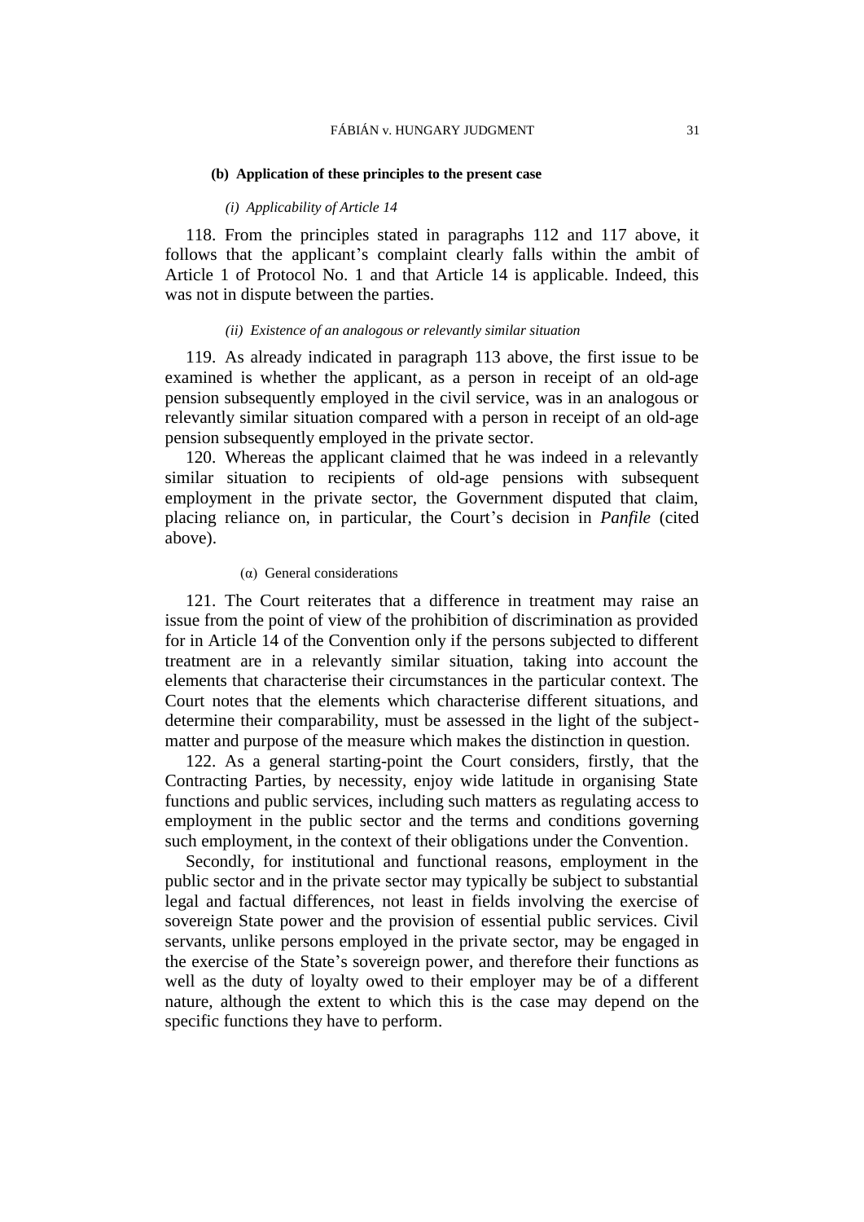#### (b) Application of these principles to the present case

##### *(i) Applicability of Article 14*

118. From the principles stated in paragraphs 112 and 117 above, it follows that the applicant's complaint clearly falls within the ambit of Article 1 of Protocol No. 1 and that Article 14 is applicable. Indeed, this was not in dispute between the parties.

##### *(ii) Existence of an analogous or relevantly similar situation*

119. As already indicated in paragraph 113 above, the first issue to be examined is whether the applicant, as a person in receipt of an old-age pension subsequently employed in the civil service, was in an analogous or relevantly similar situation compared with a person in receipt of an old-age pension subsequently employed in the private sector.

120. Whereas the applicant claimed that he was indeed in a relevantly similar situation to recipients of old-age pensions with subsequent employment in the private sector, the Government disputed that claim, placing reliance on, in particular, the Court's decision in *Panfile* (cited above).

###### (α) General considerations

121. The Court reiterates that a difference in treatment may raise an issue from the point of view of the prohibition of discrimination as provided for in Article 14 of the Convention only if the persons subjected to different treatment are in a relevantly similar situation, taking into account the elements that characterise their circumstances in the particular context. The Court notes that the elements which characterise different situations, and determine their comparability, must be assessed in the light of the subject-matter and purpose of the measure which makes the distinction in question.

122. As a general starting-point the Court considers, firstly, that the Contracting Parties, by necessity, enjoy wide latitude in organising State functions and public services, including such matters as regulating access to employment in the public sector and the terms and conditions governing such employment, in the context of their obligations under the Convention.

Secondly, for institutional and functional reasons, employment in the public sector and in the private sector may typically be subject to substantial legal and factual differences, not least in fields involving the exercise of sovereign State power and the provision of essential public services. Civil servants, unlike persons employed in the private sector, may be engaged in the exercise of the State's sovereign power, and therefore their functions as well as the duty of loyalty owed to their employer may be of a different nature, although the extent to which this is the case may depend on the specific functions they have to perform.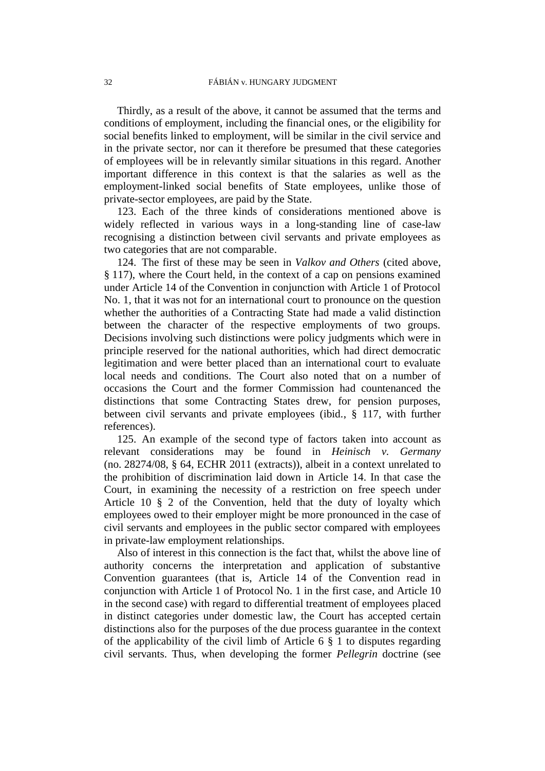Thirdly, as a result of the above, it cannot be assumed that the terms and conditions of employment, including the financial ones, or the eligibility for social benefits linked to employment, will be similar in the civil service and in the private sector, nor can it therefore be presumed that these categories of employees will be in relevantly similar situations in this regard. Another important difference in this context is that the salaries as well as the employment-linked social benefits of State employees, unlike those of private-sector employees, are paid by the State.

123. Each of the three kinds of considerations mentioned above is widely reflected in various ways in a long-standing line of case-law recognising a distinction between civil servants and private employees as two categories that are not comparable.

124. The first of these may be seen in *Valkov and Others* (cited above, § 117), where the Court held, in the context of a cap on pensions examined under Article 14 of the Convention in conjunction with Article 1 of Protocol No. 1, that it was not for an international court to pronounce on the question whether the authorities of a Contracting State had made a valid distinction between the character of the respective employments of two groups. Decisions involving such distinctions were policy judgments which were in principle reserved for the national authorities, which had direct democratic legitimation and were better placed than an international court to evaluate local needs and conditions. The Court also noted that on a number of occasions the Court and the former Commission had countenanced the distinctions that some Contracting States drew, for pension purposes, between civil servants and private employees (ibid., § 117, with further references).

125. An example of the second type of factors taken into account as relevant considerations may be found in *Heinisch v. Germany* (no. 28274/08, § 64, ECHR 2011 (extracts)), albeit in a context unrelated to the prohibition of discrimination laid down in Article 14. In that case the Court, in examining the necessity of a restriction on free speech under Article 10 § 2 of the Convention, held that the duty of loyalty which employees owed to their employer might be more pronounced in the case of civil servants and employees in the public sector compared with employees in private-law employment relationships.

Also of interest in this connection is the fact that, whilst the above line of authority concerns the interpretation and application of substantive Convention guarantees (that is, Article 14 of the Convention read in conjunction with Article 1 of Protocol No. 1 in the first case, and Article 10 in the second case) with regard to differential treatment of employees placed in distinct categories under domestic law, the Court has accepted certain distinctions also for the purposes of the due process guarantee in the context of the applicability of the civil limb of Article 6 § 1 to disputes regarding civil servants. Thus, when developing the former *Pellegrin* doctrine (see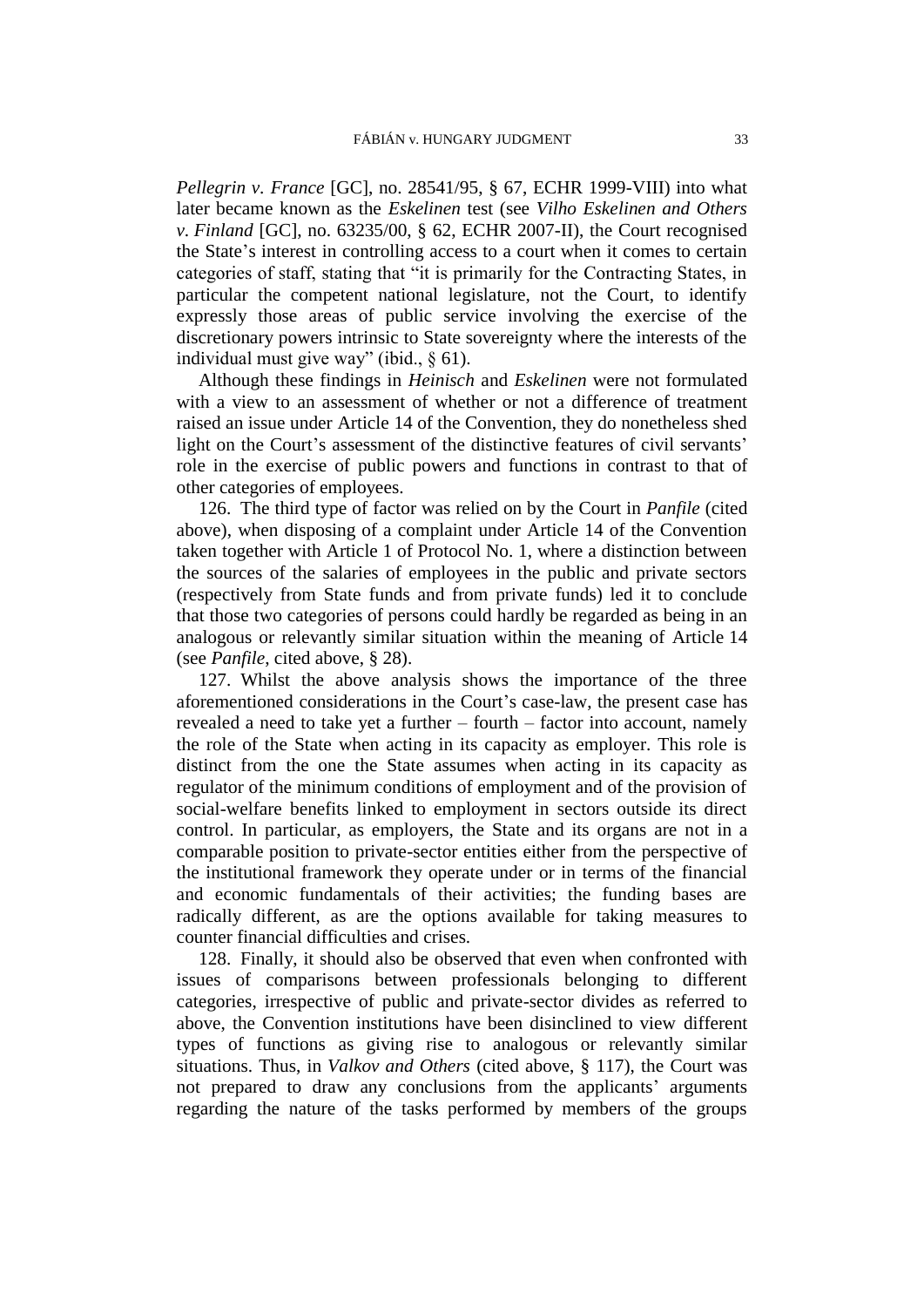*Pellegrin v. France* [GC], no. 28541/95, § 67, ECHR 1999-VIII) into what later became known as the *Eskelinen* test (see *Vilho Eskelinen and Others v. Finland* [GC], no. 63235/00, § 62, ECHR 2007-II), the Court recognised the State's interest in controlling access to a court when it comes to certain categories of staff, stating that "it is primarily for the Contracting States, in particular the competent national legislature, not the Court, to identify expressly those areas of public service involving the exercise of the discretionary powers intrinsic to State sovereignty where the interests of the individual must give way" (ibid., § 61).

Although these findings in *Heinisch* and *Eskelinen* were not formulated with a view to an assessment of whether or not a difference of treatment raised an issue under Article 14 of the Convention, they do nonetheless shed light on the Court's assessment of the distinctive features of civil servants' role in the exercise of public powers and functions in contrast to that of other categories of employees.

126. The third type of factor was relied on by the Court in *Panfile* (cited above), when disposing of a complaint under Article 14 of the Convention taken together with Article 1 of Protocol No. 1, where a distinction between the sources of the salaries of employees in the public and private sectors (respectively from State funds and from private funds) led it to conclude that those two categories of persons could hardly be regarded as being in an analogous or relevantly similar situation within the meaning of Article 14 (see *Panfile*, cited above, § 28).

127. Whilst the above analysis shows the importance of the three aforementioned considerations in the Court's case-law, the present case has revealed a need to take yet a further – fourth – factor into account, namely the role of the State when acting in its capacity as employer. This role is distinct from the one the State assumes when acting in its capacity as regulator of the minimum conditions of employment and of the provision of social-welfare benefits linked to employment in sectors outside its direct control. In particular, as employers, the State and its organs are not in a comparable position to private-sector entities either from the perspective of the institutional framework they operate under or in terms of the financial and economic fundamentals of their activities; the funding bases are radically different, as are the options available for taking measures to counter financial difficulties and crises.

128. Finally, it should also be observed that even when confronted with issues of comparisons between professionals belonging to different categories, irrespective of public and private-sector divides as referred to above, the Convention institutions have been disinclined to view different types of functions as giving rise to analogous or relevantly similar situations. Thus, in *Valkov and Others* (cited above, § 117), the Court was not prepared to draw any conclusions from the applicants' arguments regarding the nature of the tasks performed by members of the groups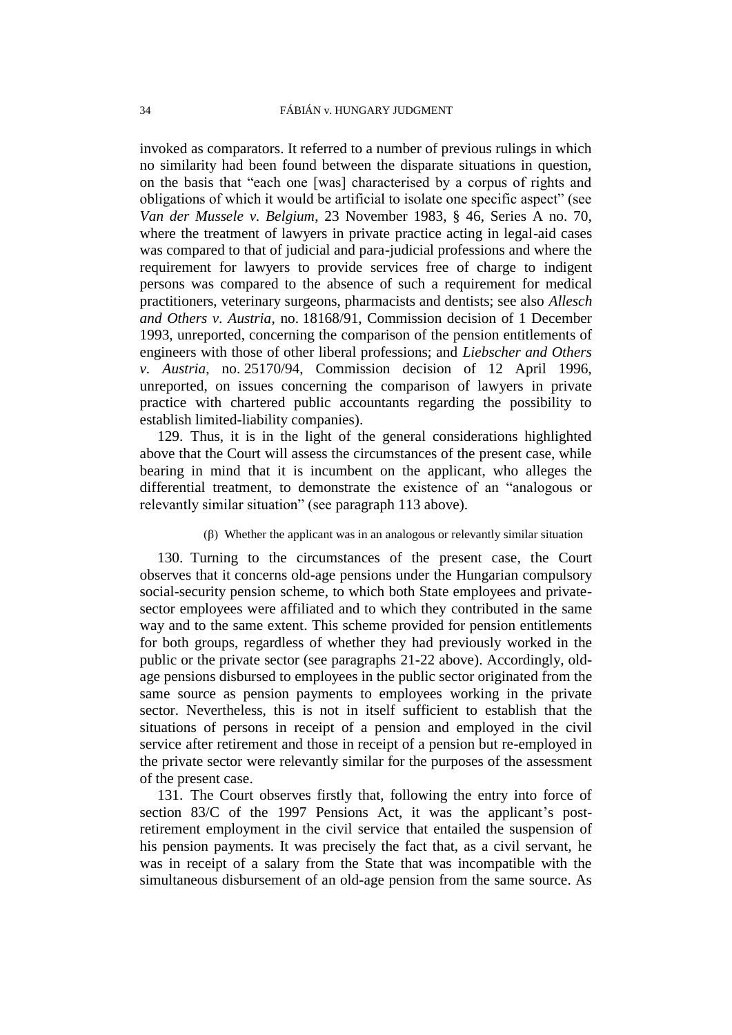invoked as comparators. It referred to a number of previous rulings in which no similarity had been found between the disparate situations in question, on the basis that "each one [was] characterised by a corpus of rights and obligations of which it would be artificial to isolate one specific aspect" (see *Van der Mussele v. Belgium*, 23 November 1983, § 46, Series A no. 70, where the treatment of lawyers in private practice acting in legal-aid cases was compared to that of judicial and para-judicial professions and where the requirement for lawyers to provide services free of charge to indigent persons was compared to the absence of such a requirement for medical practitioners, veterinary surgeons, pharmacists and dentists; see also *Allesch and Others v. Austria*, no. 18168/91, Commission decision of 1 December 1993, unreported, concerning the comparison of the pension entitlements of engineers with those of other liberal professions; and *Liebscher and Others v. Austria*, no. 25170/94, Commission decision of 12 April 1996, unreported, on issues concerning the comparison of lawyers in private practice with chartered public accountants regarding the possibility to establish limited-liability companies).

129. Thus, it is in the light of the general considerations highlighted above that the Court will assess the circumstances of the present case, while bearing in mind that it is incumbent on the applicant, who alleges the differential treatment, to demonstrate the existence of an "analogous or relevantly similar situation" (see paragraph 113 above).

(β) Whether the applicant was in an analogous or relevantly similar situation

130. Turning to the circumstances of the present case, the Court observes that it concerns old-age pensions under the Hungarian compulsory social-security pension scheme, to which both State employees and private-sector employees were affiliated and to which they contributed in the same way and to the same extent. This scheme provided for pension entitlements for both groups, regardless of whether they had previously worked in the public or the private sector (see paragraphs 21-22 above). Accordingly, old-age pensions disbursed to employees in the public sector originated from the same source as pension payments to employees working in the private sector. Nevertheless, this is not in itself sufficient to establish that the situations of persons in receipt of a pension and employed in the civil service after retirement and those in receipt of a pension but re-employed in the private sector were relevantly similar for the purposes of the assessment of the present case.

131. The Court observes firstly that, following the entry into force of section 83/C of the 1997 Pensions Act, it was the applicant's post-retirement employment in the civil service that entailed the suspension of his pension payments. It was precisely the fact that, as a civil servant, he was in receipt of a salary from the State that was incompatible with the simultaneous disbursement of an old-age pension from the same source. As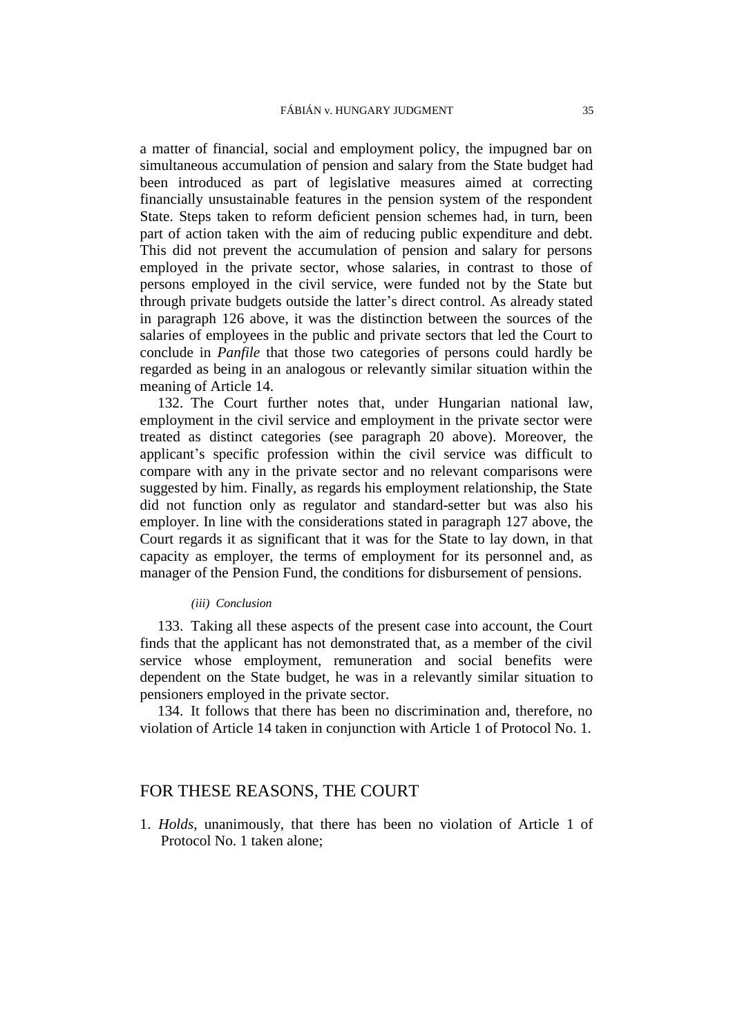a matter of financial, social and employment policy, the impugned bar on simultaneous accumulation of pension and salary from the State budget had been introduced as part of legislative measures aimed at correcting financially unsustainable features in the pension system of the respondent State. Steps taken to reform deficient pension schemes had, in turn, been part of action taken with the aim of reducing public expenditure and debt. This did not prevent the accumulation of pension and salary for persons employed in the private sector, whose salaries, in contrast to those of persons employed in the civil service, were funded not by the State but through private budgets outside the latter's direct control. As already stated in paragraph 126 above, it was the distinction between the sources of the salaries of employees in the public and private sectors that led the Court to conclude in *Panfile* that those two categories of persons could hardly be regarded as being in an analogous or relevantly similar situation within the meaning of Article 14.

132. The Court further notes that, under Hungarian national law, employment in the civil service and employment in the private sector were treated as distinct categories (see paragraph 20 above). Moreover, the applicant's specific profession within the civil service was difficult to compare with any in the private sector and no relevant comparisons were suggested by him. Finally, as regards his employment relationship, the State did not function only as regulator and standard-setter but was also his employer. In line with the considerations stated in paragraph 127 above, the Court regards it as significant that it was for the State to lay down, in that capacity as employer, the terms of employment for its personnel and, as manager of the Pension Fund, the conditions for disbursement of pensions.

*(iii) Conclusion*

133. Taking all these aspects of the present case into account, the Court finds that the applicant has not demonstrated that, as a member of the civil service whose employment, remuneration and social benefits were dependent on the State budget, he was in a relevantly similar situation to pensioners employed in the private sector.

134. It follows that there has been no discrimination and, therefore, no violation of Article 14 taken in conjunction with Article 1 of Protocol No. 1.

## FOR THESE REASONS, THE COURT

1. *Holds*, unanimously, that there has been no violation of Article 1 of Protocol No. 1 taken alone;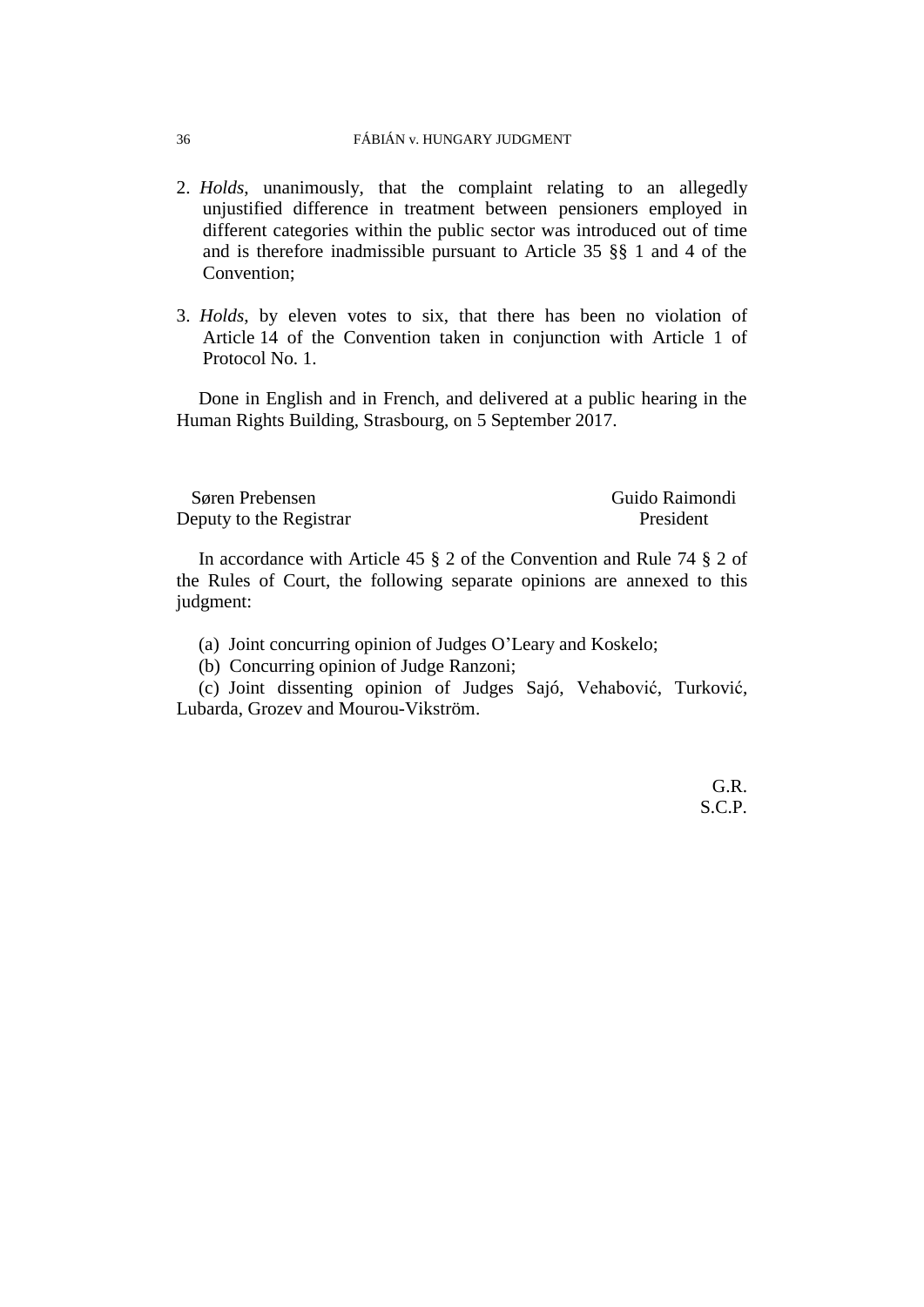2. *Holds*, unanimously, that the complaint relating to an allegedly unjustified difference in treatment between pensioners employed in different categories within the public sector was introduced out of time and is therefore inadmissible pursuant to Article 35 §§ 1 and 4 of the Convention;

3. *Holds*, by eleven votes to six, that there has been no violation of Article 14 of the Convention taken in conjunction with Article 1 of Protocol No. 1.

Done in English and in French, and delivered at a public hearing in the Human Rights Building, Strasbourg, on 5 September 2017.

| | |
|---|---|
| Søren Prebensen | Guido Raimondi |
| Deputy to the Registrar | President |

In accordance with Article 45 § 2 of the Convention and Rule 74 § 2 of the Rules of Court, the following separate opinions are annexed to this judgment:

(a) Joint concurring opinion of Judges O'Leary and Koskelo;
(b) Concurring opinion of Judge Ranzoni;
(c) Joint dissenting opinion of Judges Sajó, Vehabović, Turković, Lubarda, Grozev and Mourou-Vikström.

G.R.
S.C.P.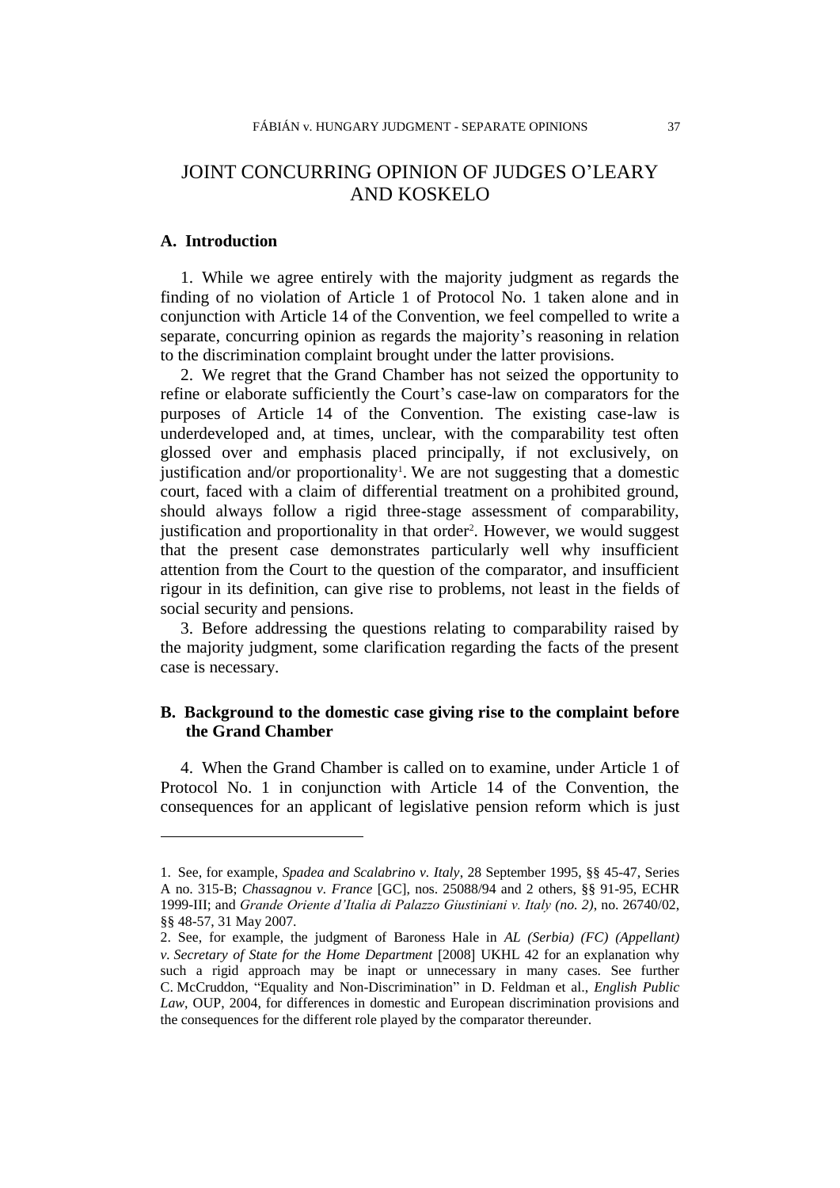# JOINT CONCURRING OPINION OF JUDGES O'LEARY AND KOSKELO

## A. Introduction

1. While we agree entirely with the majority judgment as regards the finding of no violation of Article 1 of Protocol No. 1 taken alone and in conjunction with Article 14 of the Convention, we feel compelled to write a separate, concurring opinion as regards the majority's reasoning in relation to the discrimination complaint brought under the latter provisions.

2. We regret that the Grand Chamber has not seized the opportunity to refine or elaborate sufficiently the Court's case-law on comparators for the purposes of Article 14 of the Convention. The existing case-law is underdeveloped and, at times, unclear, with the comparability test often glossed over and emphasis placed principally, if not exclusively, on justification and/or proportionality[1]. We are not suggesting that a domestic court, faced with a claim of differential treatment on a prohibited ground, should always follow a rigid three-stage assessment of comparability, justification and proportionality in that order[2]. However, we would suggest that the present case demonstrates particularly well why insufficient attention from the Court to the question of the comparator, and insufficient rigour in its definition, can give rise to problems, not least in the fields of social security and pensions.

3. Before addressing the questions relating to comparability raised by the majority judgment, some clarification regarding the facts of the present case is necessary.

## B. Background to the domestic case giving rise to the complaint before the Grand Chamber

4. When the Grand Chamber is called on to examine, under Article 1 of Protocol No. 1 in conjunction with Article 14 of the Convention, the consequences for an applicant of legislative pension reform which is just

---

1. See, for example, *Spadea and Scalabrino v. Italy*, 28 September 1995, §§ 45-47, Series A no. 315-B; *Chassagnou v. France* [GC], nos. 25088/94 and 2 others, §§ 91-95, ECHR 1999-III; and *Grande Oriente d'Italia di Palazzo Giustiniani v. Italy (no. 2)*, no. 26740/02, §§ 48-57, 31 May 2007.

2. See, for example, the judgment of Baroness Hale in *AL (Serbia) (FC) (Appellant) v. Secretary of State for the Home Department* [2008] UKHL 42 for an explanation why such a rigid approach may be inapt or unnecessary in many cases. See further C. McCruddon, "Equality and Non-Discrimination" in D. Feldman et al., *English Public Law*, OUP, 2004, for differences in domestic and European discrimination provisions and the consequences for the different role played by the comparator thereunder.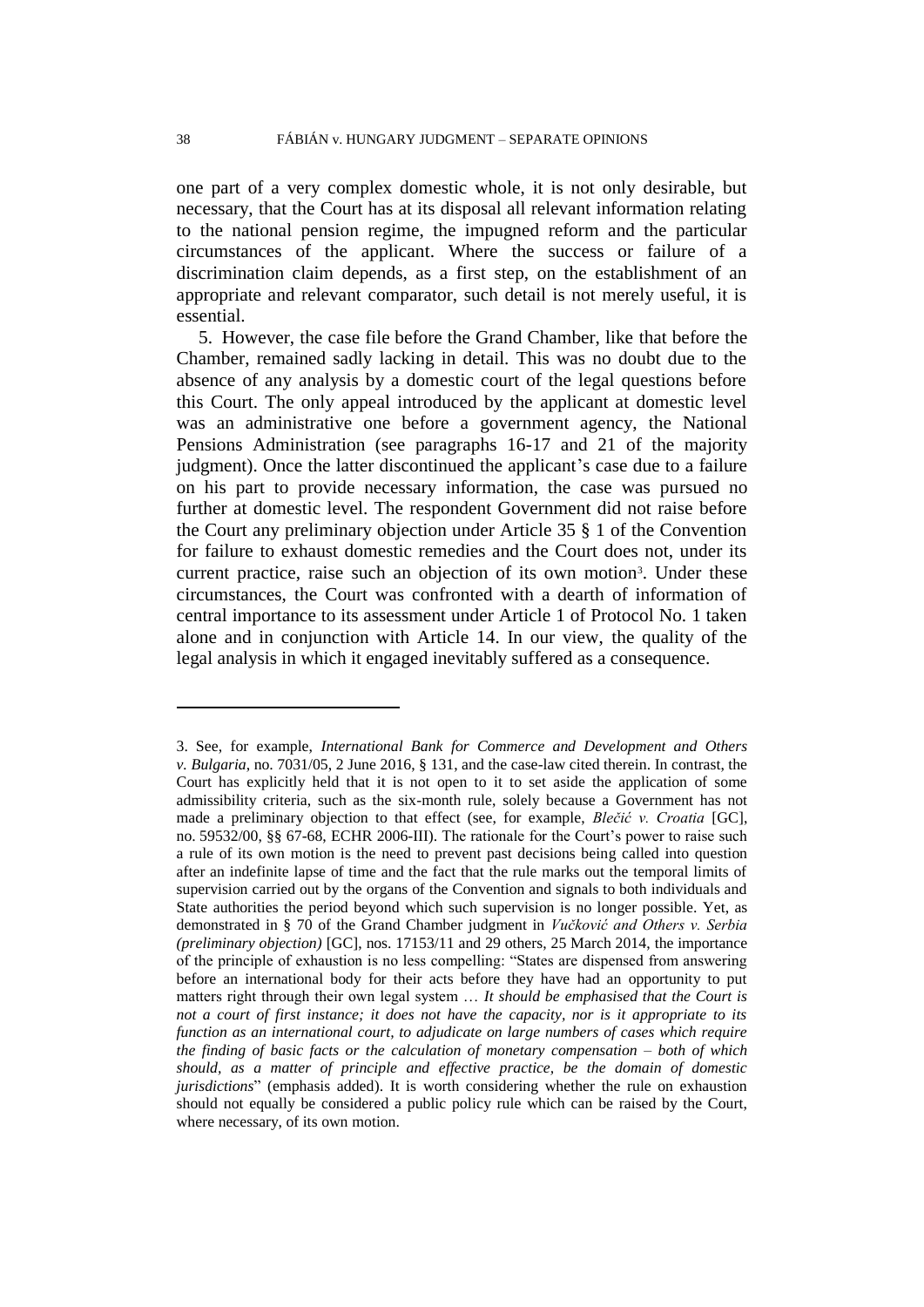one part of a very complex domestic whole, it is not only desirable, but necessary, that the Court has at its disposal all relevant information relating to the national pension regime, the impugned reform and the particular circumstances of the applicant. Where the success or failure of a discrimination claim depends, as a first step, on the establishment of an appropriate and relevant comparator, such detail is not merely useful, it is essential.

5. However, the case file before the Grand Chamber, like that before the Chamber, remained sadly lacking in detail. This was no doubt due to the absence of any analysis by a domestic court of the legal questions before this Court. The only appeal introduced by the applicant at domestic level was an administrative one before a government agency, the National Pensions Administration (see paragraphs 16-17 and 21 of the majority judgment). Once the latter discontinued the applicant's case due to a failure on his part to provide necessary information, the case was pursued no further at domestic level. The respondent Government did not raise before the Court any preliminary objection under Article 35 § 1 of the Convention for failure to exhaust domestic remedies and the Court does not, under its current practice, raise such an objection of its own motion[3]. Under these circumstances, the Court was confronted with a dearth of information of central importance to its assessment under Article 1 of Protocol No. 1 taken alone and in conjunction with Article 14. In our view, the quality of the legal analysis in which it engaged inevitably suffered as a consequence.

---

3. See, for example, *International Bank for Commerce and Development and Others v. Bulgaria*, no. 7031/05, 2 June 2016, § 131, and the case-law cited therein. In contrast, the Court has explicitly held that it is not open to it to set aside the application of some admissibility criteria, such as the six-month rule, solely because a Government has not made a preliminary objection to that effect (see, for example, *Blečić v. Croatia* [GC], no. 59532/00, §§ 67-68, ECHR 2006-III). The rationale for the Court's power to raise such a rule of its own motion is the need to prevent past decisions being called into question after an indefinite lapse of time and the fact that the rule marks out the temporal limits of supervision carried out by the organs of the Convention and signals to both individuals and State authorities the period beyond which such supervision is no longer possible. Yet, as demonstrated in § 70 of the Grand Chamber judgment in *Vučković and Others v. Serbia (preliminary objection)* [GC], nos. 17153/11 and 29 others, 25 March 2014, the importance of the principle of exhaustion is no less compelling: "States are dispensed from answering before an international body for their acts before they have had an opportunity to put matters right through their own legal system … *It should be emphasised that the Court is not a court of first instance; it does not have the capacity, nor is it appropriate to its function as an international court, to adjudicate on large numbers of cases which require the finding of basic facts or the calculation of monetary compensation – both of which should, as a matter of principle and effective practice, be the domain of domestic jurisdictions*" (emphasis added). It is worth considering whether the rule on exhaustion should not equally be considered a public policy rule which can be raised by the Court, where necessary, of its own motion.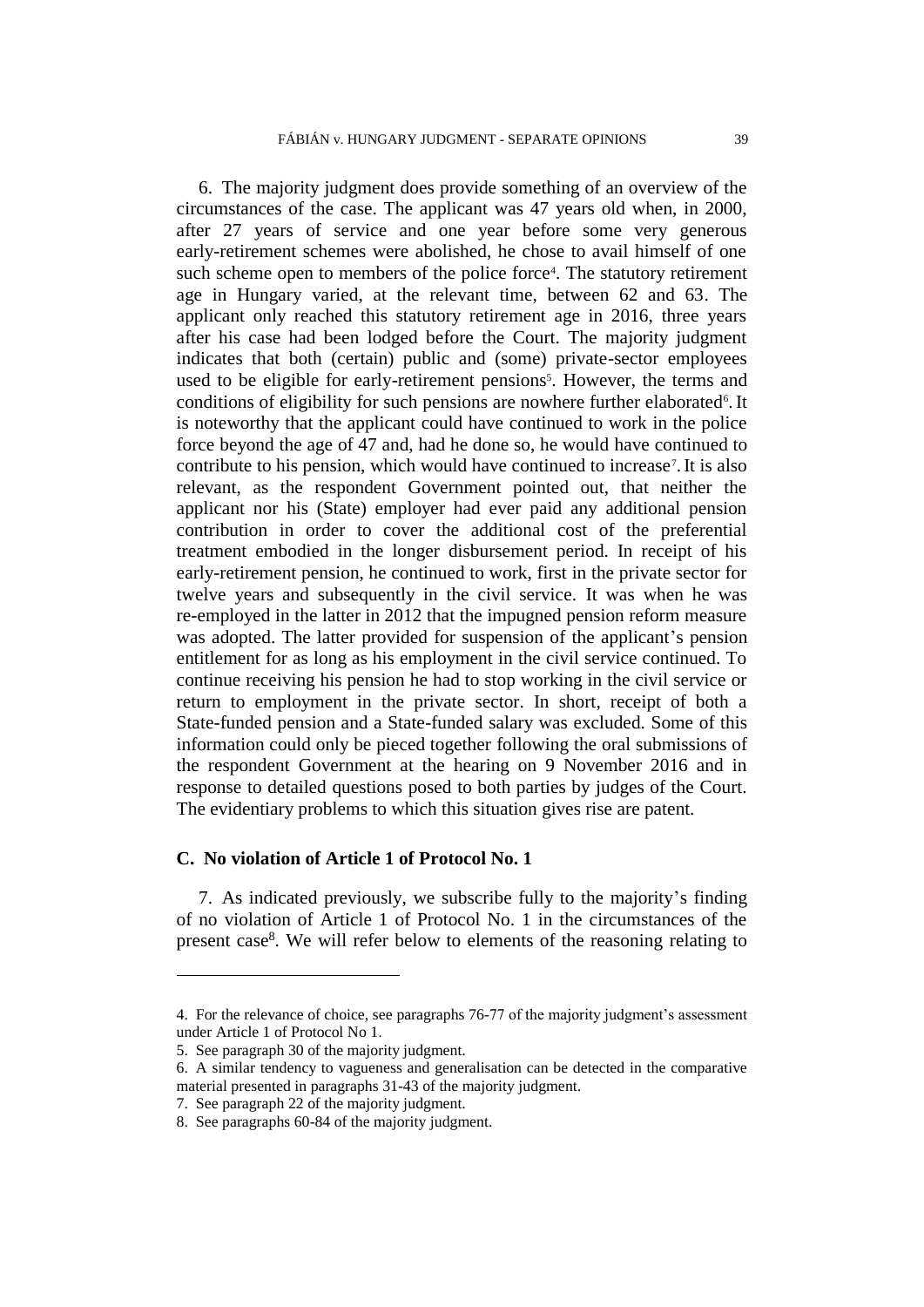6. The majority judgment does provide something of an overview of the circumstances of the case. The applicant was 47 years old when, in 2000, after 27 years of service and one year before some very generous early-retirement schemes were abolished, he chose to avail himself of one such scheme open to members of the police force[4]. The statutory retirement age in Hungary varied, at the relevant time, between 62 and 63. The applicant only reached this statutory retirement age in 2016, three years after his case had been lodged before the Court. The majority judgment indicates that both (certain) public and (some) private-sector employees used to be eligible for early-retirement pensions[5]. However, the terms and conditions of eligibility for such pensions are nowhere further elaborated[6]. It is noteworthy that the applicant could have continued to work in the police force beyond the age of 47 and, had he done so, he would have continued to contribute to his pension, which would have continued to increase[7]. It is also relevant, as the respondent Government pointed out, that neither the applicant nor his (State) employer had ever paid any additional pension contribution in order to cover the additional cost of the preferential treatment embodied in the longer disbursement period. In receipt of his early-retirement pension, he continued to work, first in the private sector for twelve years and subsequently in the civil service. It was when he was re-employed in the latter in 2012 that the impugned pension reform measure was adopted. The latter provided for suspension of the applicant's pension entitlement for as long as his employment in the civil service continued. To continue receiving his pension he had to stop working in the civil service or return to employment in the private sector. In short, receipt of both a State-funded pension and a State-funded salary was excluded. Some of this information could only be pieced together following the oral submissions of the respondent Government at the hearing on 9 November 2016 and in response to detailed questions posed to both parties by judges of the Court. The evidentiary problems to which this situation gives rise are patent.

### C. No violation of Article 1 of Protocol No. 1

7. As indicated previously, we subscribe fully to the majority's finding of no violation of Article 1 of Protocol No. 1 in the circumstances of the present case[8]. We will refer below to elements of the reasoning relating to

---

4. For the relevance of choice, see paragraphs 76-77 of the majority judgment's assessment under Article 1 of Protocol No 1.

5. See paragraph 30 of the majority judgment.

6. A similar tendency to vagueness and generalisation can be detected in the comparative material presented in paragraphs 31-43 of the majority judgment.

7. See paragraph 22 of the majority judgment.

8. See paragraphs 60-84 of the majority judgment.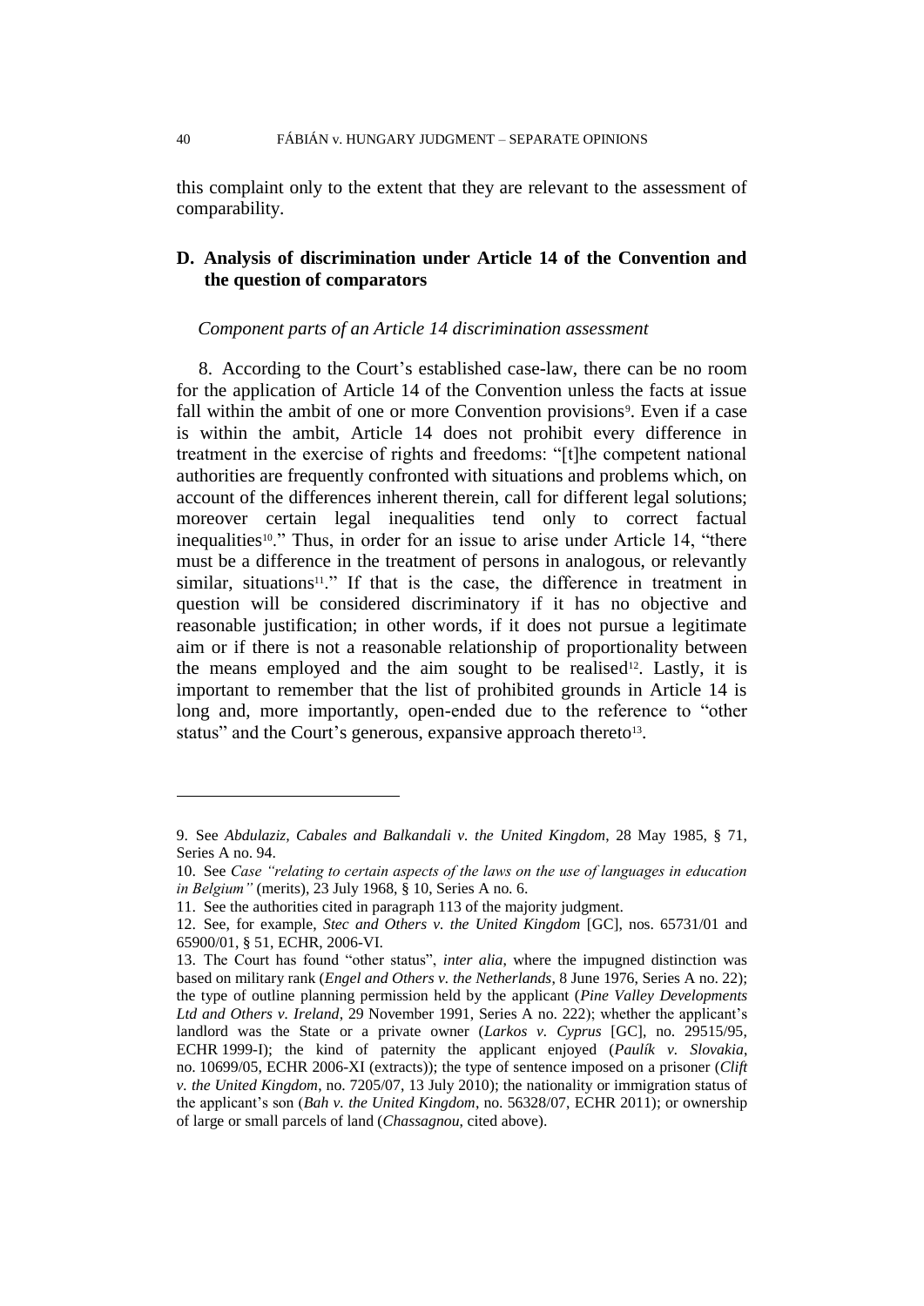this complaint only to the extent that they are relevant to the assessment of comparability.

## D. Analysis of discrimination under Article 14 of the Convention and the question of comparators

*Component parts of an Article 14 discrimination assessment*

8. According to the Court's established case-law, there can be no room for the application of Article 14 of the Convention unless the facts at issue fall within the ambit of one or more Convention provisions[9]. Even if a case is within the ambit, Article 14 does not prohibit every difference in treatment in the exercise of rights and freedoms: "[t]he competent national authorities are frequently confronted with situations and problems which, on account of the differences inherent therein, call for different legal solutions; moreover certain legal inequalities tend only to correct factual inequalities[10]." Thus, in order for an issue to arise under Article 14, "there must be a difference in the treatment of persons in analogous, or relevantly similar, situations[11]." If that is the case, the difference in treatment in question will be considered discriminatory if it has no objective and reasonable justification; in other words, if it does not pursue a legitimate aim or if there is not a reasonable relationship of proportionality between the means employed and the aim sought to be realised[12]. Lastly, it is important to remember that the list of prohibited grounds in Article 14 is long and, more importantly, open-ended due to the reference to "other status" and the Court's generous, expansive approach thereto[13].

---

9. See *Abdulaziz, Cabales and Balkandali v. the United Kingdom*, 28 May 1985, § 71, Series A no. 94.

10. See *Case "relating to certain aspects of the laws on the use of languages in education in Belgium"* (merits), 23 July 1968, § 10, Series A no. 6.

11. See the authorities cited in paragraph 113 of the majority judgment.

12. See, for example, *Stec and Others v. the United Kingdom* [GC], nos. 65731/01 and 65900/01, § 51, ECHR, 2006-VI.

13. The Court has found "other status", *inter alia*, where the impugned distinction was based on military rank (*Engel and Others v. the Netherlands*, 8 June 1976, Series A no. 22); the type of outline planning permission held by the applicant (*Pine Valley Developments Ltd and Others v. Ireland*, 29 November 1991, Series A no. 222); whether the applicant's landlord was the State or a private owner (*Larkos v. Cyprus* [GC], no. 29515/95, ECHR 1999-I); the kind of paternity the applicant enjoyed (*Paulík v. Slovakia*, no. 10699/05, ECHR 2006-XI (extracts)); the type of sentence imposed on a prisoner (*Clift v. the United Kingdom*, no. 7205/07, 13 July 2010); the nationality or immigration status of the applicant's son (*Bah v. the United Kingdom*, no. 56328/07, ECHR 2011); or ownership of large or small parcels of land (*Chassagnou*, cited above).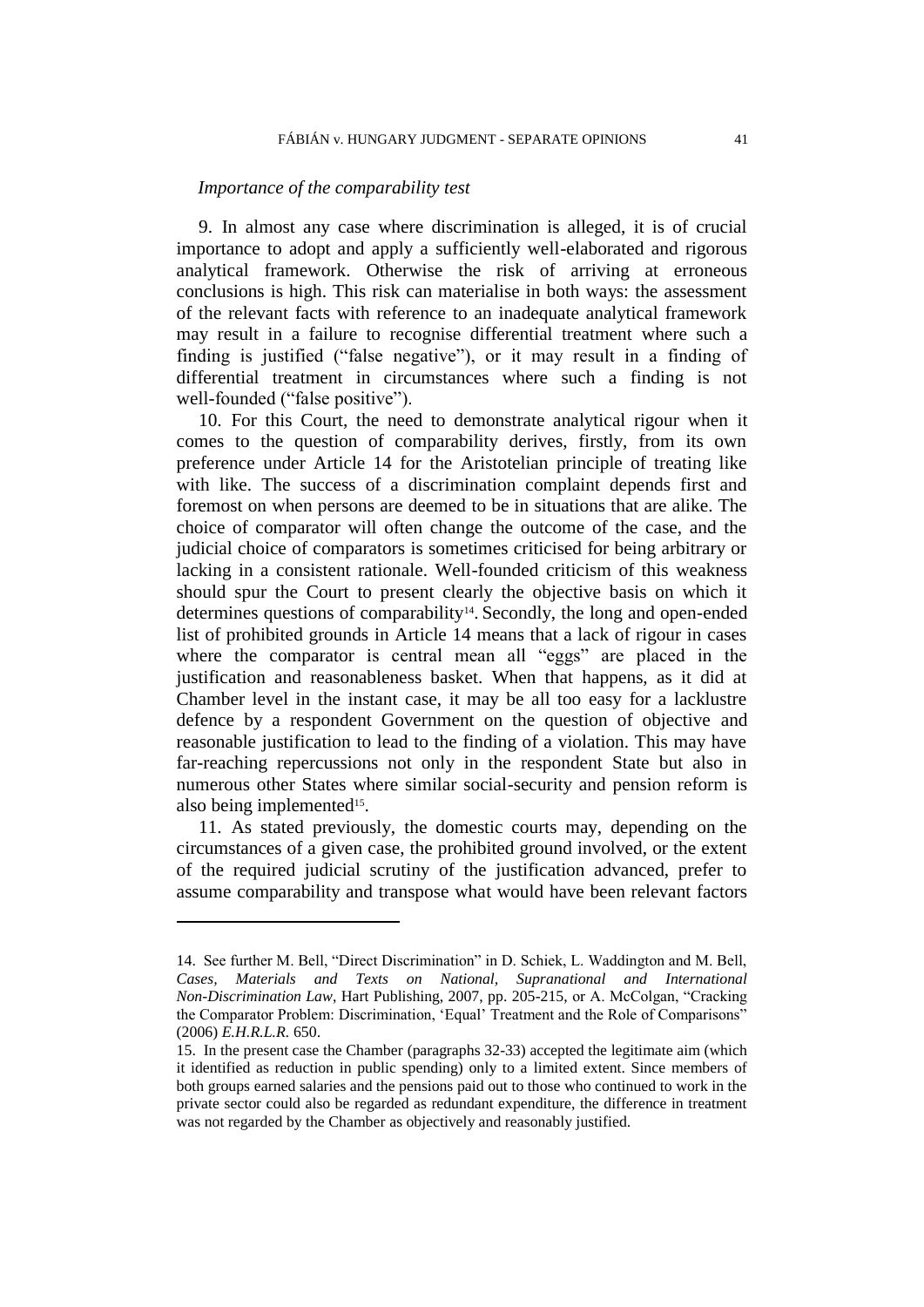*Importance of the comparability test*

9. In almost any case where discrimination is alleged, it is of crucial importance to adopt and apply a sufficiently well-elaborated and rigorous analytical framework. Otherwise the risk of arriving at erroneous conclusions is high. This risk can materialise in both ways: the assessment of the relevant facts with reference to an inadequate analytical framework may result in a failure to recognise differential treatment where such a finding is justified ("false negative"), or it may result in a finding of differential treatment in circumstances where such a finding is not well-founded ("false positive").

10. For this Court, the need to demonstrate analytical rigour when it comes to the question of comparability derives, firstly, from its own preference under Article 14 for the Aristotelian principle of treating like with like. The success of a discrimination complaint depends first and foremost on when persons are deemed to be in situations that are alike. The choice of comparator will often change the outcome of the case, and the judicial choice of comparators is sometimes criticised for being arbitrary or lacking in a consistent rationale. Well-founded criticism of this weakness should spur the Court to present clearly the objective basis on which it determines questions of comparability[14]. Secondly, the long and open-ended list of prohibited grounds in Article 14 means that a lack of rigour in cases where the comparator is central mean all "eggs" are placed in the justification and reasonableness basket. When that happens, as it did at Chamber level in the instant case, it may be all too easy for a lacklustre defence by a respondent Government on the question of objective and reasonable justification to lead to the finding of a violation. This may have far-reaching repercussions not only in the respondent State but also in numerous other States where similar social-security and pension reform is also being implemented[15].

11. As stated previously, the domestic courts may, depending on the circumstances of a given case, the prohibited ground involved, or the extent of the required judicial scrutiny of the justification advanced, prefer to assume comparability and transpose what would have been relevant factors

---

14. See further M. Bell, "Direct Discrimination" in D. Schiek, L. Waddington and M. Bell, *Cases, Materials and Texts on National, Supranational and International Non-Discrimination Law*, Hart Publishing, 2007, pp. 205-215, or A. McColgan, "Cracking the Comparator Problem: Discrimination, 'Equal' Treatment and the Role of Comparisons" (2006) *E.H.R.L.R.* 650.

15. In the present case the Chamber (paragraphs 32-33) accepted the legitimate aim (which it identified as reduction in public spending) only to a limited extent. Since members of both groups earned salaries and the pensions paid out to those who continued to work in the private sector could also be regarded as redundant expenditure, the difference in treatment was not regarded by the Chamber as objectively and reasonably justified.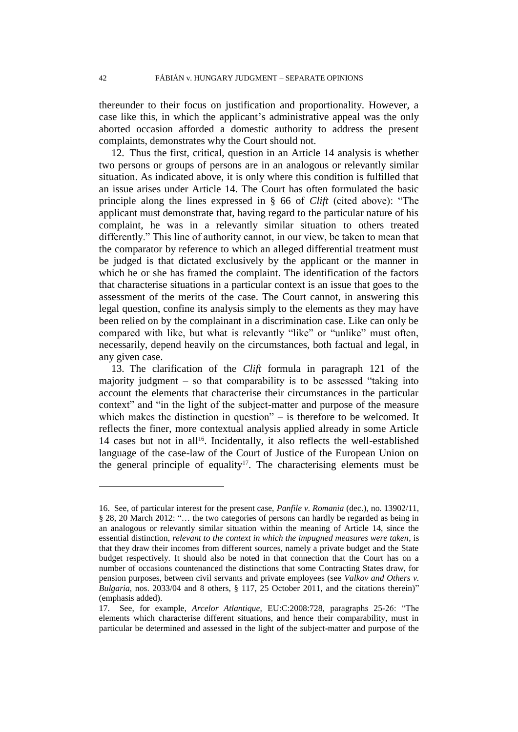thereunder to their focus on justification and proportionality. However, a case like this, in which the applicant's administrative appeal was the only aborted occasion afforded a domestic authority to address the present complaints, demonstrates why the Court should not.

12. Thus the first, critical, question in an Article 14 analysis is whether two persons or groups of persons are in an analogous or relevantly similar situation. As indicated above, it is only where this condition is fulfilled that an issue arises under Article 14. The Court has often formulated the basic principle along the lines expressed in § 66 of *Clift* (cited above): "The applicant must demonstrate that, having regard to the particular nature of his complaint, he was in a relevantly similar situation to others treated differently." This line of authority cannot, in our view, be taken to mean that the comparator by reference to which an alleged differential treatment must be judged is that dictated exclusively by the applicant or the manner in which he or she has framed the complaint. The identification of the factors that characterise situations in a particular context is an issue that goes to the assessment of the merits of the case. The Court cannot, in answering this legal question, confine its analysis simply to the elements as they may have been relied on by the complainant in a discrimination case. Like can only be compared with like, but what is relevantly "like" or "unlike" must often, necessarily, depend heavily on the circumstances, both factual and legal, in any given case.

13. The clarification of the *Clift* formula in paragraph 121 of the majority judgment – so that comparability is to be assessed "taking into account the elements that characterise their circumstances in the particular context" and "in the light of the subject-matter and purpose of the measure which makes the distinction in question" – is therefore to be welcomed. It reflects the finer, more contextual analysis applied already in some Article 14 cases but not in all[16]. Incidentally, it also reflects the well-established language of the case-law of the Court of Justice of the European Union on the general principle of equality[17]. The characterising elements must be

---

16. See, of particular interest for the present case, *Panfile v. Romania* (dec.), no. 13902/11, § 28, 20 March 2012: "… the two categories of persons can hardly be regarded as being in an analogous or relevantly similar situation within the meaning of Article 14, since the essential distinction, *relevant to the context in which the impugned measures were taken*, is that they draw their incomes from different sources, namely a private budget and the State budget respectively. It should also be noted in that connection that the Court has on a number of occasions countenanced the distinctions that some Contracting States draw, for pension purposes, between civil servants and private employees (see *Valkov and Others v. Bulgaria*, nos. 2033/04 and 8 others, § 117, 25 October 2011, and the citations therein)" (emphasis added).

17. See, for example, *Arcelor Atlantique*, EU:C:2008:728, paragraphs 25-26: "The elements which characterise different situations, and hence their comparability, must in particular be determined and assessed in the light of the subject-matter and purpose of the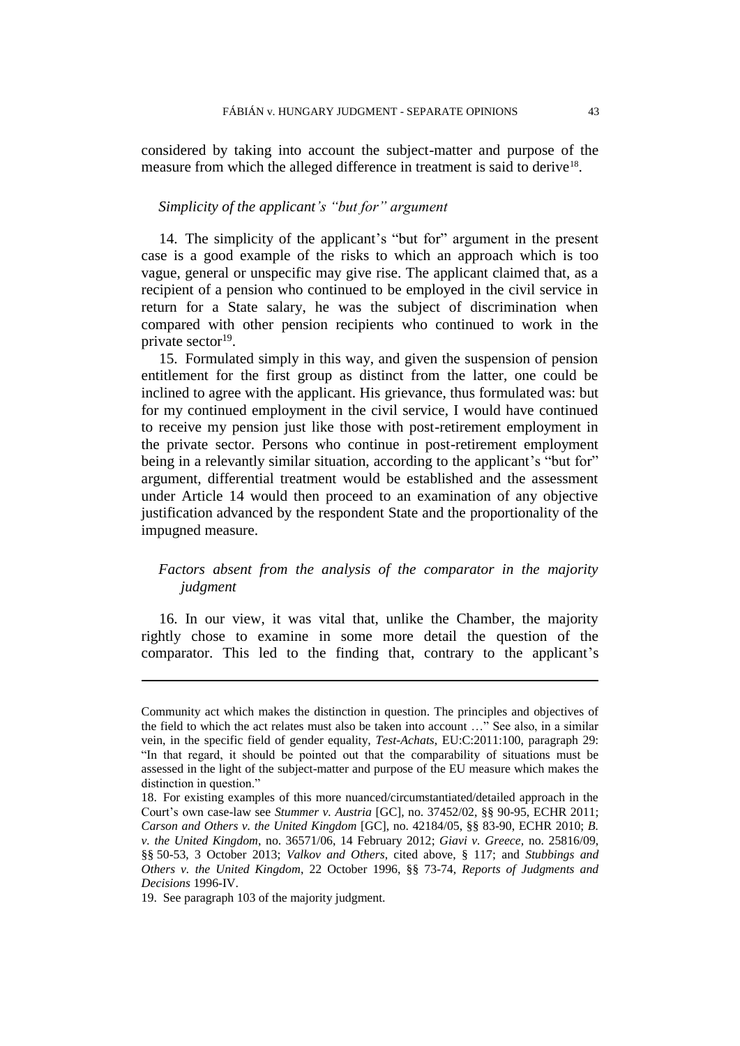considered by taking into account the subject-matter and purpose of the measure from which the alleged difference in treatment is said to derive[18].

*Simplicity of the applicant's "but for" argument*

14. The simplicity of the applicant's "but for" argument in the present case is a good example of the risks to which an approach which is too vague, general or unspecific may give rise. The applicant claimed that, as a recipient of a pension who continued to be employed in the civil service in return for a State salary, he was the subject of discrimination when compared with other pension recipients who continued to work in the private sector[19].

15. Formulated simply in this way, and given the suspension of pension entitlement for the first group as distinct from the latter, one could be inclined to agree with the applicant. His grievance, thus formulated was: but for my continued employment in the civil service, I would have continued to receive my pension just like those with post-retirement employment in the private sector. Persons who continue in post-retirement employment being in a relevantly similar situation, according to the applicant's "but for" argument, differential treatment would be established and the assessment under Article 14 would then proceed to an examination of any objective justification advanced by the respondent State and the proportionality of the impugned measure.

*Factors absent from the analysis of the comparator in the majority judgment*

16. In our view, it was vital that, unlike the Chamber, the majority rightly chose to examine in some more detail the question of the comparator. This led to the finding that, contrary to the applicant's

---

Community act which makes the distinction in question. The principles and objectives of the field to which the act relates must also be taken into account …" See also, in a similar vein, in the specific field of gender equality, *Test-Achats*, EU:C:2011:100, paragraph 29: "In that regard, it should be pointed out that the comparability of situations must be assessed in the light of the subject-matter and purpose of the EU measure which makes the distinction in question."

18. For existing examples of this more nuanced/circumstantiated/detailed approach in the Court's own case-law see *Stummer v. Austria* [GC], no. 37452/02, §§ 90-95, ECHR 2011; *Carson and Others v. the United Kingdom* [GC], no. 42184/05, §§ 83-90, ECHR 2010; *B. v. the United Kingdom*, no. 36571/06, 14 February 2012; *Giavi v. Greece,* no. 25816/09, §§ 50-53, 3 October 2013; *Valkov and Others*, cited above, § 117; and *Stubbings and Others v. the United Kingdom*, 22 October 1996, §§ 73-74, *Reports of Judgments and Decisions* 1996-IV.

19. See paragraph 103 of the majority judgment.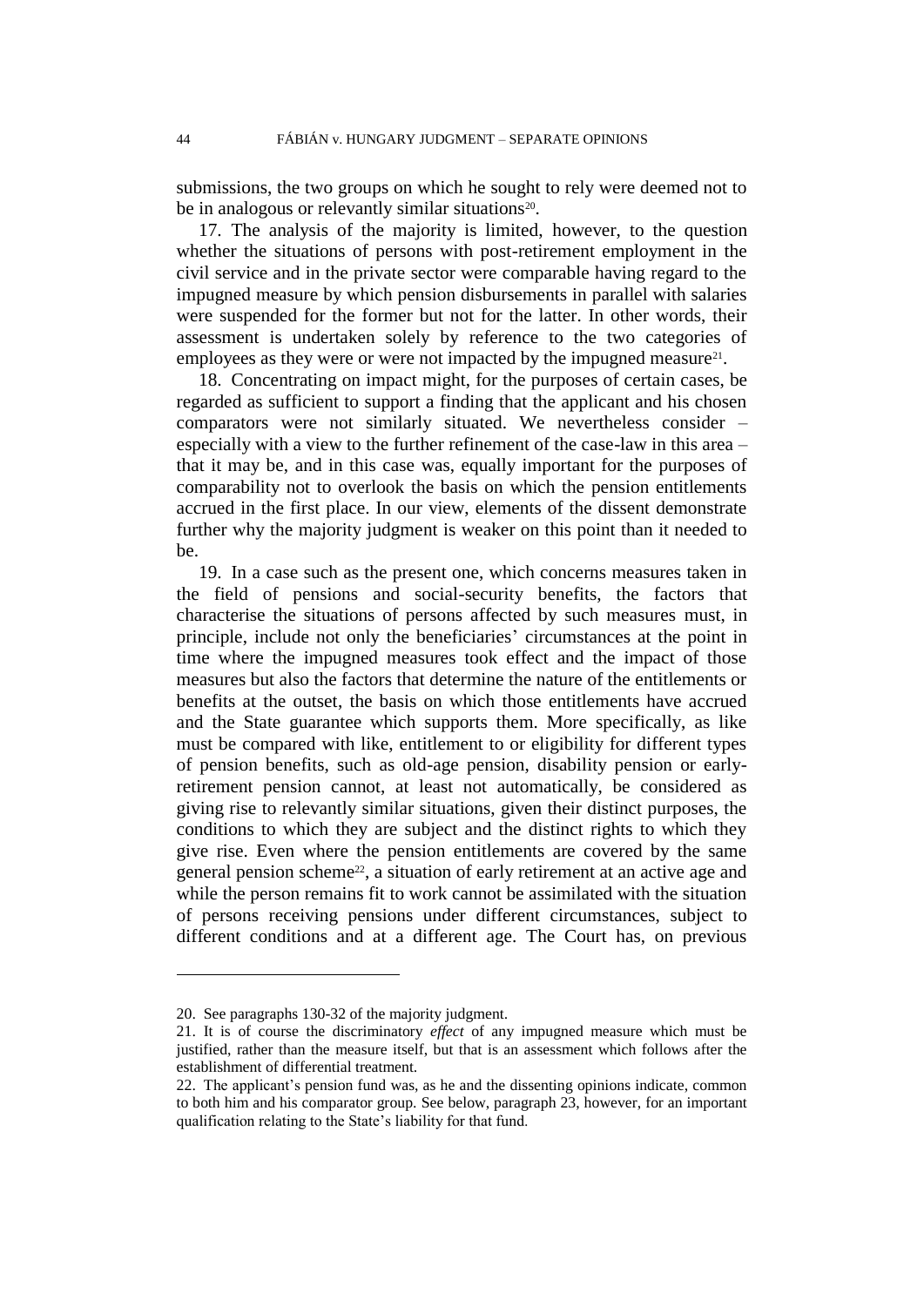submissions, the two groups on which he sought to rely were deemed not to be in analogous or relevantly similar situations[20].

17. The analysis of the majority is limited, however, to the question whether the situations of persons with post-retirement employment in the civil service and in the private sector were comparable having regard to the impugned measure by which pension disbursements in parallel with salaries were suspended for the former but not for the latter. In other words, their assessment is undertaken solely by reference to the two categories of employees as they were or were not impacted by the impugned measure[21].

18. Concentrating on impact might, for the purposes of certain cases, be regarded as sufficient to support a finding that the applicant and his chosen comparators were not similarly situated. We nevertheless consider – especially with a view to the further refinement of the case-law in this area – that it may be, and in this case was, equally important for the purposes of comparability not to overlook the basis on which the pension entitlements accrued in the first place. In our view, elements of the dissent demonstrate further why the majority judgment is weaker on this point than it needed to be.

19. In a case such as the present one, which concerns measures taken in the field of pensions and social-security benefits, the factors that characterise the situations of persons affected by such measures must, in principle, include not only the beneficiaries' circumstances at the point in time where the impugned measures took effect and the impact of those measures but also the factors that determine the nature of the entitlements or benefits at the outset, the basis on which those entitlements have accrued and the State guarantee which supports them. More specifically, as like must be compared with like, entitlement to or eligibility for different types of pension benefits, such as old-age pension, disability pension or early-retirement pension cannot, at least not automatically, be considered as giving rise to relevantly similar situations, given their distinct purposes, the conditions to which they are subject and the distinct rights to which they give rise. Even where the pension entitlements are covered by the same general pension scheme[22], a situation of early retirement at an active age and while the person remains fit to work cannot be assimilated with the situation of persons receiving pensions under different circumstances, subject to different conditions and at a different age. The Court has, on previous

---

20. See paragraphs 130-32 of the majority judgment.

21. It is of course the discriminatory *effect* of any impugned measure which must be justified, rather than the measure itself, but that is an assessment which follows after the establishment of differential treatment.

22. The applicant's pension fund was, as he and the dissenting opinions indicate, common to both him and his comparator group. See below, paragraph 23, however, for an important qualification relating to the State's liability for that fund.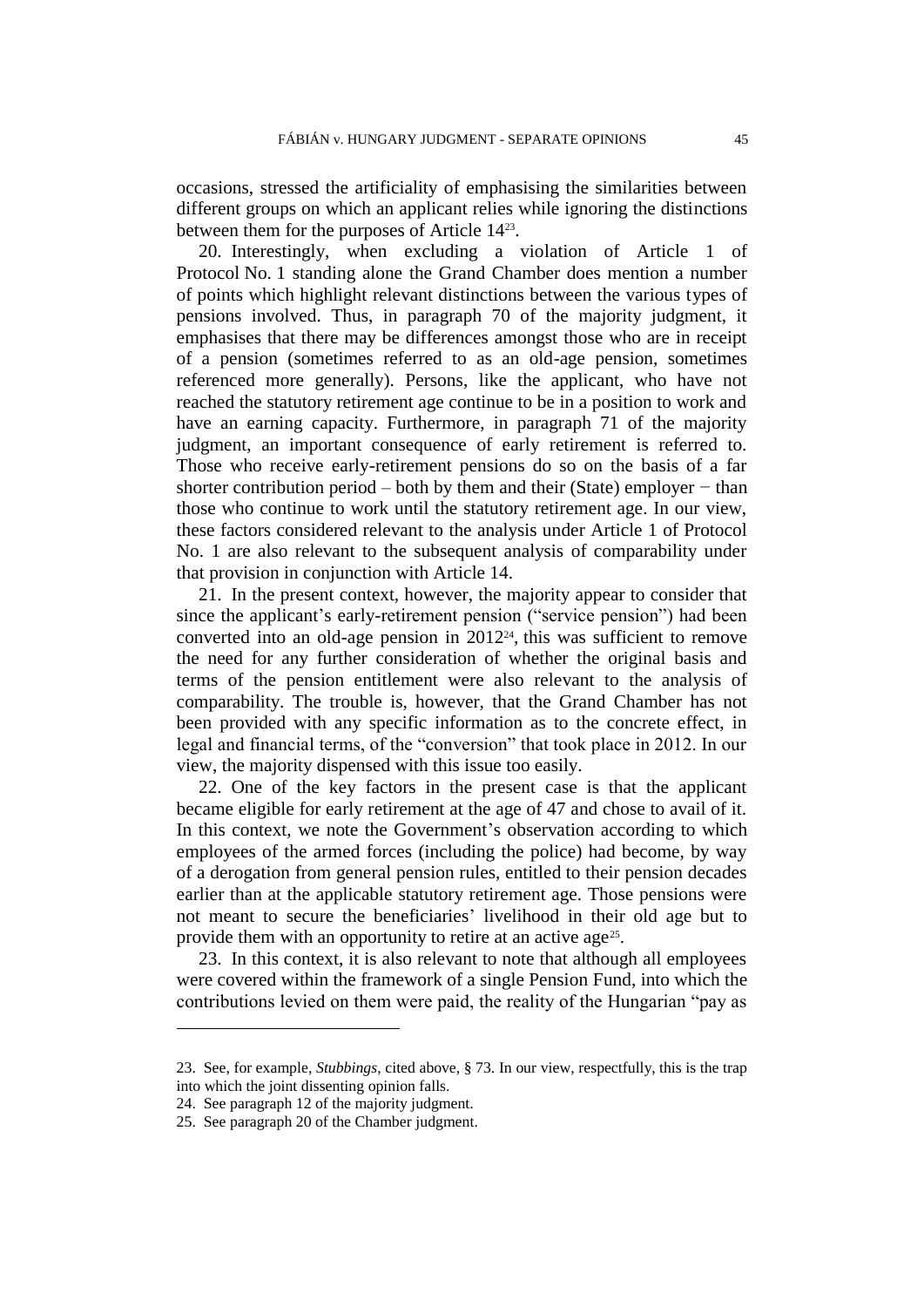occasions, stressed the artificiality of emphasising the similarities between different groups on which an applicant relies while ignoring the distinctions between them for the purposes of Article 14[23].

20. Interestingly, when excluding a violation of Article 1 of Protocol No. 1 standing alone the Grand Chamber does mention a number of points which highlight relevant distinctions between the various types of pensions involved. Thus, in paragraph 70 of the majority judgment, it emphasises that there may be differences amongst those who are in receipt of a pension (sometimes referred to as an old-age pension, sometimes referenced more generally). Persons, like the applicant, who have not reached the statutory retirement age continue to be in a position to work and have an earning capacity. Furthermore, in paragraph 71 of the majority judgment, an important consequence of early retirement is referred to. Those who receive early-retirement pensions do so on the basis of a far shorter contribution period – both by them and their (State) employer − than those who continue to work until the statutory retirement age. In our view, these factors considered relevant to the analysis under Article 1 of Protocol No. 1 are also relevant to the subsequent analysis of comparability under that provision in conjunction with Article 14.

21. In the present context, however, the majority appear to consider that since the applicant's early-retirement pension ("service pension") had been converted into an old-age pension in 2012[24], this was sufficient to remove the need for any further consideration of whether the original basis and terms of the pension entitlement were also relevant to the analysis of comparability. The trouble is, however, that the Grand Chamber has not been provided with any specific information as to the concrete effect, in legal and financial terms, of the "conversion" that took place in 2012. In our view, the majority dispensed with this issue too easily.

22. One of the key factors in the present case is that the applicant became eligible for early retirement at the age of 47 and chose to avail of it. In this context, we note the Government's observation according to which employees of the armed forces (including the police) had become, by way of a derogation from general pension rules, entitled to their pension decades earlier than at the applicable statutory retirement age. Those pensions were not meant to secure the beneficiaries' livelihood in their old age but to provide them with an opportunity to retire at an active age[25].

23. In this context, it is also relevant to note that although all employees were covered within the framework of a single Pension Fund, into which the contributions levied on them were paid, the reality of the Hungarian "pay as

---

23. See, for example, *Stubbings*, cited above, § 73. In our view, respectfully, this is the trap into which the joint dissenting opinion falls.

24. See paragraph 12 of the majority judgment.

25. See paragraph 20 of the Chamber judgment.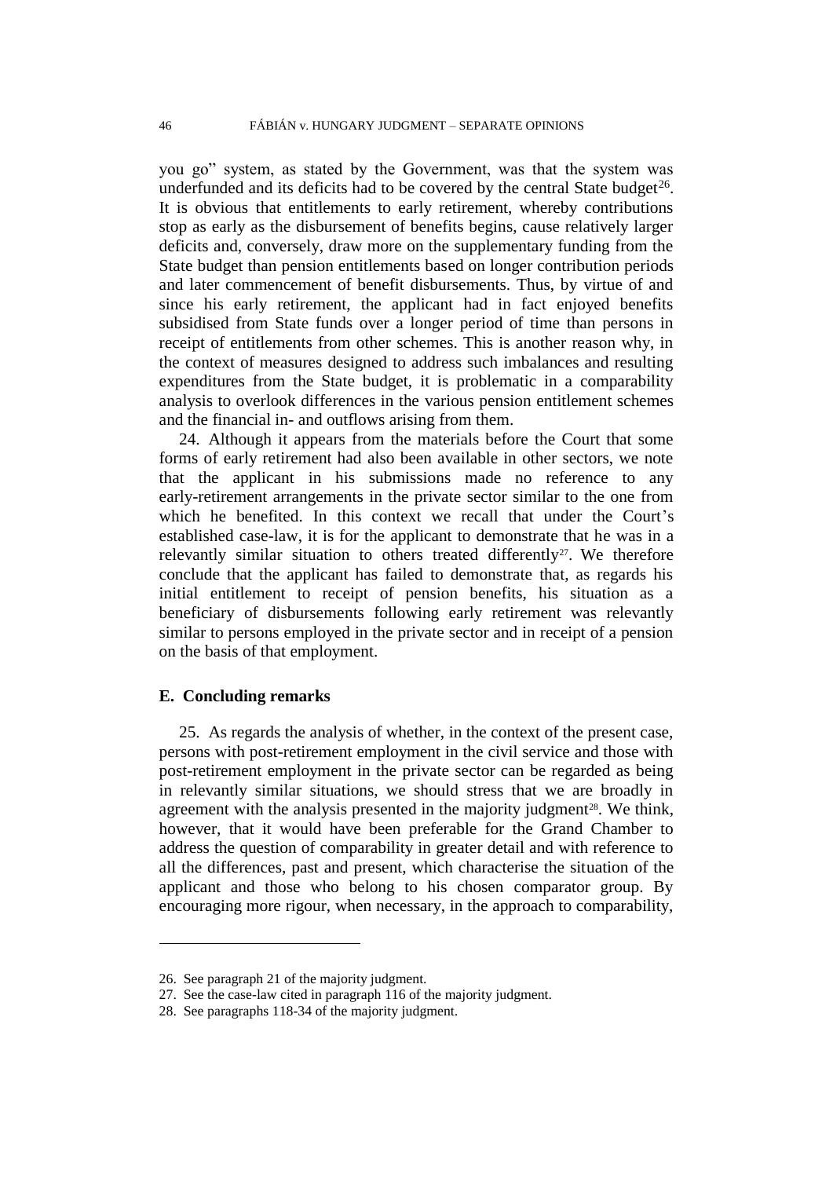you go" system, as stated by the Government, was that the system was underfunded and its deficits had to be covered by the central State budget[26]. It is obvious that entitlements to early retirement, whereby contributions stop as early as the disbursement of benefits begins, cause relatively larger deficits and, conversely, draw more on the supplementary funding from the State budget than pension entitlements based on longer contribution periods and later commencement of benefit disbursements. Thus, by virtue of and since his early retirement, the applicant had in fact enjoyed benefits subsidised from State funds over a longer period of time than persons in receipt of entitlements from other schemes. This is another reason why, in the context of measures designed to address such imbalances and resulting expenditures from the State budget, it is problematic in a comparability analysis to overlook differences in the various pension entitlement schemes and the financial in- and outflows arising from them.

24. Although it appears from the materials before the Court that some forms of early retirement had also been available in other sectors, we note that the applicant in his submissions made no reference to any early-retirement arrangements in the private sector similar to the one from which he benefited. In this context we recall that under the Court's established case-law, it is for the applicant to demonstrate that he was in a relevantly similar situation to others treated differently[27]. We therefore conclude that the applicant has failed to demonstrate that, as regards his initial entitlement to receipt of pension benefits, his situation as a beneficiary of disbursements following early retirement was relevantly similar to persons employed in the private sector and in receipt of a pension on the basis of that employment.

### E. Concluding remarks

25. As regards the analysis of whether, in the context of the present case, persons with post-retirement employment in the civil service and those with post-retirement employment in the private sector can be regarded as being in relevantly similar situations, we should stress that we are broadly in agreement with the analysis presented in the majority judgment[28]. We think, however, that it would have been preferable for the Grand Chamber to address the question of comparability in greater detail and with reference to all the differences, past and present, which characterise the situation of the applicant and those who belong to his chosen comparator group. By encouraging more rigour, when necessary, in the approach to comparability,

---

26. See paragraph 21 of the majority judgment.

27. See the case-law cited in paragraph 116 of the majority judgment.

28. See paragraphs 118-34 of the majority judgment.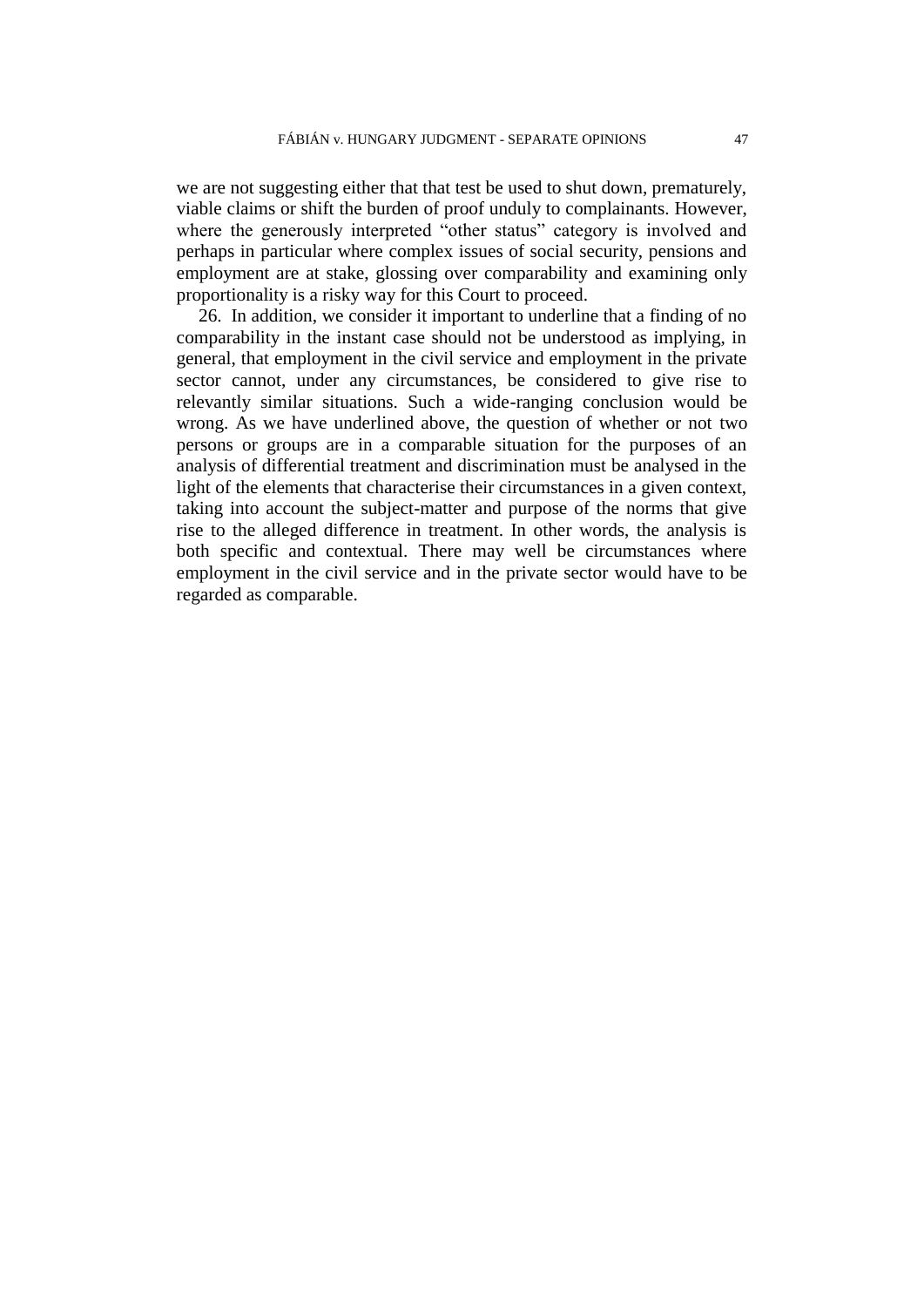we are not suggesting either that that test be used to shut down, prematurely, viable claims or shift the burden of proof unduly to complainants. However, where the generously interpreted "other status" category is involved and perhaps in particular where complex issues of social security, pensions and employment are at stake, glossing over comparability and examining only proportionality is a risky way for this Court to proceed.

26. In addition, we consider it important to underline that a finding of no comparability in the instant case should not be understood as implying, in general, that employment in the civil service and employment in the private sector cannot, under any circumstances, be considered to give rise to relevantly similar situations. Such a wide-ranging conclusion would be wrong. As we have underlined above, the question of whether or not two persons or groups are in a comparable situation for the purposes of an analysis of differential treatment and discrimination must be analysed in the light of the elements that characterise their circumstances in a given context, taking into account the subject-matter and purpose of the norms that give rise to the alleged difference in treatment. In other words, the analysis is both specific and contextual. There may well be circumstances where employment in the civil service and in the private sector would have to be regarded as comparable.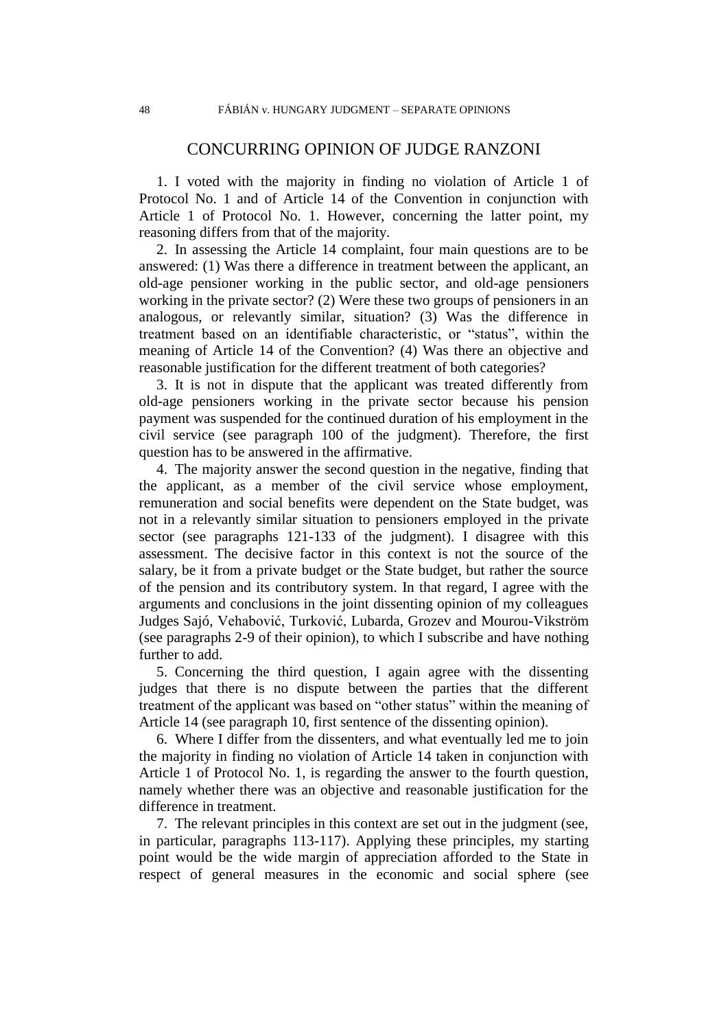## CONCURRING OPINION OF JUDGE RANZONI

1. I voted with the majority in finding no violation of Article 1 of Protocol No. 1 and of Article 14 of the Convention in conjunction with Article 1 of Protocol No. 1. However, concerning the latter point, my reasoning differs from that of the majority.

2. In assessing the Article 14 complaint, four main questions are to be answered: (1) Was there a difference in treatment between the applicant, an old-age pensioner working in the public sector, and old-age pensioners working in the private sector? (2) Were these two groups of pensioners in an analogous, or relevantly similar, situation? (3) Was the difference in treatment based on an identifiable characteristic, or "status", within the meaning of Article 14 of the Convention? (4) Was there an objective and reasonable justification for the different treatment of both categories?

3. It is not in dispute that the applicant was treated differently from old-age pensioners working in the private sector because his pension payment was suspended for the continued duration of his employment in the civil service (see paragraph 100 of the judgment). Therefore, the first question has to be answered in the affirmative.

4. The majority answer the second question in the negative, finding that the applicant, as a member of the civil service whose employment, remuneration and social benefits were dependent on the State budget, was not in a relevantly similar situation to pensioners employed in the private sector (see paragraphs 121-133 of the judgment). I disagree with this assessment. The decisive factor in this context is not the source of the salary, be it from a private budget or the State budget, but rather the source of the pension and its contributory system. In that regard, I agree with the arguments and conclusions in the joint dissenting opinion of my colleagues Judges Sajó, Vehabović, Turković, Lubarda, Grozev and Mourou-Vikström (see paragraphs 2-9 of their opinion), to which I subscribe and have nothing further to add.

5. Concerning the third question, I again agree with the dissenting judges that there is no dispute between the parties that the different treatment of the applicant was based on "other status" within the meaning of Article 14 (see paragraph 10, first sentence of the dissenting opinion).

6. Where I differ from the dissenters, and what eventually led me to join the majority in finding no violation of Article 14 taken in conjunction with Article 1 of Protocol No. 1, is regarding the answer to the fourth question, namely whether there was an objective and reasonable justification for the difference in treatment.

7. The relevant principles in this context are set out in the judgment (see, in particular, paragraphs 113-117). Applying these principles, my starting point would be the wide margin of appreciation afforded to the State in respect of general measures in the economic and social sphere (see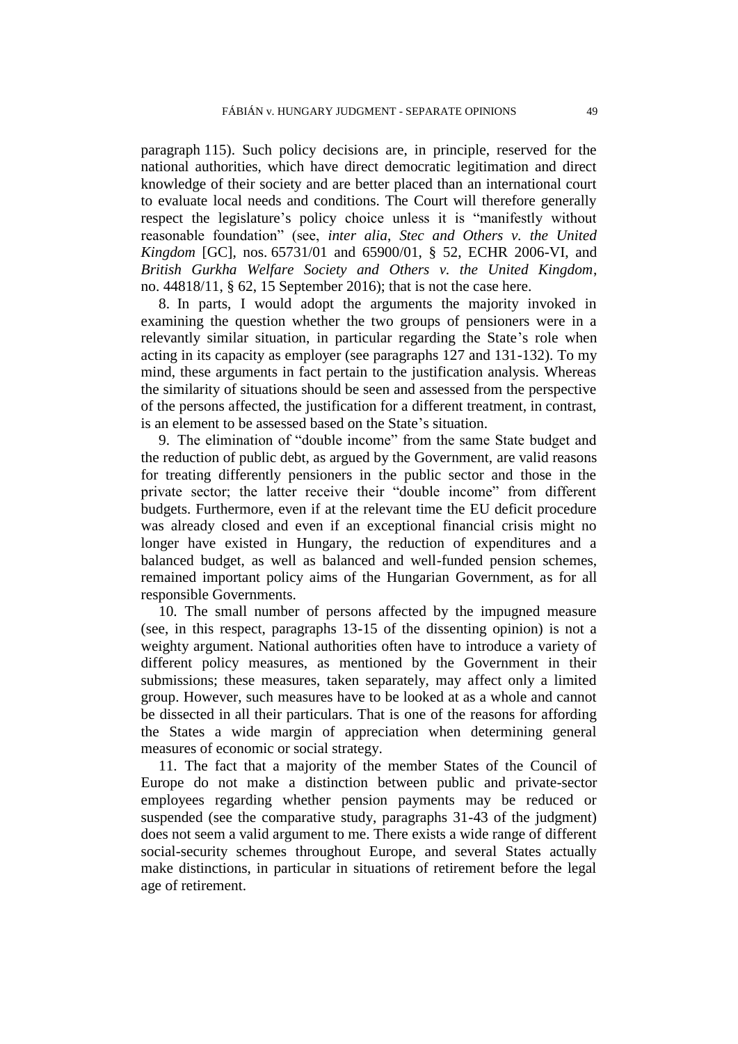paragraph 115). Such policy decisions are, in principle, reserved for the national authorities, which have direct democratic legitimation and direct knowledge of their society and are better placed than an international court to evaluate local needs and conditions. The Court will therefore generally respect the legislature's policy choice unless it is "manifestly without reasonable foundation" (see, *inter alia*, *Stec and Others v. the United Kingdom* [GC], nos. 65731/01 and 65900/01, § 52, ECHR 2006-VI, and *British Gurkha Welfare Society and Others v. the United Kingdom*, no. 44818/11, § 62, 15 September 2016); that is not the case here.

8. In parts, I would adopt the arguments the majority invoked in examining the question whether the two groups of pensioners were in a relevantly similar situation, in particular regarding the State's role when acting in its capacity as employer (see paragraphs 127 and 131-132). To my mind, these arguments in fact pertain to the justification analysis. Whereas the similarity of situations should be seen and assessed from the perspective of the persons affected, the justification for a different treatment, in contrast, is an element to be assessed based on the State's situation.

9. The elimination of "double income" from the same State budget and the reduction of public debt, as argued by the Government, are valid reasons for treating differently pensioners in the public sector and those in the private sector; the latter receive their "double income" from different budgets. Furthermore, even if at the relevant time the EU deficit procedure was already closed and even if an exceptional financial crisis might no longer have existed in Hungary, the reduction of expenditures and a balanced budget, as well as balanced and well-funded pension schemes, remained important policy aims of the Hungarian Government, as for all responsible Governments.

10. The small number of persons affected by the impugned measure (see, in this respect, paragraphs 13-15 of the dissenting opinion) is not a weighty argument. National authorities often have to introduce a variety of different policy measures, as mentioned by the Government in their submissions; these measures, taken separately, may affect only a limited group. However, such measures have to be looked at as a whole and cannot be dissected in all their particulars. That is one of the reasons for affording the States a wide margin of appreciation when determining general measures of economic or social strategy.

11. The fact that a majority of the member States of the Council of Europe do not make a distinction between public and private-sector employees regarding whether pension payments may be reduced or suspended (see the comparative study, paragraphs 31-43 of the judgment) does not seem a valid argument to me. There exists a wide range of different social-security schemes throughout Europe, and several States actually make distinctions, in particular in situations of retirement before the legal age of retirement.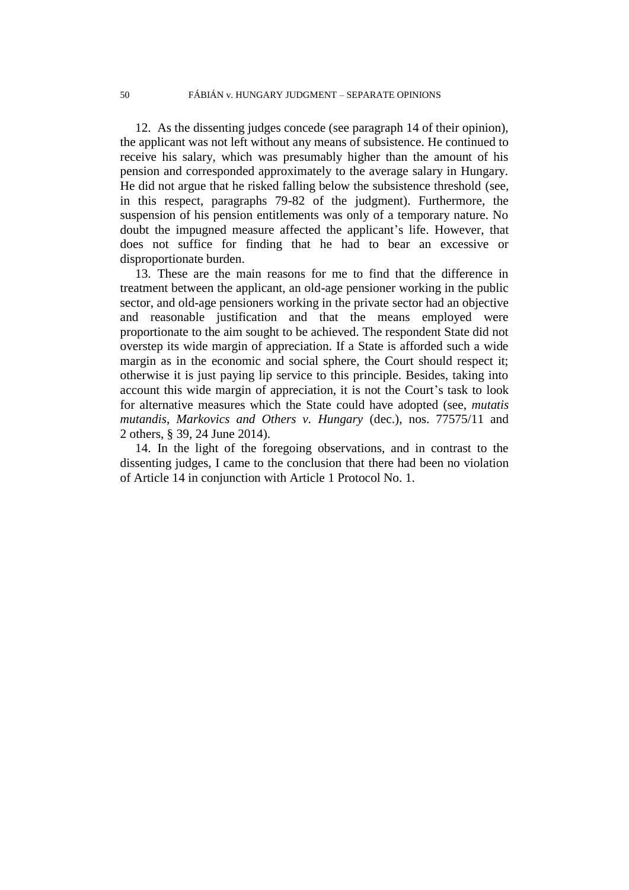12. As the dissenting judges concede (see paragraph 14 of their opinion), the applicant was not left without any means of subsistence. He continued to receive his salary, which was presumably higher than the amount of his pension and corresponded approximately to the average salary in Hungary. He did not argue that he risked falling below the subsistence threshold (see, in this respect, paragraphs 79-82 of the judgment). Furthermore, the suspension of his pension entitlements was only of a temporary nature. No doubt the impugned measure affected the applicant's life. However, that does not suffice for finding that he had to bear an excessive or disproportionate burden.

13. These are the main reasons for me to find that the difference in treatment between the applicant, an old-age pensioner working in the public sector, and old-age pensioners working in the private sector had an objective and reasonable justification and that the means employed were proportionate to the aim sought to be achieved. The respondent State did not overstep its wide margin of appreciation. If a State is afforded such a wide margin as in the economic and social sphere, the Court should respect it; otherwise it is just paying lip service to this principle. Besides, taking into account this wide margin of appreciation, it is not the Court's task to look for alternative measures which the State could have adopted (see, *mutatis mutandis*, *Markovics and Others v. Hungary* (dec.), nos. 77575/11 and 2 others, § 39, 24 June 2014).

14. In the light of the foregoing observations, and in contrast to the dissenting judges, I came to the conclusion that there had been no violation of Article 14 in conjunction with Article 1 Protocol No. 1.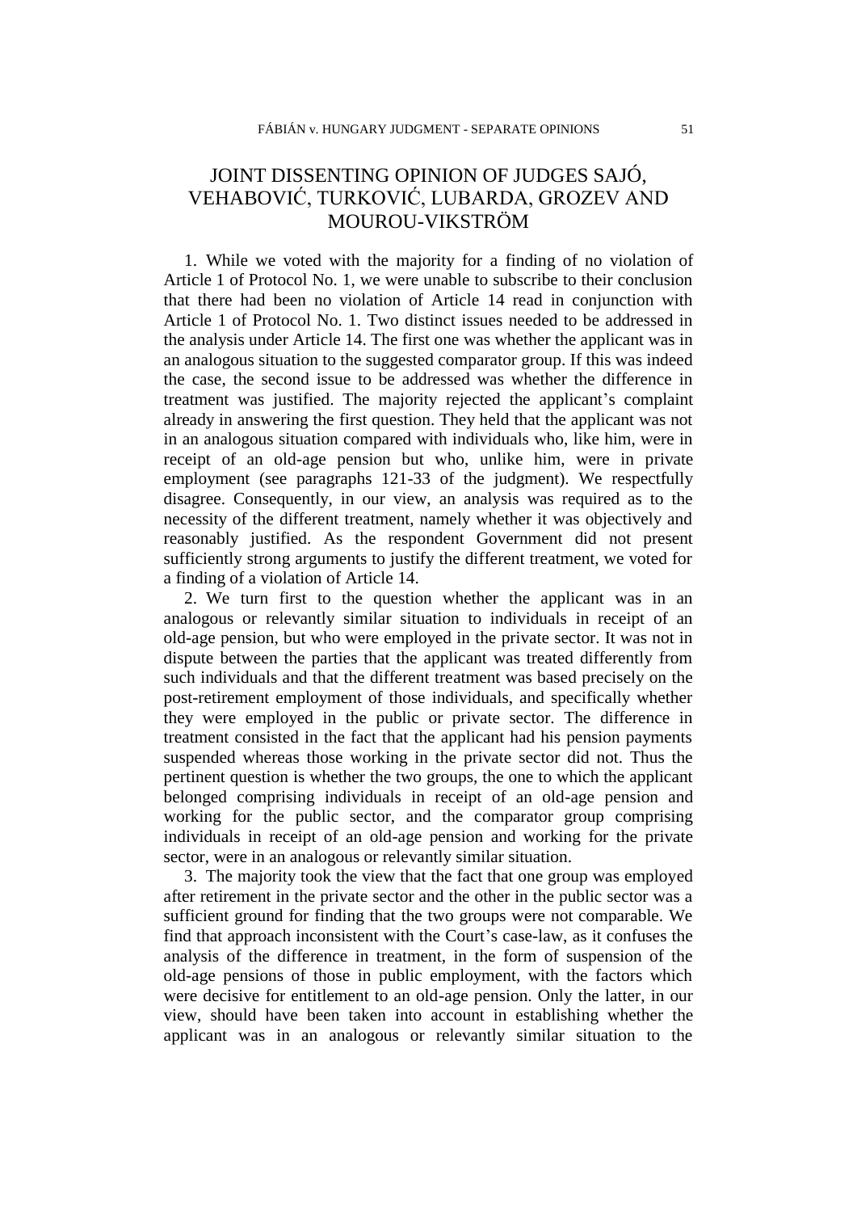# JOINT DISSENTING OPINION OF JUDGES SAJÓ, VEHABOVIĆ, TURKOVIĆ, LUBARDA, GROZEV AND MOUROU-VIKSTRÖM

1. While we voted with the majority for a finding of no violation of Article 1 of Protocol No. 1, we were unable to subscribe to their conclusion that there had been no violation of Article 14 read in conjunction with Article 1 of Protocol No. 1. Two distinct issues needed to be addressed in the analysis under Article 14. The first one was whether the applicant was in an analogous situation to the suggested comparator group. If this was indeed the case, the second issue to be addressed was whether the difference in treatment was justified. The majority rejected the applicant's complaint already in answering the first question. They held that the applicant was not in an analogous situation compared with individuals who, like him, were in receipt of an old-age pension but who, unlike him, were in private employment (see paragraphs 121-33 of the judgment). We respectfully disagree. Consequently, in our view, an analysis was required as to the necessity of the different treatment, namely whether it was objectively and reasonably justified. As the respondent Government did not present sufficiently strong arguments to justify the different treatment, we voted for a finding of a violation of Article 14.

2. We turn first to the question whether the applicant was in an analogous or relevantly similar situation to individuals in receipt of an old-age pension, but who were employed in the private sector. It was not in dispute between the parties that the applicant was treated differently from such individuals and that the different treatment was based precisely on the post-retirement employment of those individuals, and specifically whether they were employed in the public or private sector. The difference in treatment consisted in the fact that the applicant had his pension payments suspended whereas those working in the private sector did not. Thus the pertinent question is whether the two groups, the one to which the applicant belonged comprising individuals in receipt of an old-age pension and working for the public sector, and the comparator group comprising individuals in receipt of an old-age pension and working for the private sector, were in an analogous or relevantly similar situation.

3. The majority took the view that the fact that one group was employed after retirement in the private sector and the other in the public sector was a sufficient ground for finding that the two groups were not comparable. We find that approach inconsistent with the Court's case-law, as it confuses the analysis of the difference in treatment, in the form of suspension of the old-age pensions of those in public employment, with the factors which were decisive for entitlement to an old-age pension. Only the latter, in our view, should have been taken into account in establishing whether the applicant was in an analogous or relevantly similar situation to the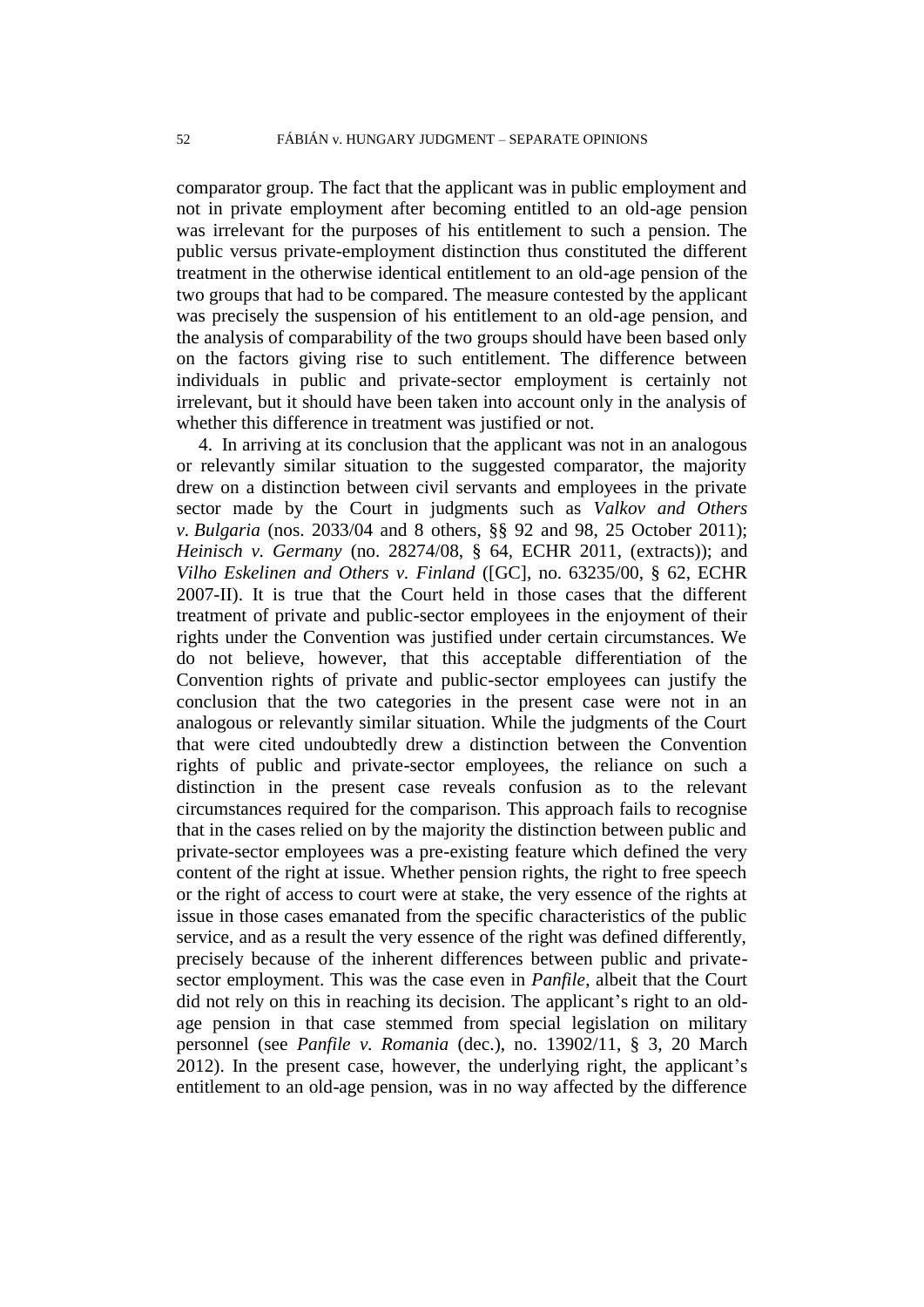comparator group. The fact that the applicant was in public employment and not in private employment after becoming entitled to an old-age pension was irrelevant for the purposes of his entitlement to such a pension. The public versus private-employment distinction thus constituted the different treatment in the otherwise identical entitlement to an old-age pension of the two groups that had to be compared. The measure contested by the applicant was precisely the suspension of his entitlement to an old-age pension, and the analysis of comparability of the two groups should have been based only on the factors giving rise to such entitlement. The difference between individuals in public and private-sector employment is certainly not irrelevant, but it should have been taken into account only in the analysis of whether this difference in treatment was justified or not.

4. In arriving at its conclusion that the applicant was not in an analogous or relevantly similar situation to the suggested comparator, the majority drew on a distinction between civil servants and employees in the private sector made by the Court in judgments such as *Valkov and Others v. Bulgaria* (nos. 2033/04 and 8 others, §§ 92 and 98, 25 October 2011); *Heinisch v. Germany* (no. 28274/08, § 64, ECHR 2011, (extracts)); and *Vilho Eskelinen and Others v. Finland* ([GC], no. 63235/00, § 62, ECHR 2007-II). It is true that the Court held in those cases that the different treatment of private and public-sector employees in the enjoyment of their rights under the Convention was justified under certain circumstances. We do not believe, however, that this acceptable differentiation of the Convention rights of private and public-sector employees can justify the conclusion that the two categories in the present case were not in an analogous or relevantly similar situation. While the judgments of the Court that were cited undoubtedly drew a distinction between the Convention rights of public and private-sector employees, the reliance on such a distinction in the present case reveals confusion as to the relevant circumstances required for the comparison. This approach fails to recognise that in the cases relied on by the majority the distinction between public and private-sector employees was a pre-existing feature which defined the very content of the right at issue. Whether pension rights, the right to free speech or the right of access to court were at stake, the very essence of the rights at issue in those cases emanated from the specific characteristics of the public service, and as a result the very essence of the right was defined differently, precisely because of the inherent differences between public and private-sector employment. This was the case even in *Panfile*, albeit that the Court did not rely on this in reaching its decision. The applicant's right to an old-age pension in that case stemmed from special legislation on military personnel (see *Panfile v. Romania* (dec.), no. 13902/11, § 3, 20 March 2012). In the present case, however, the underlying right, the applicant's entitlement to an old-age pension, was in no way affected by the difference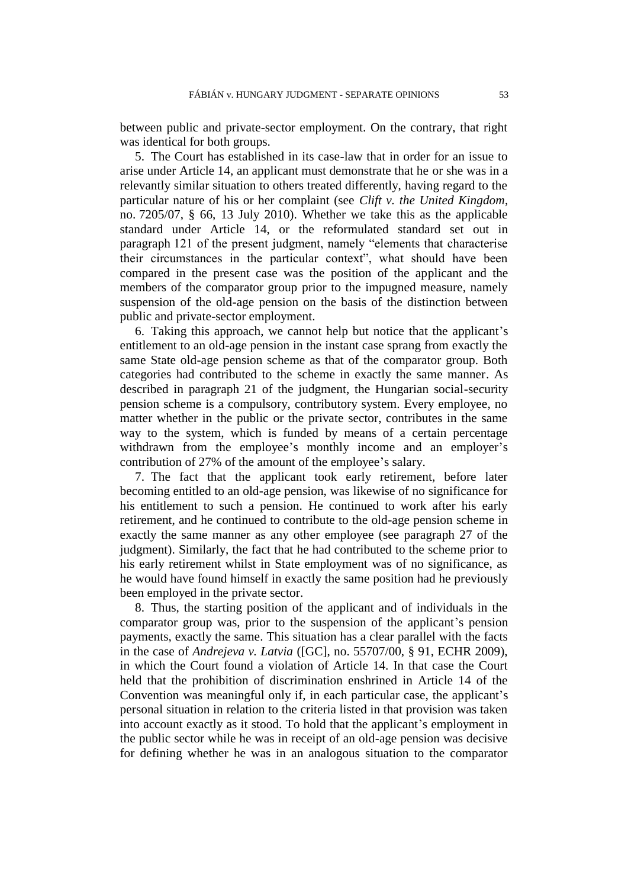between public and private-sector employment. On the contrary, that right was identical for both groups.

5. The Court has established in its case-law that in order for an issue to arise under Article 14, an applicant must demonstrate that he or she was in a relevantly similar situation to others treated differently, having regard to the particular nature of his or her complaint (see *Clift v. the United Kingdom*, no. 7205/07, § 66, 13 July 2010). Whether we take this as the applicable standard under Article 14, or the reformulated standard set out in paragraph 121 of the present judgment, namely "elements that characterise their circumstances in the particular context", what should have been compared in the present case was the position of the applicant and the members of the comparator group prior to the impugned measure, namely suspension of the old-age pension on the basis of the distinction between public and private-sector employment.

6. Taking this approach, we cannot help but notice that the applicant's entitlement to an old-age pension in the instant case sprang from exactly the same State old-age pension scheme as that of the comparator group. Both categories had contributed to the scheme in exactly the same manner. As described in paragraph 21 of the judgment, the Hungarian social-security pension scheme is a compulsory, contributory system. Every employee, no matter whether in the public or the private sector, contributes in the same way to the system, which is funded by means of a certain percentage withdrawn from the employee's monthly income and an employer's contribution of 27% of the amount of the employee's salary.

7. The fact that the applicant took early retirement, before later becoming entitled to an old-age pension, was likewise of no significance for his entitlement to such a pension. He continued to work after his early retirement, and he continued to contribute to the old-age pension scheme in exactly the same manner as any other employee (see paragraph 27 of the judgment). Similarly, the fact that he had contributed to the scheme prior to his early retirement whilst in State employment was of no significance, as he would have found himself in exactly the same position had he previously been employed in the private sector.

8. Thus, the starting position of the applicant and of individuals in the comparator group was, prior to the suspension of the applicant's pension payments, exactly the same. This situation has a clear parallel with the facts in the case of *Andrejeva v. Latvia* ([GC], no. 55707/00, § 91, ECHR 2009), in which the Court found a violation of Article 14. In that case the Court held that the prohibition of discrimination enshrined in Article 14 of the Convention was meaningful only if, in each particular case, the applicant's personal situation in relation to the criteria listed in that provision was taken into account exactly as it stood. To hold that the applicant's employment in the public sector while he was in receipt of an old-age pension was decisive for defining whether he was in an analogous situation to the comparator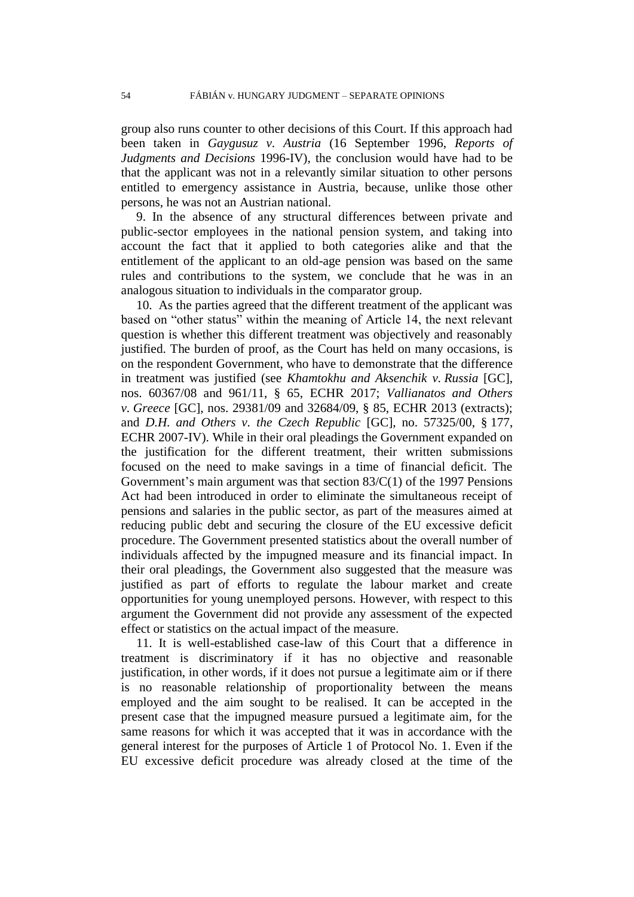group also runs counter to other decisions of this Court. If this approach had been taken in *Gaygusuz v. Austria* (16 September 1996, *Reports of Judgments and Decisions* 1996-IV), the conclusion would have had to be that the applicant was not in a relevantly similar situation to other persons entitled to emergency assistance in Austria, because, unlike those other persons, he was not an Austrian national.

9. In the absence of any structural differences between private and public-sector employees in the national pension system, and taking into account the fact that it applied to both categories alike and that the entitlement of the applicant to an old-age pension was based on the same rules and contributions to the system, we conclude that he was in an analogous situation to individuals in the comparator group.

10. As the parties agreed that the different treatment of the applicant was based on "other status" within the meaning of Article 14, the next relevant question is whether this different treatment was objectively and reasonably justified. The burden of proof, as the Court has held on many occasions, is on the respondent Government, who have to demonstrate that the difference in treatment was justified (see *Khamtokhu and Aksenchik v. Russia* [GC], nos. 60367/08 and 961/11, § 65, ECHR 2017; *Vallianatos and Others v. Greece* [GC], nos. 29381/09 and 32684/09, § 85, ECHR 2013 (extracts); and *D.H. and Others v. the Czech Republic* [GC], no. 57325/00, § 177, ECHR 2007-IV). While in their oral pleadings the Government expanded on the justification for the different treatment, their written submissions focused on the need to make savings in a time of financial deficit. The Government's main argument was that section 83/C(1) of the 1997 Pensions Act had been introduced in order to eliminate the simultaneous receipt of pensions and salaries in the public sector, as part of the measures aimed at reducing public debt and securing the closure of the EU excessive deficit procedure. The Government presented statistics about the overall number of individuals affected by the impugned measure and its financial impact. In their oral pleadings, the Government also suggested that the measure was justified as part of efforts to regulate the labour market and create opportunities for young unemployed persons. However, with respect to this argument the Government did not provide any assessment of the expected effect or statistics on the actual impact of the measure.

11. It is well-established case-law of this Court that a difference in treatment is discriminatory if it has no objective and reasonable justification, in other words, if it does not pursue a legitimate aim or if there is no reasonable relationship of proportionality between the means employed and the aim sought to be realised. It can be accepted in the present case that the impugned measure pursued a legitimate aim, for the same reasons for which it was accepted that it was in accordance with the general interest for the purposes of Article 1 of Protocol No. 1. Even if the EU excessive deficit procedure was already closed at the time of the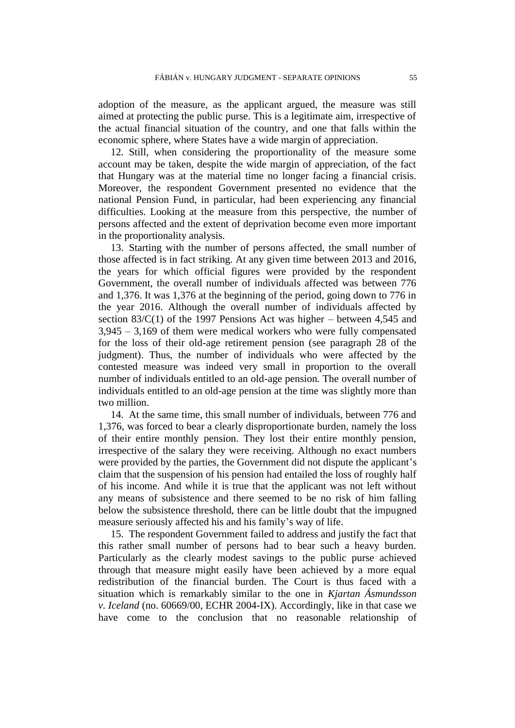adoption of the measure, as the applicant argued, the measure was still aimed at protecting the public purse. This is a legitimate aim, irrespective of the actual financial situation of the country, and one that falls within the economic sphere, where States have a wide margin of appreciation.

12. Still, when considering the proportionality of the measure some account may be taken, despite the wide margin of appreciation, of the fact that Hungary was at the material time no longer facing a financial crisis. Moreover, the respondent Government presented no evidence that the national Pension Fund, in particular, had been experiencing any financial difficulties. Looking at the measure from this perspective, the number of persons affected and the extent of deprivation become even more important in the proportionality analysis.

13. Starting with the number of persons affected, the small number of those affected is in fact striking. At any given time between 2013 and 2016, the years for which official figures were provided by the respondent Government, the overall number of individuals affected was between 776 and 1,376. It was 1,376 at the beginning of the period, going down to 776 in the year 2016. Although the overall number of individuals affected by section 83/C(1) of the 1997 Pensions Act was higher – between 4,545 and 3,945 – 3,169 of them were medical workers who were fully compensated for the loss of their old-age retirement pension (see paragraph 28 of the judgment). Thus, the number of individuals who were affected by the contested measure was indeed very small in proportion to the overall number of individuals entitled to an old-age pension. The overall number of individuals entitled to an old-age pension at the time was slightly more than two million.

14. At the same time, this small number of individuals, between 776 and 1,376, was forced to bear a clearly disproportionate burden, namely the loss of their entire monthly pension. They lost their entire monthly pension, irrespective of the salary they were receiving. Although no exact numbers were provided by the parties, the Government did not dispute the applicant's claim that the suspension of his pension had entailed the loss of roughly half of his income. And while it is true that the applicant was not left without any means of subsistence and there seemed to be no risk of him falling below the subsistence threshold, there can be little doubt that the impugned measure seriously affected his and his family's way of life.

15. The respondent Government failed to address and justify the fact that this rather small number of persons had to bear such a heavy burden. Particularly as the clearly modest savings to the public purse achieved through that measure might easily have been achieved by a more equal redistribution of the financial burden. The Court is thus faced with a situation which is remarkably similar to the one in *Kjartan Ásmundsson v. Iceland* (no. 60669/00, ECHR 2004-IX). Accordingly, like in that case we have come to the conclusion that no reasonable relationship of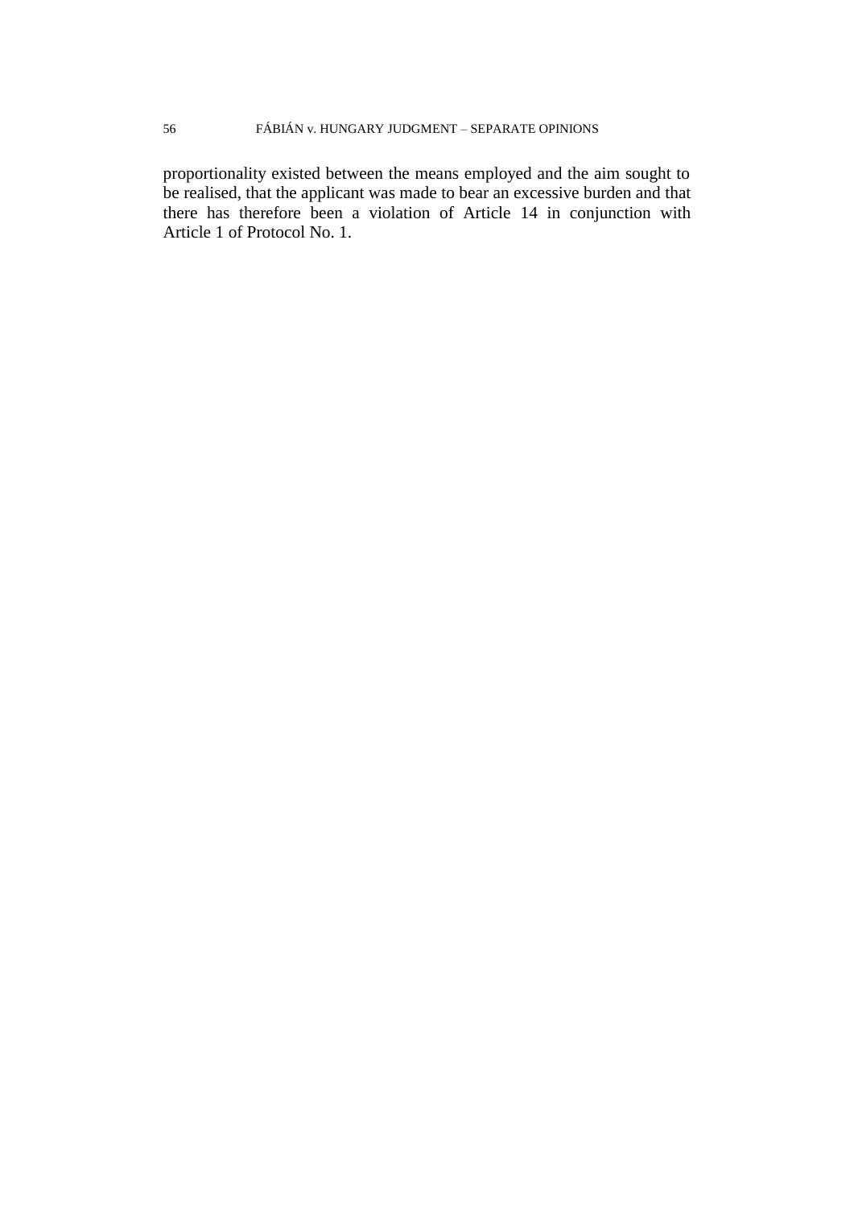proportionality existed between the means employed and the aim sought to be realised, that the applicant was made to bear an excessive burden and that there has therefore been a violation of Article 14 in conjunction with Article 1 of Protocol No. 1.